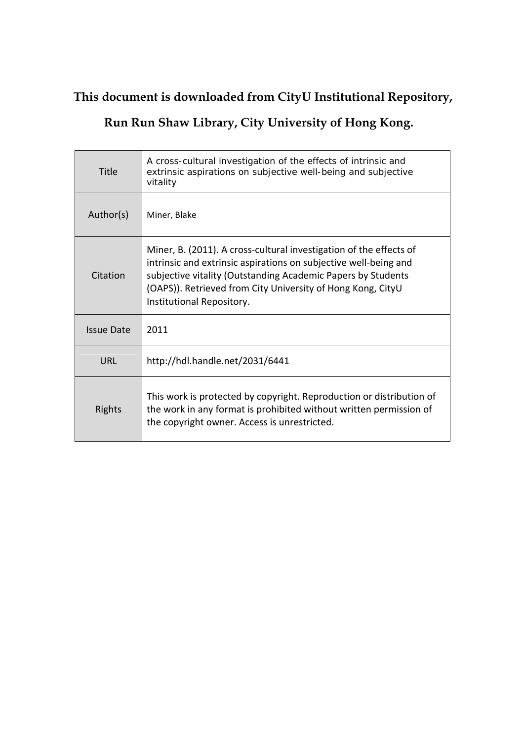**This document is downloaded from CityU Institutional Repository,**

**Run Run Shaw Library, City University of Hong Kong.**

| | |
|---|---|
| Title | A cross-cultural investigation of the effects of intrinsic and extrinsic aspirations on subjective well-being and subjective vitality |
| Author(s) | Miner, Blake |
| Citation | Miner, B. (2011). A cross-cultural investigation of the effects of intrinsic and extrinsic aspirations on subjective well-being and subjective vitality (Outstanding Academic Papers by Students (OAPS)). Retrieved from City University of Hong Kong, CityU Institutional Repository. |
| Issue Date | 2011 |
| URL | http://hdl.handle.net/2031/6441 |
| Rights | This work is protected by copyright. Reproduction or distribution of the work in any format is prohibited without written permission of the copyright owner. Access is unrestricted. |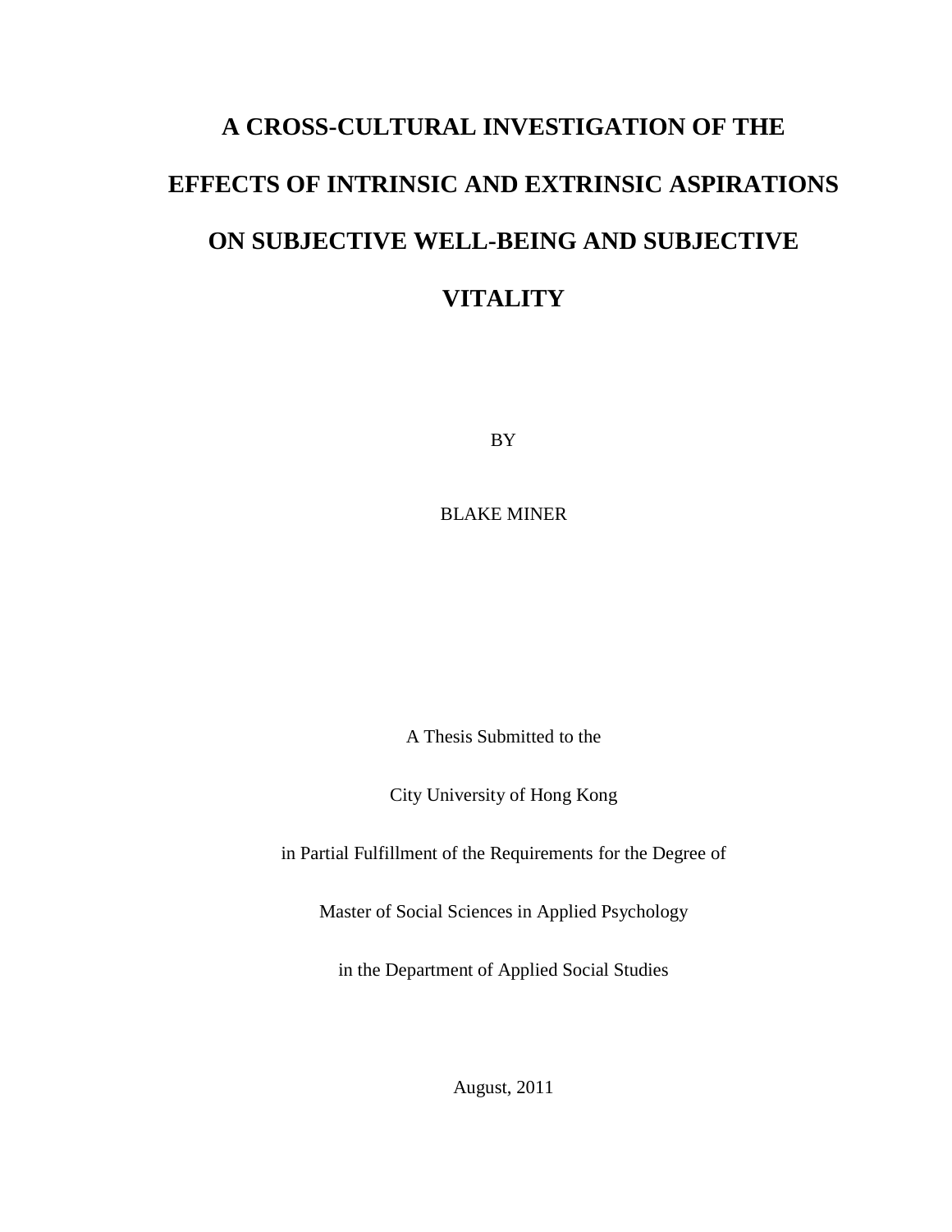# A CROSS-CULTURAL INVESTIGATION OF THE EFFECTS OF INTRINSIC AND EXTRINSIC ASPIRATIONS ON SUBJECTIVE WELL-BEING AND SUBJECTIVE VITALITY

BY

BLAKE MINER

A Thesis Submitted to the

City University of Hong Kong

in Partial Fulfillment of the Requirements for the Degree of

Master of Social Sciences in Applied Psychology

in the Department of Applied Social Studies

August, 2011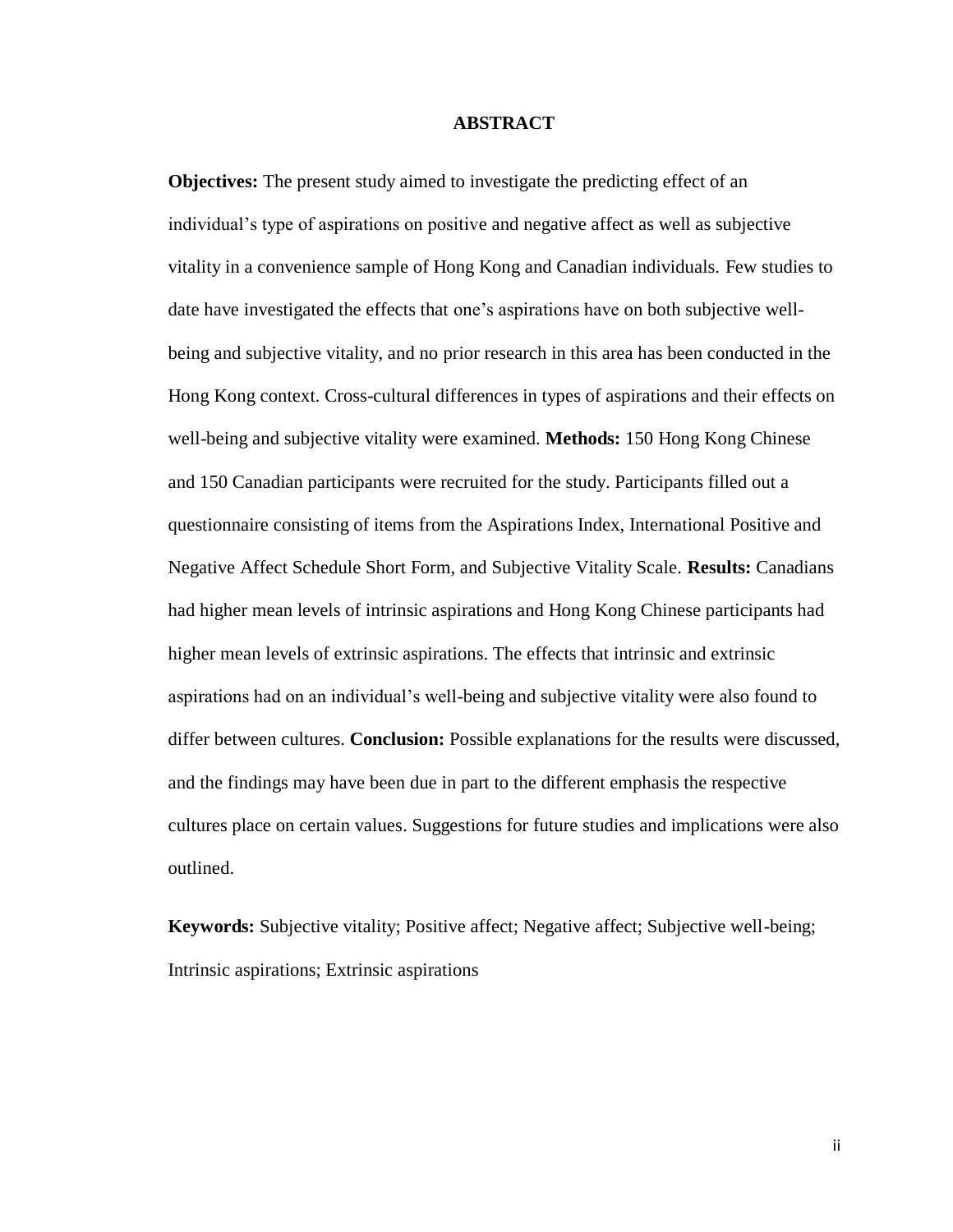# ABSTRACT

**Objectives:** The present study aimed to investigate the predicting effect of an individual's type of aspirations on positive and negative affect as well as subjective vitality in a convenience sample of Hong Kong and Canadian individuals. Few studies to date have investigated the effects that one's aspirations have on both subjective well-being and subjective vitality, and no prior research in this area has been conducted in the Hong Kong context. Cross-cultural differences in types of aspirations and their effects on well-being and subjective vitality were examined. **Methods:** 150 Hong Kong Chinese and 150 Canadian participants were recruited for the study. Participants filled out a questionnaire consisting of items from the Aspirations Index, International Positive and Negative Affect Schedule Short Form, and Subjective Vitality Scale. **Results:** Canadians had higher mean levels of intrinsic aspirations and Hong Kong Chinese participants had higher mean levels of extrinsic aspirations. The effects that intrinsic and extrinsic aspirations had on an individual's well-being and subjective vitality were also found to differ between cultures. **Conclusion:** Possible explanations for the results were discussed, and the findings may have been due in part to the different emphasis the respective cultures place on certain values. Suggestions for future studies and implications were also outlined.

**Keywords:** Subjective vitality; Positive affect; Negative affect; Subjective well-being; Intrinsic aspirations; Extrinsic aspirations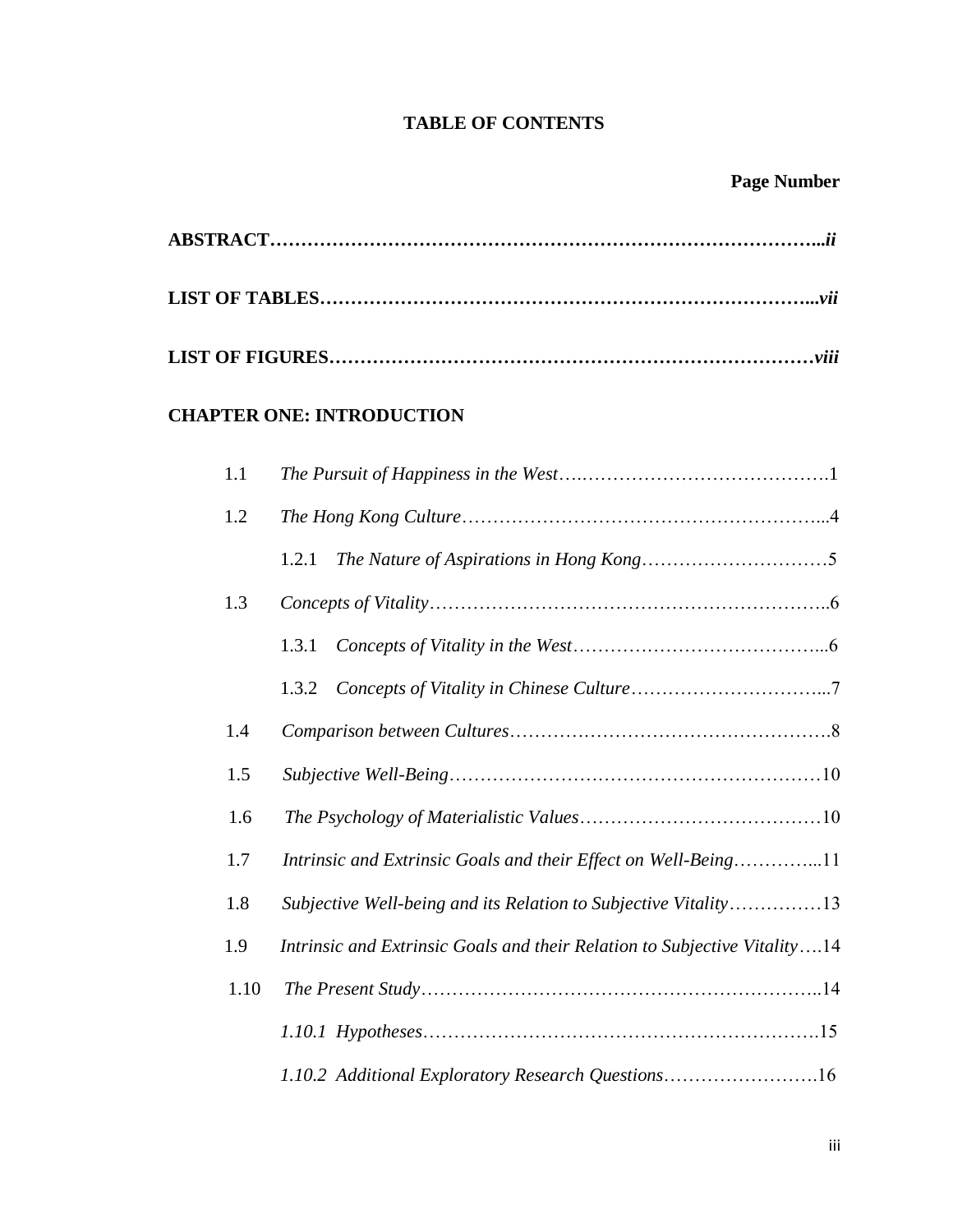# TABLE OF CONTENTS

**Page Number**

**ABSTRACT**……………………………………………………………………………***ii***

**LIST OF TABLES**………………………………………………………………… ***vii***

**LIST OF FIGURES**………………………………………………………………… ***viii***

**CHAPTER ONE: INTRODUCTION**

1.1 *The Pursuit of Happiness in the West*…………………………………….1

1.2 *The Hong Kong Culture*……………………………………………………...4

1.2.1 *The Nature of Aspirations in Hong Kong*…………………………5

1.3 *Concepts of Vitality*…………………………………………………………..6

1.3.1 *Concepts of Vitality in the West*…………………………………...6

1.3.2 *Concepts of Vitality in Chinese Culture*…………………………...7

1.4 *Comparison between Cultures*……………………………………………….8

1.5 *Subjective Well-Being*……………………………………………………10

1.6 *The Psychology of Materialistic Values*…………………………………10

1.7 *Intrinsic and Extrinsic Goals and their Effect on Well-Being*…………...11

1.8 *Subjective Well-being and its Relation to Subjective Vitality*……………13

1.9 *Intrinsic and Extrinsic Goals and their Relation to Subjective Vitality*….14

1.10 *The Present Study*…………………………………………………………..14

*1.10.1 Hypotheses*………………………………………………………….15

*1.10.2 Additional Exploratory Research Questions*…………………….16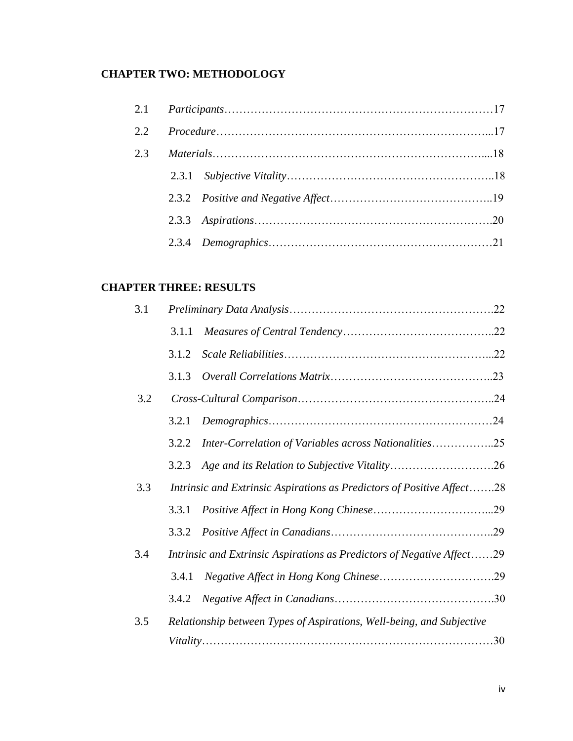**CHAPTER TWO: METHODOLOGY**

2.1 *Participants*……………………………………………………………………17

2.2 *Procedure*……………………………………………………………………...17

2.3 *Materials*…………………………………………………………………....18

  2.3.1 *Subjective Vitality*………………………………………………..18

  2.3.2 *Positive and Negative Affect*……………………………………..19

  2.3.3 *Aspirations*……………………………………………………….20

  2.3.4 *Demographics*……………………………………………………21

**CHAPTER THREE: RESULTS**

3.1 *Preliminary Data Analysis*……………………………………………….22

  3.1.1 *Measures of Central Tendency*…………………………………..22

  3.1.2 *Scale Reliabilities*………………………………………………...22

  3.1.3 *Overall Correlations Matrix*……………………………………..23

3.2 *Cross-Cultural Comparison*……………………………………………..24

  3.2.1 *Demographics*……………………………………………………24

  3.2.2 *Inter-Correlation of Variables across Nationalities*……………..25

  3.2.3 *Age and its Relation to Subjective Vitality*……………………….26

3.3 *Intrinsic and Extrinsic Aspirations as Predictors of Positive Affect*…….28

  3.3.1 *Positive Affect in Hong Kong Chinese*…………………………...29

  3.3.2 *Positive Affect in Canadians*……………………………………..29

3.4 *Intrinsic and Extrinsic Aspirations as Predictors of Negative Affect*……29

  3.4.1 *Negative Affect in Hong Kong Chinese*………………………….29

  3.4.2 *Negative Affect in Canadians*…………………………………….30

3.5 *Relationship between Types of Aspirations, Well-being, and Subjective Vitality*……………………………………………………………………30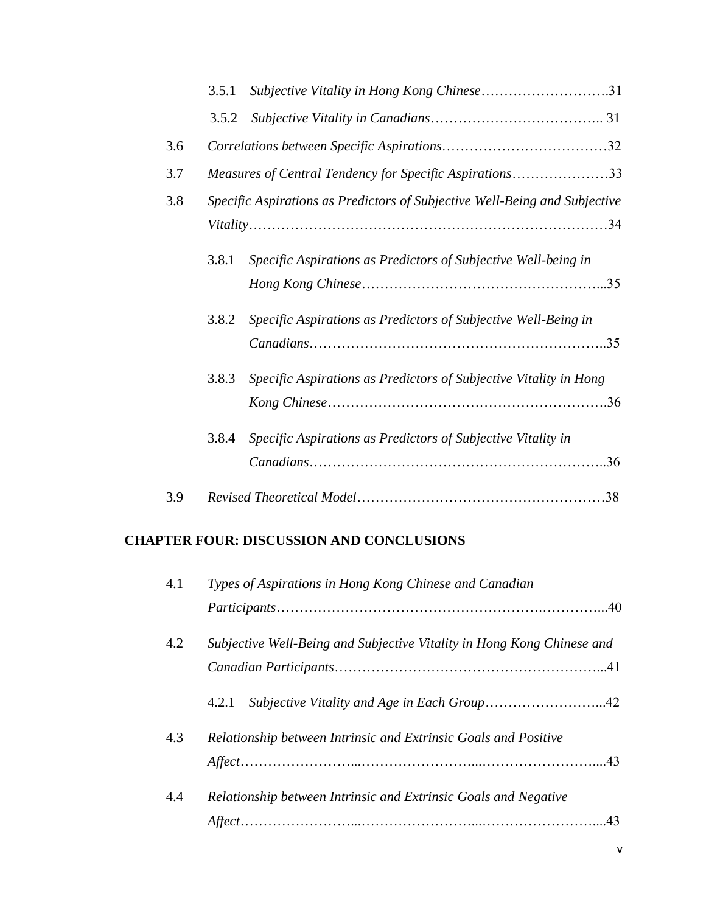3.5.1 *Subjective Vitality in Hong Kong Chinese*……………………….31

3.5.2 *Subjective Vitality in Canadians*……………………………….. 31

3.6 *Correlations between Specific Aspirations*………………………………32

3.7 *Measures of Central Tendency for Specific Aspirations*…………………33

3.8 *Specific Aspirations as Predictors of Subjective Well-Being and Subjective Vitality*…………………………………………………………………34

3.8.1 *Specific Aspirations as Predictors of Subjective Well-being in Hong Kong Chinese*…………………………………………...35

3.8.2 *Specific Aspirations as Predictors of Subjective Well-Being in Canadians*…………………………………………………..35

3.8.3 *Specific Aspirations as Predictors of Subjective Vitality in Hong Kong Chinese*…………………………………………………….36

3.8.4 *Specific Aspirations as Predictors of Subjective Vitality in Canadians*…………………………………………………..36

3.9 *Revised Theoretical Model*……………………………………………38

**CHAPTER FOUR: DISCUSSION AND CONCLUSIONS**

4.1 *Types of Aspirations in Hong Kong Chinese and Canadian Participants*……………………………………………………………...40

4.2 *Subjective Well-Being and Subjective Vitality in Hong Kong Chinese and Canadian Participants*………………………………………………...41

4.2.1 *Subjective Vitality and Age in Each Group*……………………...42

4.3 *Relationship between Intrinsic and Extrinsic Goals and Positive Affect*……………………...……………………...……………………....43

4.4 *Relationship between Intrinsic and Extrinsic Goals and Negative Affect*……………………...……………………...……………………....43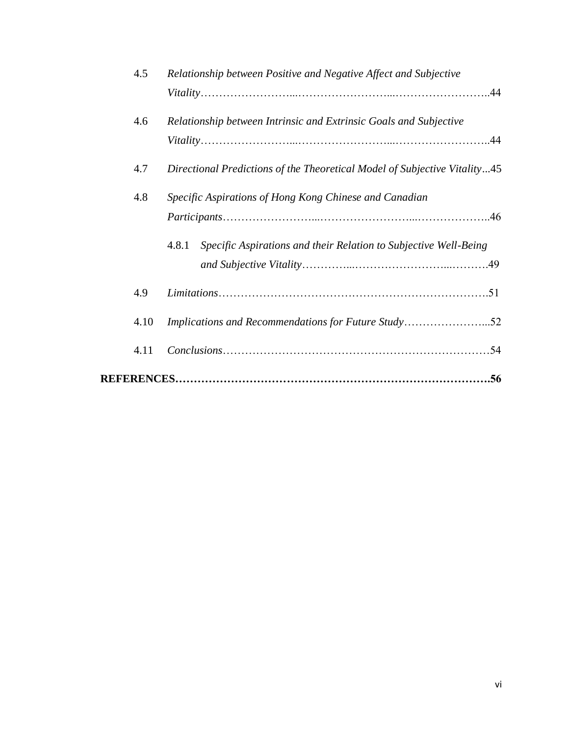4.5 *Relationship between Positive and Negative Affect and Subjective Vitality*……………………...……………………...…………………….44

4.6 *Relationship between Intrinsic and Extrinsic Goals and Subjective Vitality*……………………...……………………...…………………….44

4.7 *Directional Predictions of the Theoretical Model of Subjective Vitality*...45

4.8 *Specific Aspirations of Hong Kong Chinese and Canadian Participants*……………………...……………………...……………….46

 4.8.1 *Specific Aspirations and their Relation to Subjective Well-Being and Subjective Vitality*…………...……………………...……….49

4.9 *Limitations*………………………………………………………………..51

4.10 *Implications and Recommendations for Future Study*…………………...52

4.11 *Conclusions*………………………………………………………………54

**REFERENCES………………………………………………………………………….56**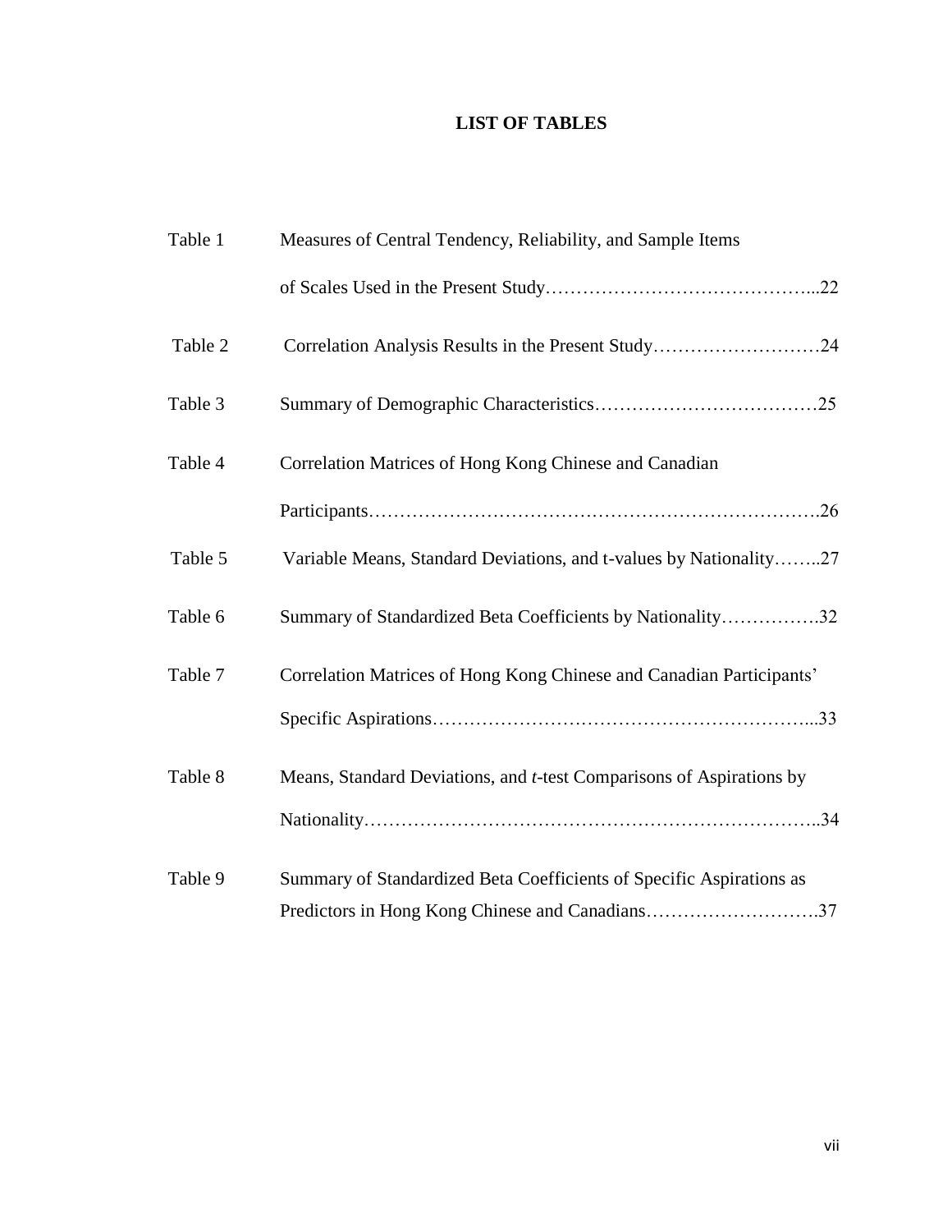# LIST OF TABLES

| | | |
|---|---|---|
| Table 1 | Measures of Central Tendency, Reliability, and Sample Items of Scales Used in the Present Study | 22 |
| Table 2 | Correlation Analysis Results in the Present Study | 24 |
| Table 3 | Summary of Demographic Characteristics | 25 |
| Table 4 | Correlation Matrices of Hong Kong Chinese and Canadian Participants | 26 |
| Table 5 | Variable Means, Standard Deviations, and t-values by Nationality | 27 |
| Table 6 | Summary of Standardized Beta Coefficients by Nationality | 32 |
| Table 7 | Correlation Matrices of Hong Kong Chinese and Canadian Participants' Specific Aspirations | 33 |
| Table 8 | Means, Standard Deviations, and *t*-test Comparisons of Aspirations by Nationality | 34 |
| Table 9 | Summary of Standardized Beta Coefficients of Specific Aspirations as Predictors in Hong Kong Chinese and Canadians | 37 |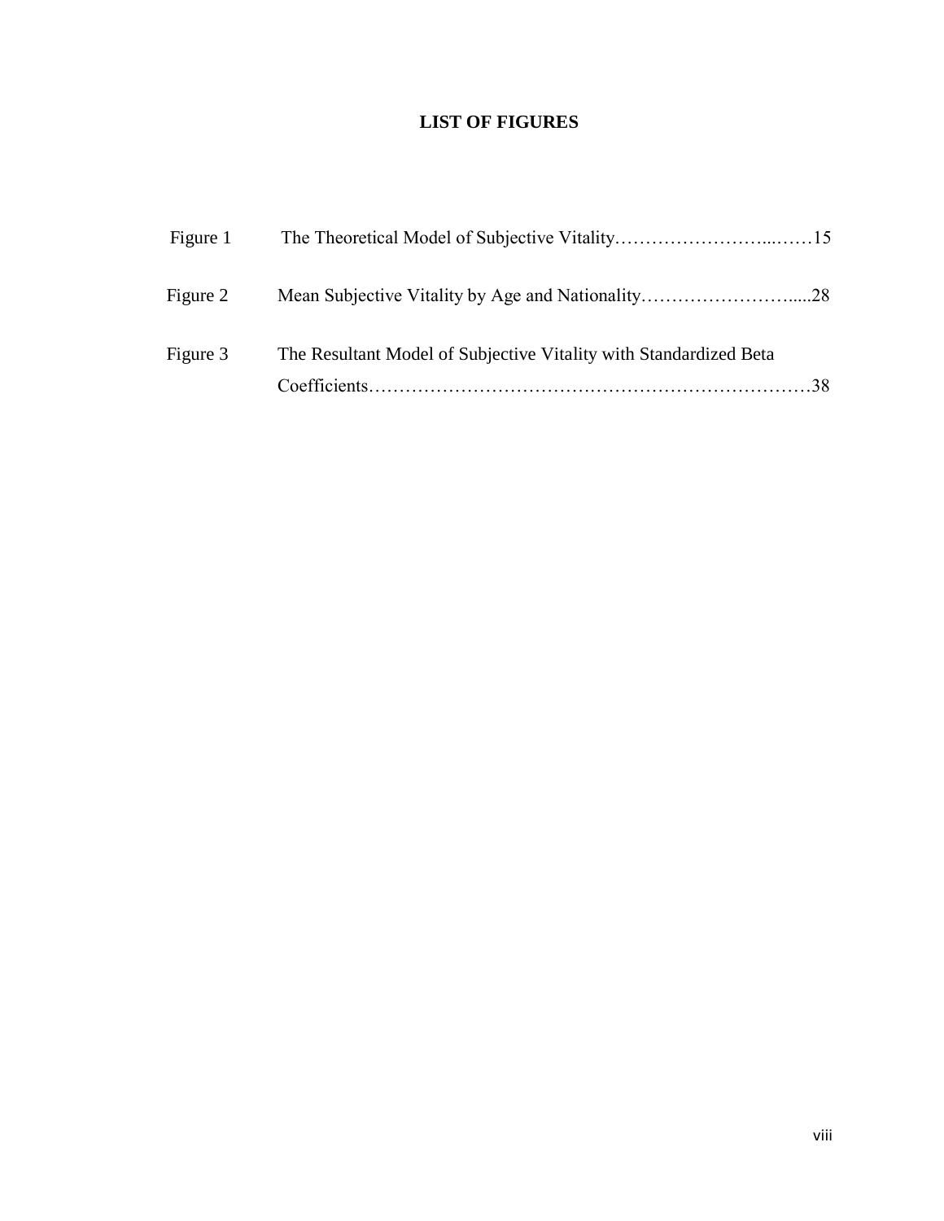## LIST OF FIGURES

Figure 1 The Theoretical Model of Subjective Vitality……………………...……15

Figure 2 Mean Subjective Vitality by Age and Nationality……………………......28

Figure 3 The Resultant Model of Subjective Vitality with Standardized Beta Coefficients………………………………………………………………38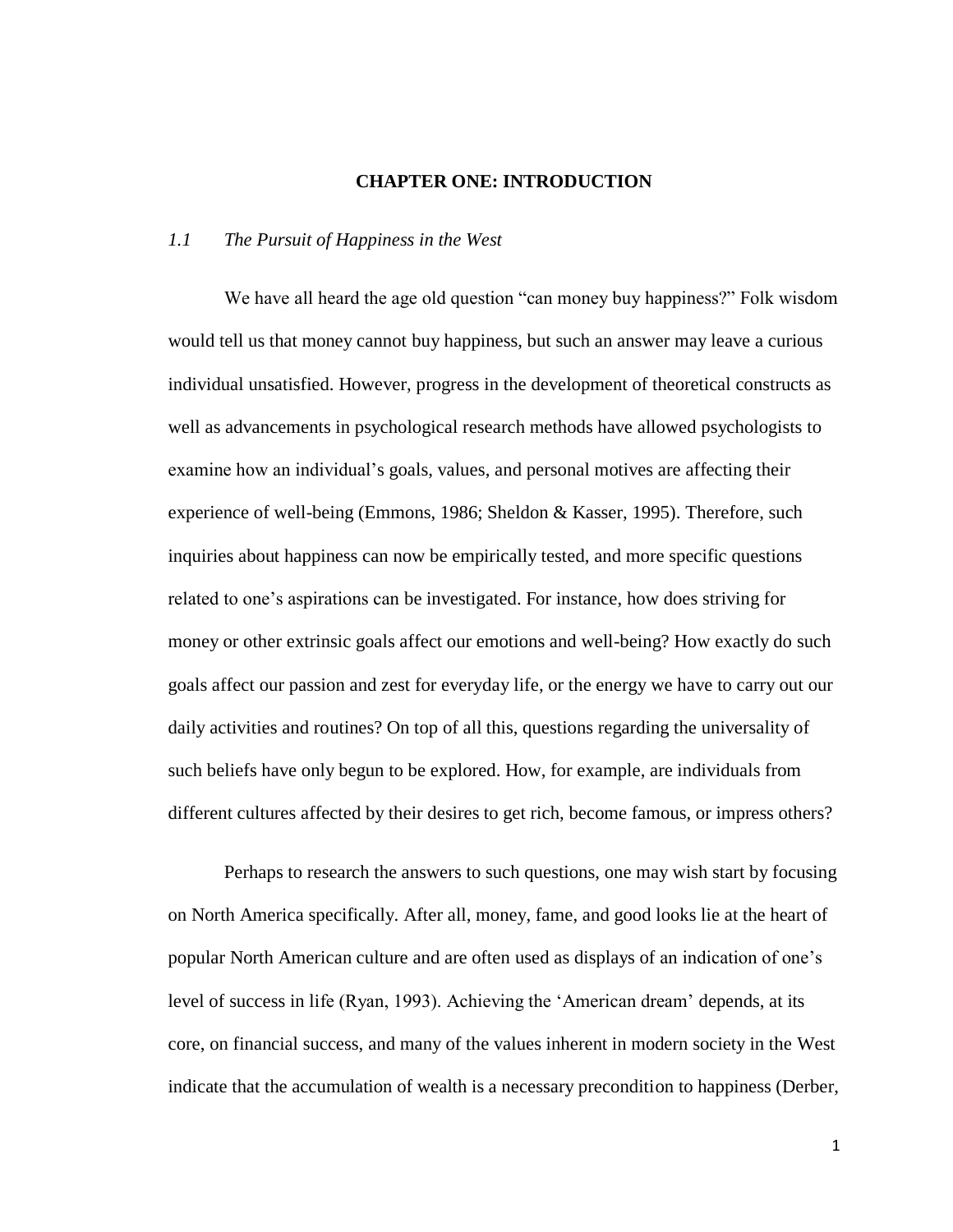# CHAPTER ONE: INTRODUCTION

## *1.1 The Pursuit of Happiness in the West*

We have all heard the age old question “can money buy happiness?” Folk wisdom would tell us that money cannot buy happiness, but such an answer may leave a curious individual unsatisfied. However, progress in the development of theoretical constructs as well as advancements in psychological research methods have allowed psychologists to examine how an individual’s goals, values, and personal motives are affecting their experience of well-being (Emmons, 1986; Sheldon & Kasser, 1995). Therefore, such inquiries about happiness can now be empirically tested, and more specific questions related to one’s aspirations can be investigated. For instance, how does striving for money or other extrinsic goals affect our emotions and well-being? How exactly do such goals affect our passion and zest for everyday life, or the energy we have to carry out our daily activities and routines? On top of all this, questions regarding the universality of such beliefs have only begun to be explored. How, for example, are individuals from different cultures affected by their desires to get rich, become famous, or impress others?

Perhaps to research the answers to such questions, one may wish start by focusing on North America specifically. After all, money, fame, and good looks lie at the heart of popular North American culture and are often used as displays of an indication of one’s level of success in life (Ryan, 1993). Achieving the ‘American dream’ depends, at its core, on financial success, and many of the values inherent in modern society in the West indicate that the accumulation of wealth is a necessary precondition to happiness (Derber,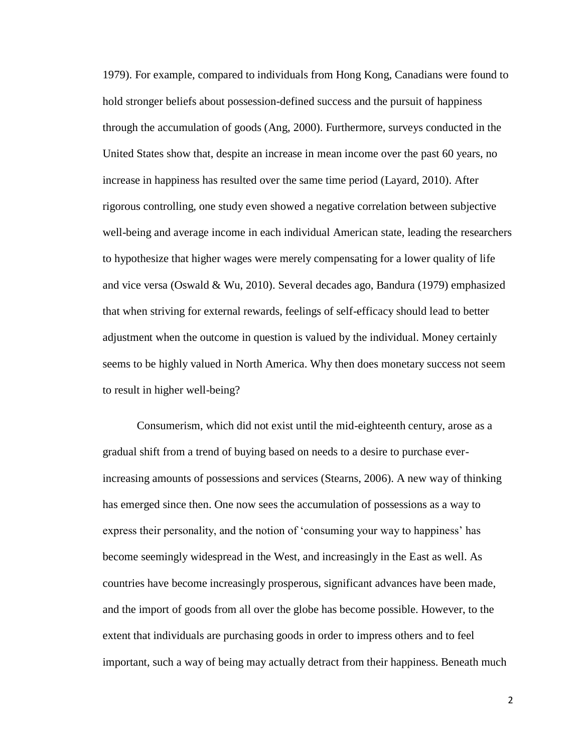1979). For example, compared to individuals from Hong Kong, Canadians were found to hold stronger beliefs about possession-defined success and the pursuit of happiness through the accumulation of goods (Ang, 2000). Furthermore, surveys conducted in the United States show that, despite an increase in mean income over the past 60 years, no increase in happiness has resulted over the same time period (Layard, 2010). After rigorous controlling, one study even showed a negative correlation between subjective well-being and average income in each individual American state, leading the researchers to hypothesize that higher wages were merely compensating for a lower quality of life and vice versa (Oswald & Wu, 2010). Several decades ago, Bandura (1979) emphasized that when striving for external rewards, feelings of self-efficacy should lead to better adjustment when the outcome in question is valued by the individual. Money certainly seems to be highly valued in North America. Why then does monetary success not seem to result in higher well-being?

Consumerism, which did not exist until the mid-eighteenth century, arose as a gradual shift from a trend of buying based on needs to a desire to purchase ever-increasing amounts of possessions and services (Stearns, 2006). A new way of thinking has emerged since then. One now sees the accumulation of possessions as a way to express their personality, and the notion of 'consuming your way to happiness' has become seemingly widespread in the West, and increasingly in the East as well. As countries have become increasingly prosperous, significant advances have been made, and the import of goods from all over the globe has become possible. However, to the extent that individuals are purchasing goods in order to impress others and to feel important, such a way of being may actually detract from their happiness. Beneath much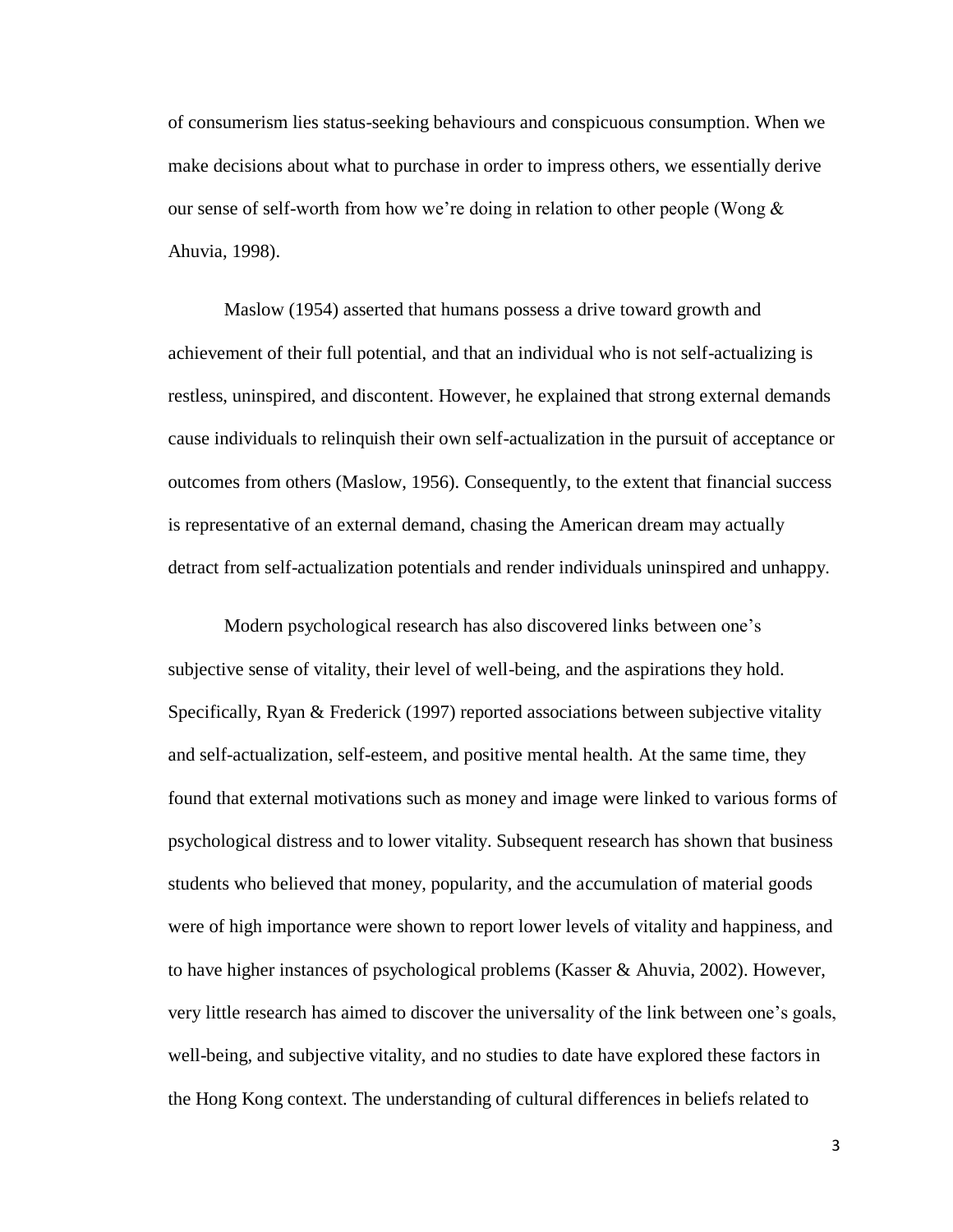of consumerism lies status-seeking behaviours and conspicuous consumption. When we make decisions about what to purchase in order to impress others, we essentially derive our sense of self-worth from how we're doing in relation to other people (Wong & Ahuvia, 1998).

Maslow (1954) asserted that humans possess a drive toward growth and achievement of their full potential, and that an individual who is not self-actualizing is restless, uninspired, and discontent. However, he explained that strong external demands cause individuals to relinquish their own self-actualization in the pursuit of acceptance or outcomes from others (Maslow, 1956). Consequently, to the extent that financial success is representative of an external demand, chasing the American dream may actually detract from self-actualization potentials and render individuals uninspired and unhappy.

Modern psychological research has also discovered links between one's subjective sense of vitality, their level of well-being, and the aspirations they hold. Specifically, Ryan & Frederick (1997) reported associations between subjective vitality and self-actualization, self-esteem, and positive mental health. At the same time, they found that external motivations such as money and image were linked to various forms of psychological distress and to lower vitality. Subsequent research has shown that business students who believed that money, popularity, and the accumulation of material goods were of high importance were shown to report lower levels of vitality and happiness, and to have higher instances of psychological problems (Kasser & Ahuvia, 2002). However, very little research has aimed to discover the universality of the link between one's goals, well-being, and subjective vitality, and no studies to date have explored these factors in the Hong Kong context. The understanding of cultural differences in beliefs related to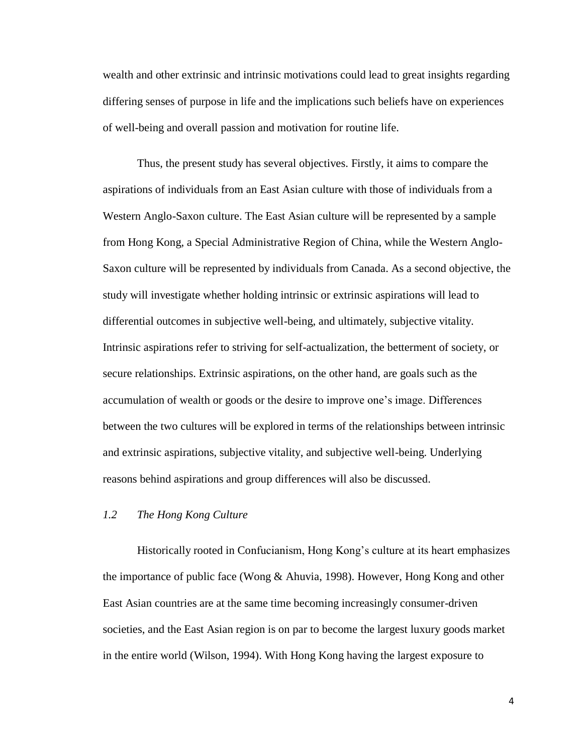wealth and other extrinsic and intrinsic motivations could lead to great insights regarding differing senses of purpose in life and the implications such beliefs have on experiences of well-being and overall passion and motivation for routine life.

Thus, the present study has several objectives. Firstly, it aims to compare the aspirations of individuals from an East Asian culture with those of individuals from a Western Anglo-Saxon culture. The East Asian culture will be represented by a sample from Hong Kong, a Special Administrative Region of China, while the Western Anglo-Saxon culture will be represented by individuals from Canada. As a second objective, the study will investigate whether holding intrinsic or extrinsic aspirations will lead to differential outcomes in subjective well-being, and ultimately, subjective vitality. Intrinsic aspirations refer to striving for self-actualization, the betterment of society, or secure relationships. Extrinsic aspirations, on the other hand, are goals such as the accumulation of wealth or goods or the desire to improve one's image. Differences between the two cultures will be explored in terms of the relationships between intrinsic and extrinsic aspirations, subjective vitality, and subjective well-being. Underlying reasons behind aspirations and group differences will also be discussed.

### *1.2 The Hong Kong Culture*

Historically rooted in Confucianism, Hong Kong's culture at its heart emphasizes the importance of public face (Wong & Ahuvia, 1998). However, Hong Kong and other East Asian countries are at the same time becoming increasingly consumer-driven societies, and the East Asian region is on par to become the largest luxury goods market in the entire world (Wilson, 1994). With Hong Kong having the largest exposure to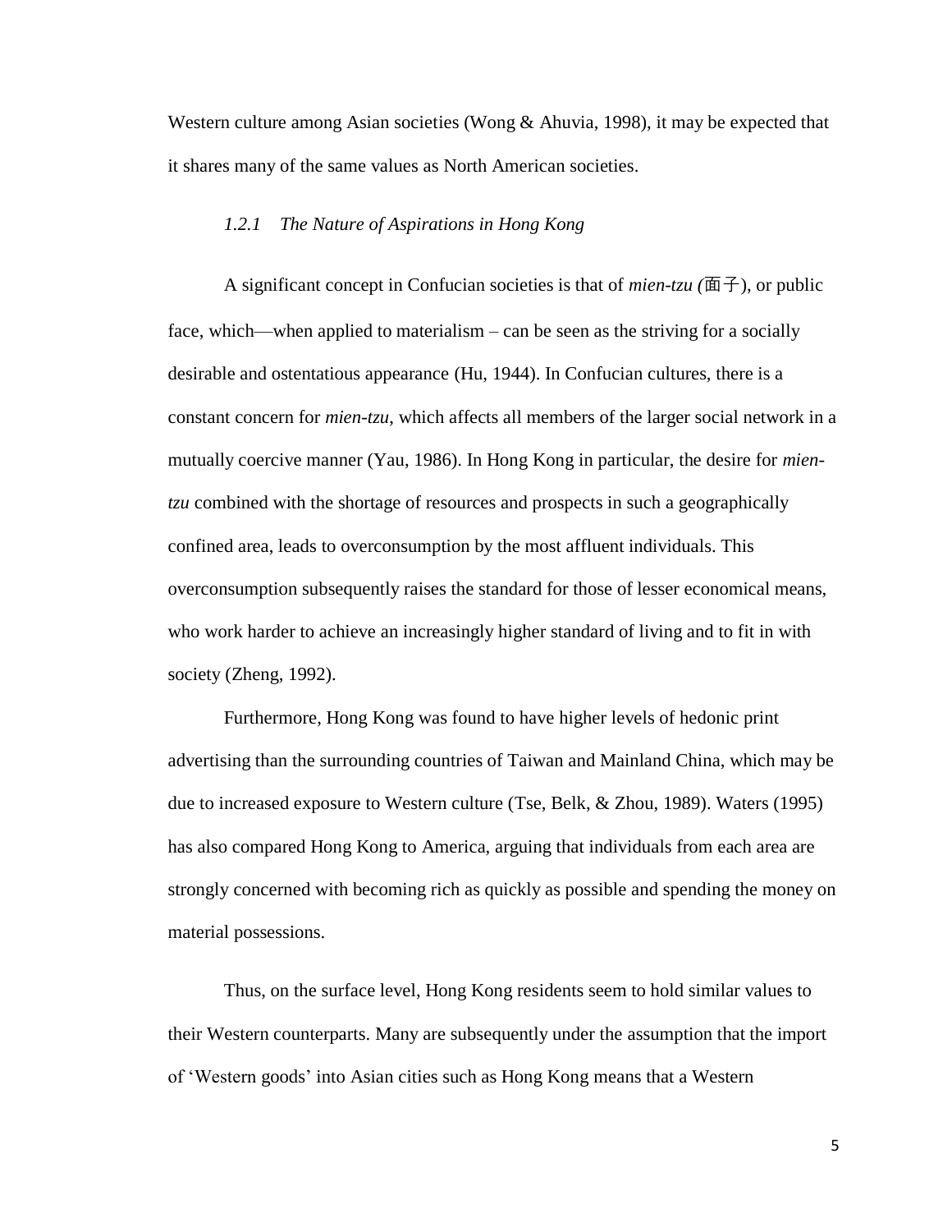Western culture among Asian societies (Wong & Ahuvia, 1998), it may be expected that it shares many of the same values as North American societies.

### *1.2.1 The Nature of Aspirations in Hong Kong*

A significant concept in Confucian societies is that of *mien-tzu (*面子), or public face, which—when applied to materialism – can be seen as the striving for a socially desirable and ostentatious appearance (Hu, 1944). In Confucian cultures, there is a constant concern for *mien-tzu*, which affects all members of the larger social network in a mutually coercive manner (Yau, 1986). In Hong Kong in particular, the desire for *mien-tzu* combined with the shortage of resources and prospects in such a geographically confined area, leads to overconsumption by the most affluent individuals. This overconsumption subsequently raises the standard for those of lesser economical means, who work harder to achieve an increasingly higher standard of living and to fit in with society (Zheng, 1992).

Furthermore, Hong Kong was found to have higher levels of hedonic print advertising than the surrounding countries of Taiwan and Mainland China, which may be due to increased exposure to Western culture (Tse, Belk, & Zhou, 1989). Waters (1995) has also compared Hong Kong to America, arguing that individuals from each area are strongly concerned with becoming rich as quickly as possible and spending the money on material possessions.

Thus, on the surface level, Hong Kong residents seem to hold similar values to their Western counterparts. Many are subsequently under the assumption that the import of 'Western goods' into Asian cities such as Hong Kong means that a Western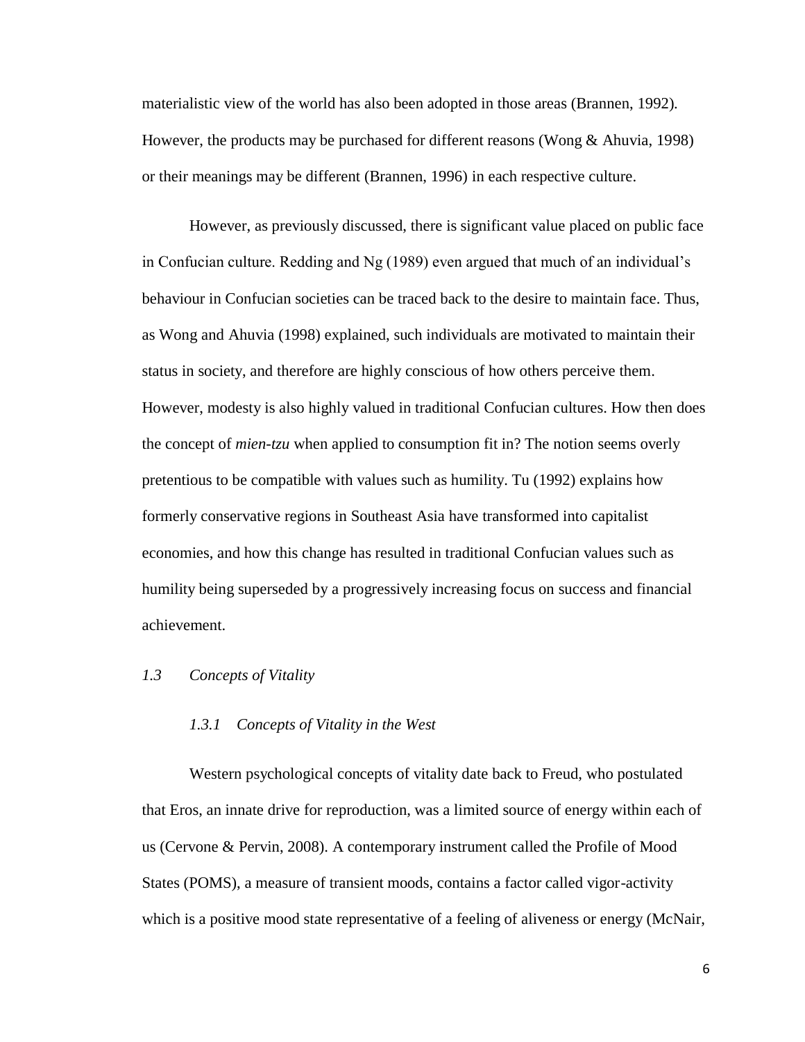materialistic view of the world has also been adopted in those areas (Brannen, 1992). However, the products may be purchased for different reasons (Wong & Ahuvia, 1998) or their meanings may be different (Brannen, 1996) in each respective culture.

However, as previously discussed, there is significant value placed on public face in Confucian culture. Redding and Ng (1989) even argued that much of an individual's behaviour in Confucian societies can be traced back to the desire to maintain face. Thus, as Wong and Ahuvia (1998) explained, such individuals are motivated to maintain their status in society, and therefore are highly conscious of how others perceive them. However, modesty is also highly valued in traditional Confucian cultures. How then does the concept of *mien-tzu* when applied to consumption fit in? The notion seems overly pretentious to be compatible with values such as humility. Tu (1992) explains how formerly conservative regions in Southeast Asia have transformed into capitalist economies, and how this change has resulted in traditional Confucian values such as humility being superseded by a progressively increasing focus on success and financial achievement.

## *1.3 Concepts of Vitality*

### *1.3.1 Concepts of Vitality in the West*

Western psychological concepts of vitality date back to Freud, who postulated that Eros, an innate drive for reproduction, was a limited source of energy within each of us (Cervone & Pervin, 2008). A contemporary instrument called the Profile of Mood States (POMS), a measure of transient moods, contains a factor called vigor-activity which is a positive mood state representative of a feeling of aliveness or energy (McNair,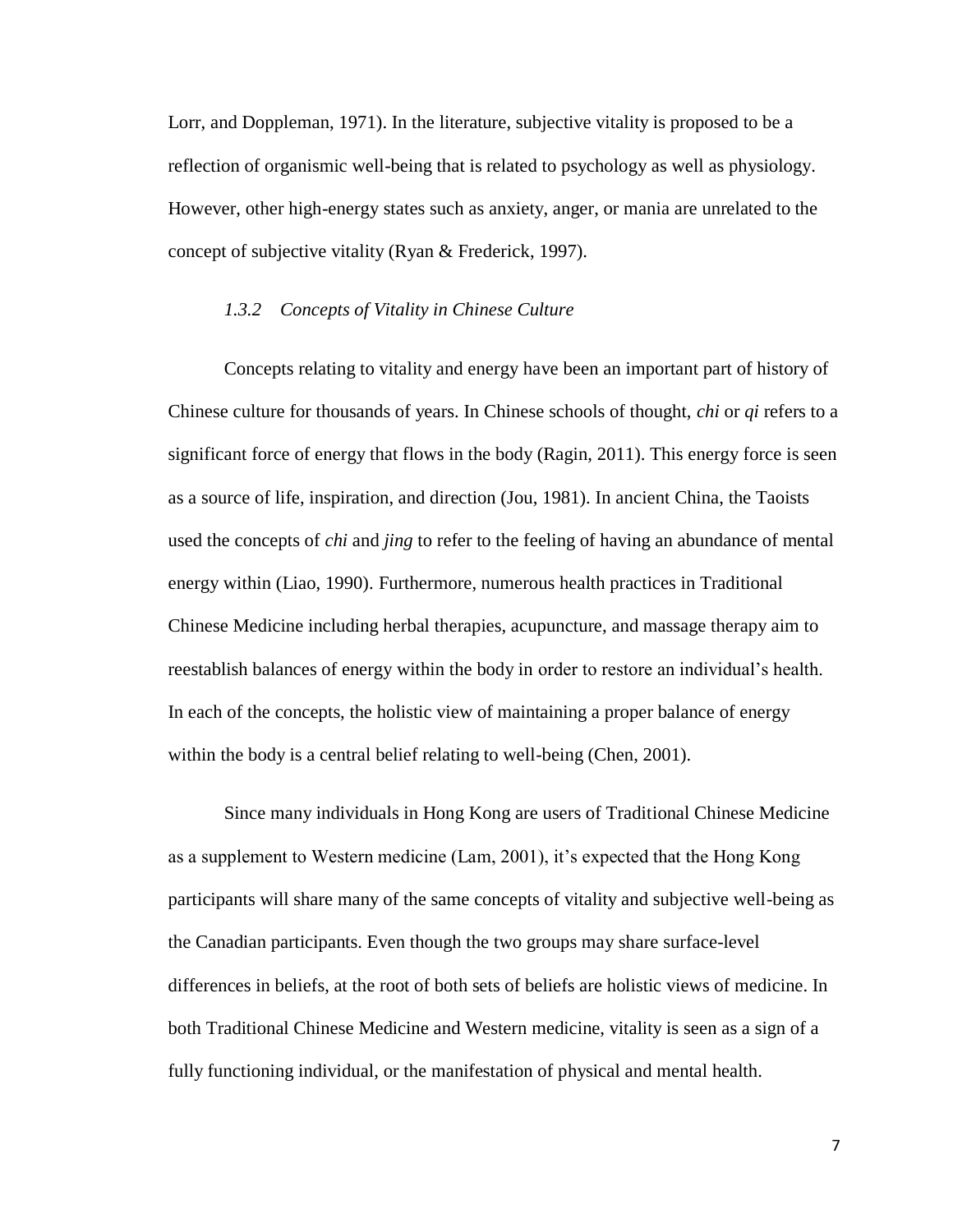Lorr, and Doppleman, 1971). In the literature, subjective vitality is proposed to be a reflection of organismic well-being that is related to psychology as well as physiology. However, other high-energy states such as anxiety, anger, or mania are unrelated to the concept of subjective vitality (Ryan & Frederick, 1997).

### *1.3.2 Concepts of Vitality in Chinese Culture*

Concepts relating to vitality and energy have been an important part of history of Chinese culture for thousands of years. In Chinese schools of thought, *chi* or *qi* refers to a significant force of energy that flows in the body (Ragin, 2011). This energy force is seen as a source of life, inspiration, and direction (Jou, 1981). In ancient China, the Taoists used the concepts of *chi* and *jing* to refer to the feeling of having an abundance of mental energy within (Liao, 1990). Furthermore, numerous health practices in Traditional Chinese Medicine including herbal therapies, acupuncture, and massage therapy aim to reestablish balances of energy within the body in order to restore an individual's health. In each of the concepts, the holistic view of maintaining a proper balance of energy within the body is a central belief relating to well-being (Chen, 2001).

Since many individuals in Hong Kong are users of Traditional Chinese Medicine as a supplement to Western medicine (Lam, 2001), it's expected that the Hong Kong participants will share many of the same concepts of vitality and subjective well-being as the Canadian participants. Even though the two groups may share surface-level differences in beliefs, at the root of both sets of beliefs are holistic views of medicine. In both Traditional Chinese Medicine and Western medicine, vitality is seen as a sign of a fully functioning individual, or the manifestation of physical and mental health.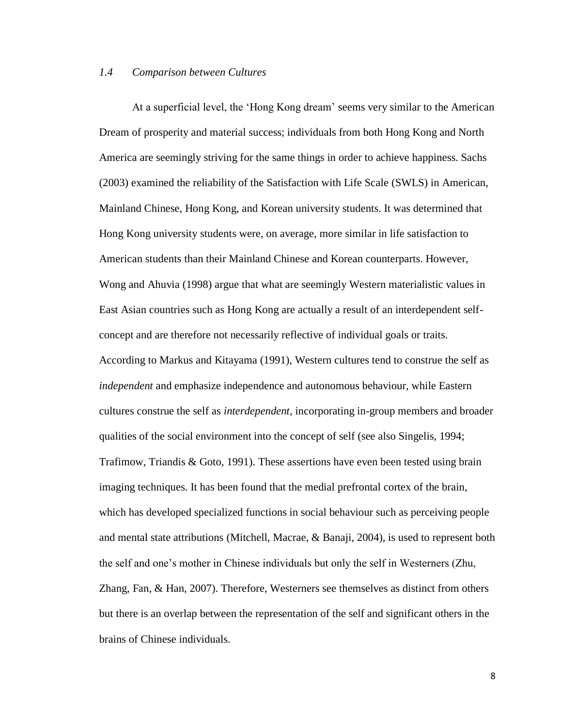### *1.4 Comparison between Cultures*

At a superficial level, the 'Hong Kong dream' seems very similar to the American Dream of prosperity and material success; individuals from both Hong Kong and North America are seemingly striving for the same things in order to achieve happiness. Sachs (2003) examined the reliability of the Satisfaction with Life Scale (SWLS) in American, Mainland Chinese, Hong Kong, and Korean university students. It was determined that Hong Kong university students were, on average, more similar in life satisfaction to American students than their Mainland Chinese and Korean counterparts. However, Wong and Ahuvia (1998) argue that what are seemingly Western materialistic values in East Asian countries such as Hong Kong are actually a result of an interdependent self-concept and are therefore not necessarily reflective of individual goals or traits. According to Markus and Kitayama (1991), Western cultures tend to construe the self as *independent* and emphasize independence and autonomous behaviour, while Eastern cultures construe the self as *interdependent*, incorporating in-group members and broader qualities of the social environment into the concept of self (see also Singelis, 1994; Trafimow, Triandis & Goto, 1991). These assertions have even been tested using brain imaging techniques. It has been found that the medial prefrontal cortex of the brain, which has developed specialized functions in social behaviour such as perceiving people and mental state attributions (Mitchell, Macrae, & Banaji, 2004), is used to represent both the self and one's mother in Chinese individuals but only the self in Westerners (Zhu, Zhang, Fan, & Han, 2007). Therefore, Westerners see themselves as distinct from others but there is an overlap between the representation of the self and significant others in the brains of Chinese individuals.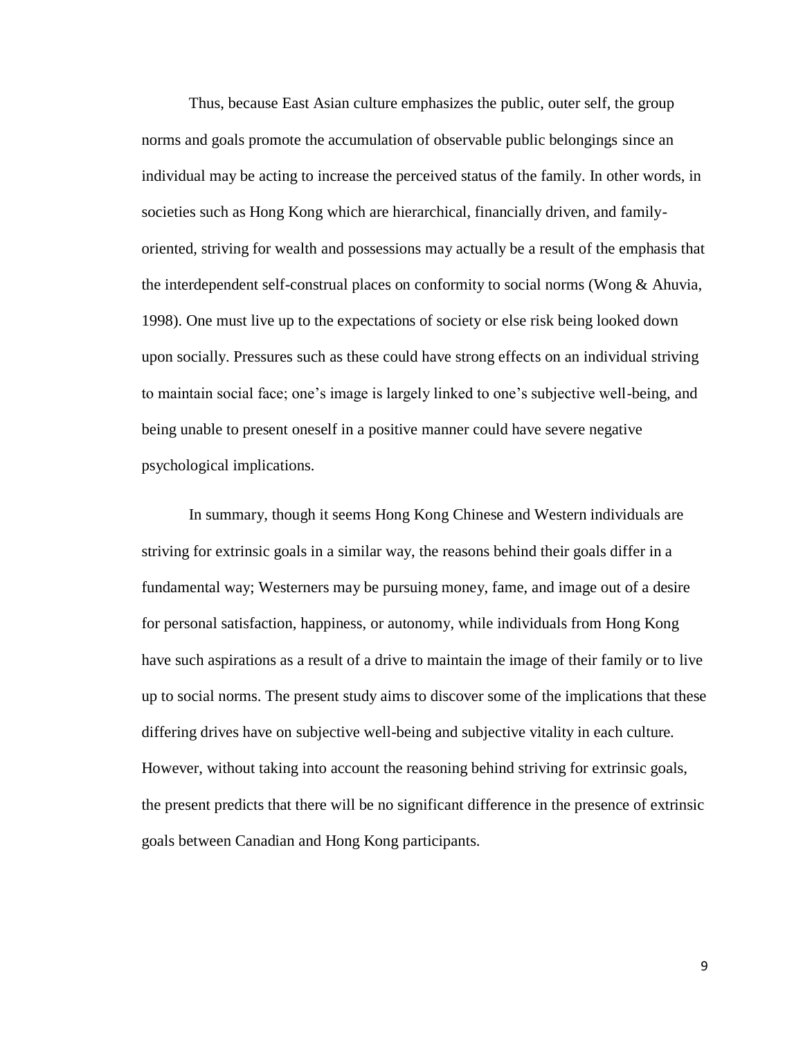Thus, because East Asian culture emphasizes the public, outer self, the group norms and goals promote the accumulation of observable public belongings since an individual may be acting to increase the perceived status of the family. In other words, in societies such as Hong Kong which are hierarchical, financially driven, and family-oriented, striving for wealth and possessions may actually be a result of the emphasis that the interdependent self-construal places on conformity to social norms (Wong & Ahuvia, 1998). One must live up to the expectations of society or else risk being looked down upon socially. Pressures such as these could have strong effects on an individual striving to maintain social face; one's image is largely linked to one's subjective well-being, and being unable to present oneself in a positive manner could have severe negative psychological implications.

In summary, though it seems Hong Kong Chinese and Western individuals are striving for extrinsic goals in a similar way, the reasons behind their goals differ in a fundamental way; Westerners may be pursuing money, fame, and image out of a desire for personal satisfaction, happiness, or autonomy, while individuals from Hong Kong have such aspirations as a result of a drive to maintain the image of their family or to live up to social norms. The present study aims to discover some of the implications that these differing drives have on subjective well-being and subjective vitality in each culture. However, without taking into account the reasoning behind striving for extrinsic goals, the present predicts that there will be no significant difference in the presence of extrinsic goals between Canadian and Hong Kong participants.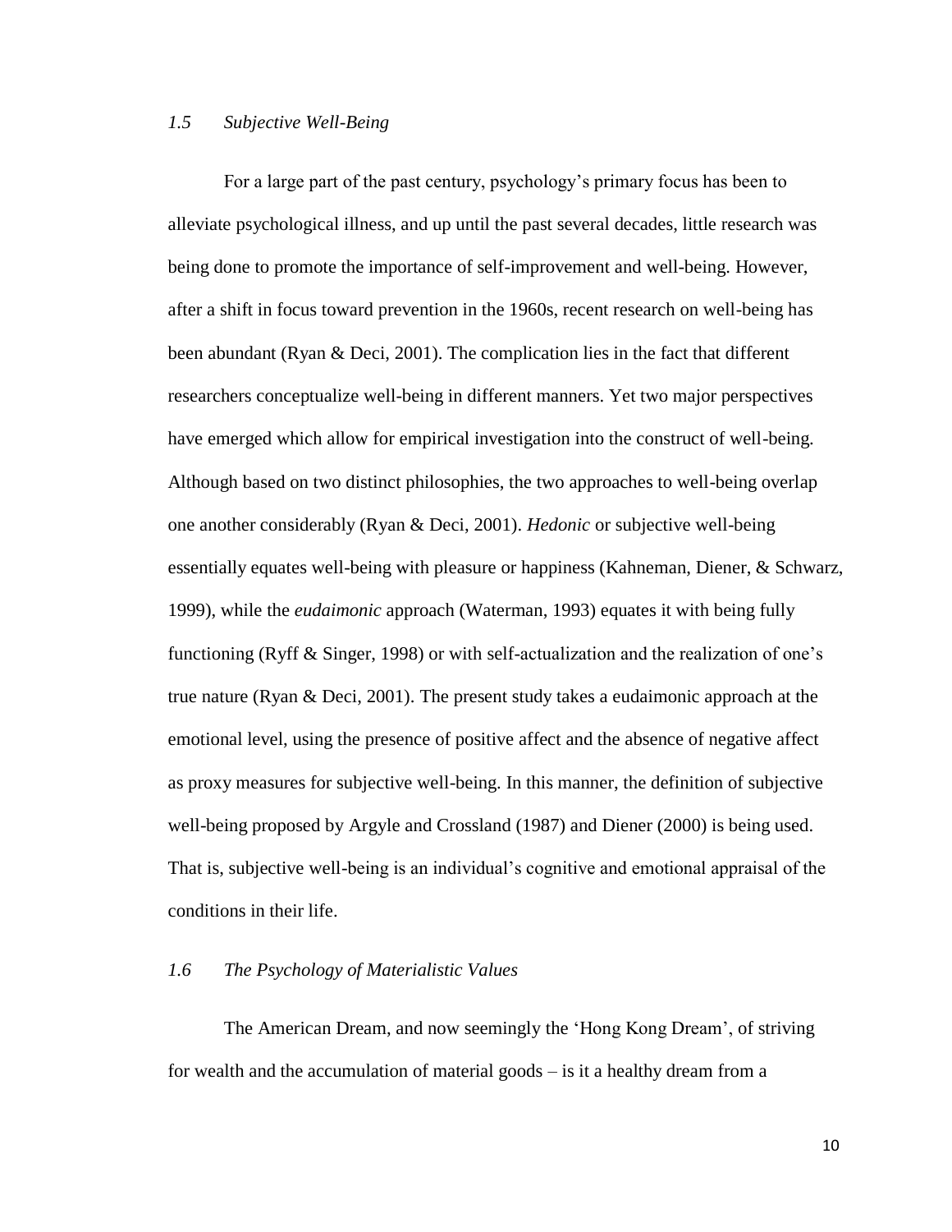### *1.5 Subjective Well-Being*

For a large part of the past century, psychology's primary focus has been to alleviate psychological illness, and up until the past several decades, little research was being done to promote the importance of self-improvement and well-being. However, after a shift in focus toward prevention in the 1960s, recent research on well-being has been abundant (Ryan & Deci, 2001). The complication lies in the fact that different researchers conceptualize well-being in different manners. Yet two major perspectives have emerged which allow for empirical investigation into the construct of well-being. Although based on two distinct philosophies, the two approaches to well-being overlap one another considerably (Ryan & Deci, 2001). *Hedonic* or subjective well-being essentially equates well-being with pleasure or happiness (Kahneman, Diener, & Schwarz, 1999), while the *eudaimonic* approach (Waterman, 1993) equates it with being fully functioning (Ryff & Singer, 1998) or with self-actualization and the realization of one's true nature (Ryan & Deci, 2001). The present study takes a eudaimonic approach at the emotional level, using the presence of positive affect and the absence of negative affect as proxy measures for subjective well-being. In this manner, the definition of subjective well-being proposed by Argyle and Crossland (1987) and Diener (2000) is being used. That is, subjective well-being is an individual's cognitive and emotional appraisal of the conditions in their life.

### *1.6 The Psychology of Materialistic Values*

The American Dream, and now seemingly the 'Hong Kong Dream', of striving for wealth and the accumulation of material goods – is it a healthy dream from a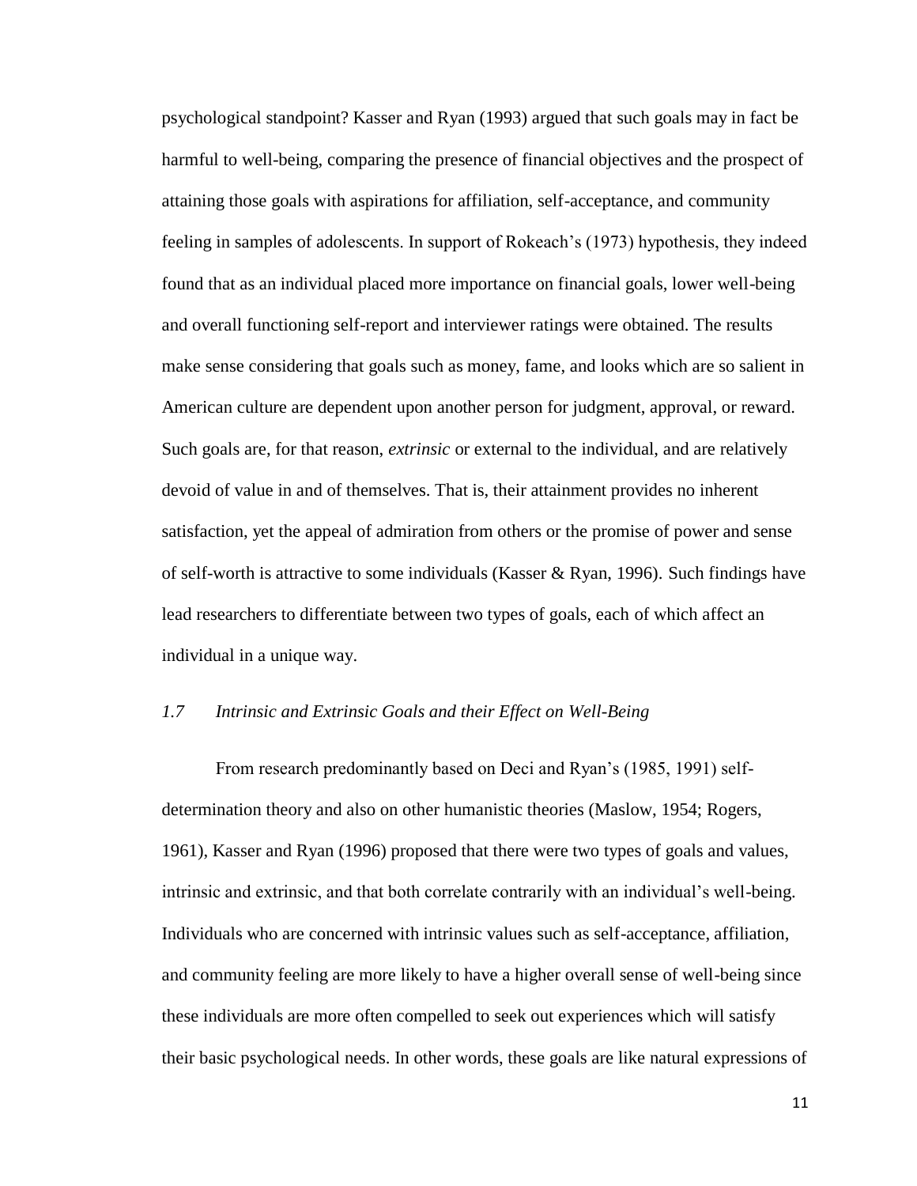psychological standpoint? Kasser and Ryan (1993) argued that such goals may in fact be harmful to well-being, comparing the presence of financial objectives and the prospect of attaining those goals with aspirations for affiliation, self-acceptance, and community feeling in samples of adolescents. In support of Rokeach's (1973) hypothesis, they indeed found that as an individual placed more importance on financial goals, lower well-being and overall functioning self-report and interviewer ratings were obtained. The results make sense considering that goals such as money, fame, and looks which are so salient in American culture are dependent upon another person for judgment, approval, or reward. Such goals are, for that reason, *extrinsic* or external to the individual, and are relatively devoid of value in and of themselves. That is, their attainment provides no inherent satisfaction, yet the appeal of admiration from others or the promise of power and sense of self-worth is attractive to some individuals (Kasser & Ryan, 1996). Such findings have lead researchers to differentiate between two types of goals, each of which affect an individual in a unique way.

### *1.7 Intrinsic and Extrinsic Goals and their Effect on Well-Being*

From research predominantly based on Deci and Ryan's (1985, 1991) self-determination theory and also on other humanistic theories (Maslow, 1954; Rogers, 1961), Kasser and Ryan (1996) proposed that there were two types of goals and values, intrinsic and extrinsic, and that both correlate contrarily with an individual's well-being. Individuals who are concerned with intrinsic values such as self-acceptance, affiliation, and community feeling are more likely to have a higher overall sense of well-being since these individuals are more often compelled to seek out experiences which will satisfy their basic psychological needs. In other words, these goals are like natural expressions of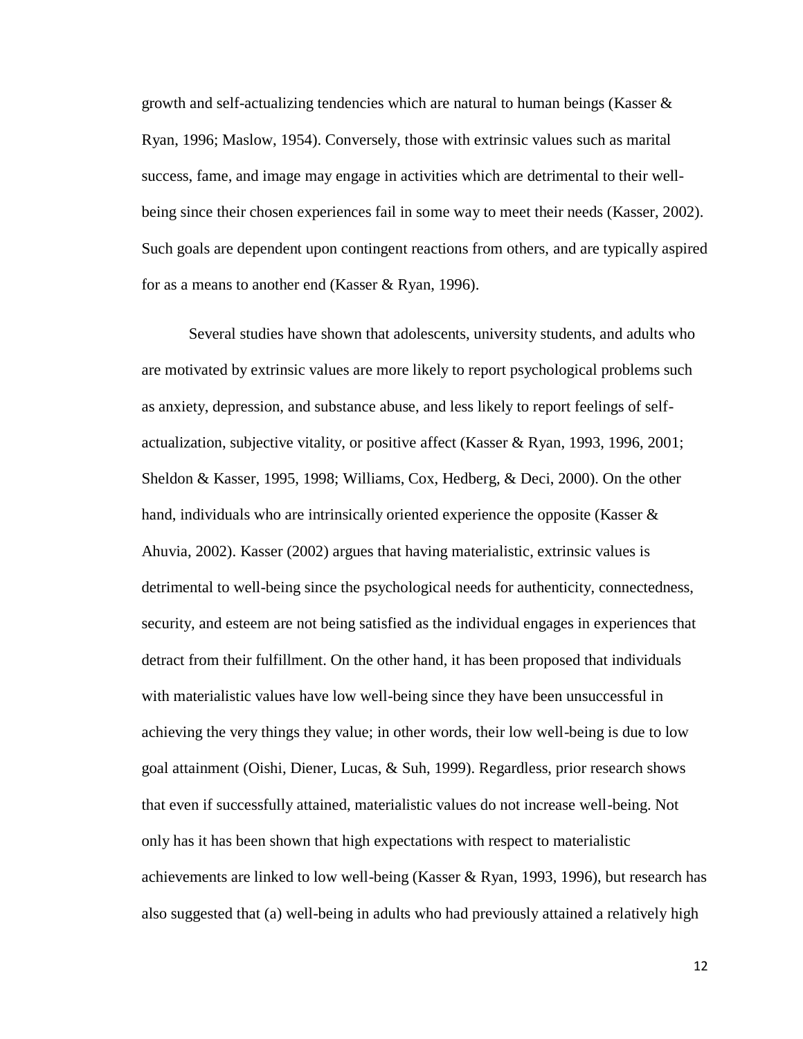growth and self-actualizing tendencies which are natural to human beings (Kasser & Ryan, 1996; Maslow, 1954). Conversely, those with extrinsic values such as marital success, fame, and image may engage in activities which are detrimental to their well-being since their chosen experiences fail in some way to meet their needs (Kasser, 2002). Such goals are dependent upon contingent reactions from others, and are typically aspired for as a means to another end (Kasser & Ryan, 1996).

Several studies have shown that adolescents, university students, and adults who are motivated by extrinsic values are more likely to report psychological problems such as anxiety, depression, and substance abuse, and less likely to report feelings of self-actualization, subjective vitality, or positive affect (Kasser & Ryan, 1993, 1996, 2001; Sheldon & Kasser, 1995, 1998; Williams, Cox, Hedberg, & Deci, 2000). On the other hand, individuals who are intrinsically oriented experience the opposite (Kasser & Ahuvia, 2002). Kasser (2002) argues that having materialistic, extrinsic values is detrimental to well-being since the psychological needs for authenticity, connectedness, security, and esteem are not being satisfied as the individual engages in experiences that detract from their fulfillment. On the other hand, it has been proposed that individuals with materialistic values have low well-being since they have been unsuccessful in achieving the very things they value; in other words, their low well-being is due to low goal attainment (Oishi, Diener, Lucas, & Suh, 1999). Regardless, prior research shows that even if successfully attained, materialistic values do not increase well-being. Not only has it has been shown that high expectations with respect to materialistic achievements are linked to low well-being (Kasser & Ryan, 1993, 1996), but research has also suggested that (a) well-being in adults who had previously attained a relatively high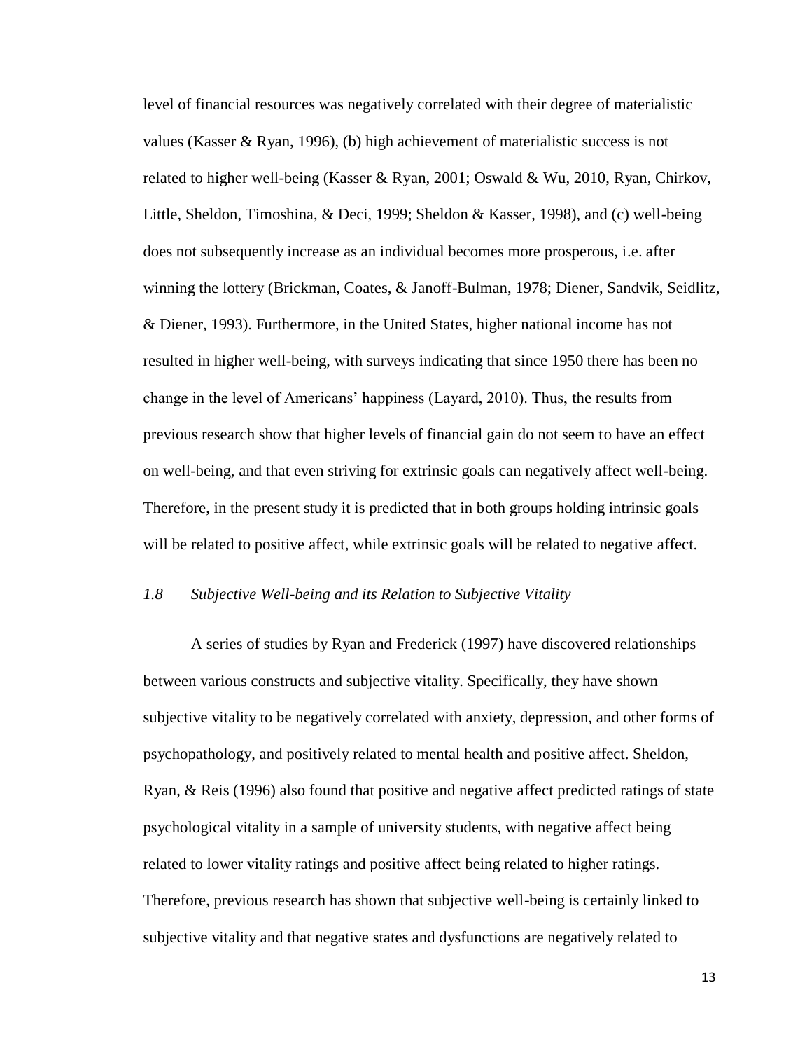level of financial resources was negatively correlated with their degree of materialistic values (Kasser & Ryan, 1996), (b) high achievement of materialistic success is not related to higher well-being (Kasser & Ryan, 2001; Oswald & Wu, 2010, Ryan, Chirkov, Little, Sheldon, Timoshina, & Deci, 1999; Sheldon & Kasser, 1998), and (c) well-being does not subsequently increase as an individual becomes more prosperous, i.e. after winning the lottery (Brickman, Coates, & Janoff-Bulman, 1978; Diener, Sandvik, Seidlitz, & Diener, 1993). Furthermore, in the United States, higher national income has not resulted in higher well-being, with surveys indicating that since 1950 there has been no change in the level of Americans' happiness (Layard, 2010). Thus, the results from previous research show that higher levels of financial gain do not seem to have an effect on well-being, and that even striving for extrinsic goals can negatively affect well-being. Therefore, in the present study it is predicted that in both groups holding intrinsic goals will be related to positive affect, while extrinsic goals will be related to negative affect.

### *1.8 Subjective Well-being and its Relation to Subjective Vitality*

A series of studies by Ryan and Frederick (1997) have discovered relationships between various constructs and subjective vitality. Specifically, they have shown subjective vitality to be negatively correlated with anxiety, depression, and other forms of psychopathology, and positively related to mental health and positive affect. Sheldon, Ryan, & Reis (1996) also found that positive and negative affect predicted ratings of state psychological vitality in a sample of university students, with negative affect being related to lower vitality ratings and positive affect being related to higher ratings. Therefore, previous research has shown that subjective well-being is certainly linked to subjective vitality and that negative states and dysfunctions are negatively related to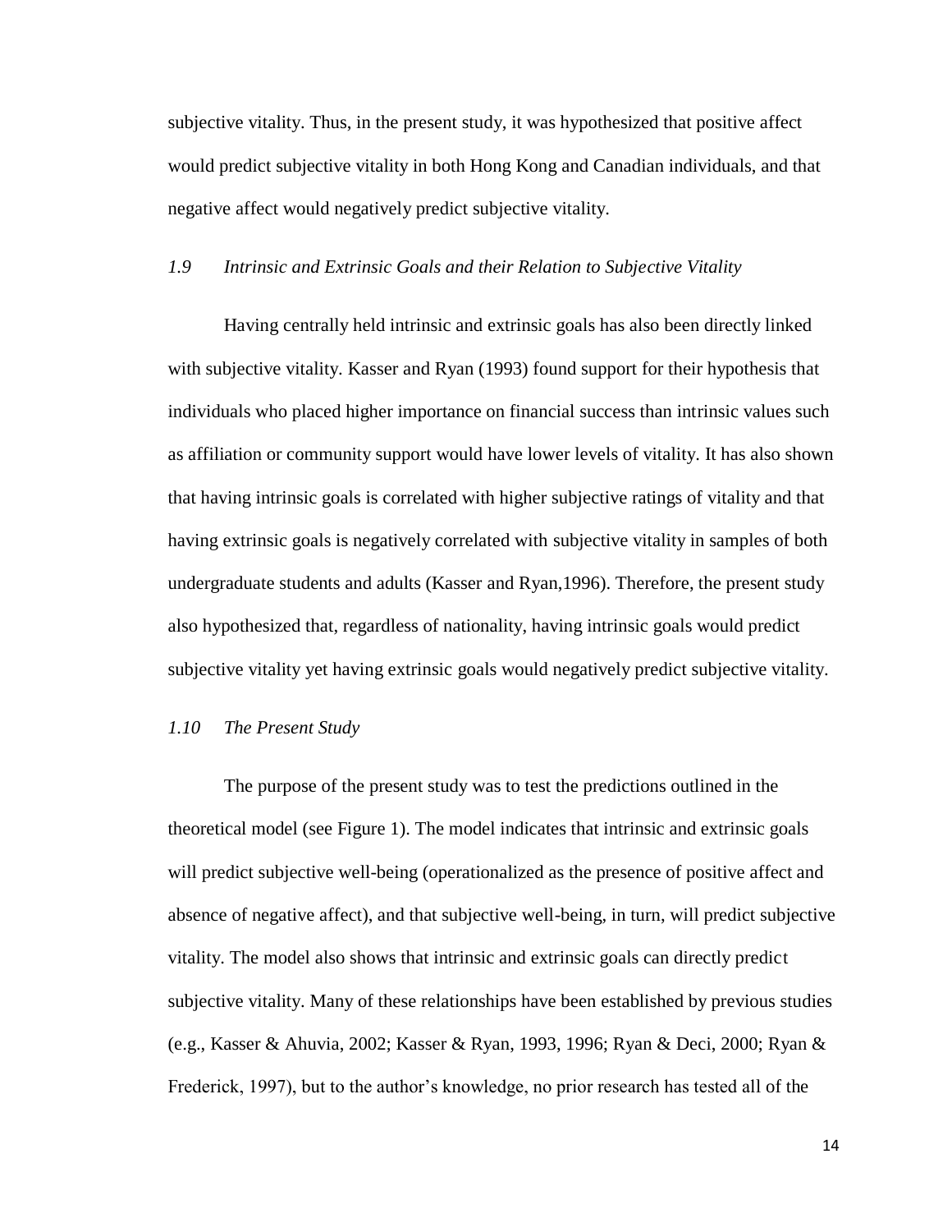subjective vitality. Thus, in the present study, it was hypothesized that positive affect would predict subjective vitality in both Hong Kong and Canadian individuals, and that negative affect would negatively predict subjective vitality.

### *1.9 Intrinsic and Extrinsic Goals and their Relation to Subjective Vitality*

Having centrally held intrinsic and extrinsic goals has also been directly linked with subjective vitality. Kasser and Ryan (1993) found support for their hypothesis that individuals who placed higher importance on financial success than intrinsic values such as affiliation or community support would have lower levels of vitality. It has also shown that having intrinsic goals is correlated with higher subjective ratings of vitality and that having extrinsic goals is negatively correlated with subjective vitality in samples of both undergraduate students and adults (Kasser and Ryan,1996). Therefore, the present study also hypothesized that, regardless of nationality, having intrinsic goals would predict subjective vitality yet having extrinsic goals would negatively predict subjective vitality.

### *1.10 The Present Study*

The purpose of the present study was to test the predictions outlined in the theoretical model (see Figure 1). The model indicates that intrinsic and extrinsic goals will predict subjective well-being (operationalized as the presence of positive affect and absence of negative affect), and that subjective well-being, in turn, will predict subjective vitality. The model also shows that intrinsic and extrinsic goals can directly predict subjective vitality. Many of these relationships have been established by previous studies (e.g., Kasser & Ahuvia, 2002; Kasser & Ryan, 1993, 1996; Ryan & Deci, 2000; Ryan & Frederick, 1997), but to the author's knowledge, no prior research has tested all of the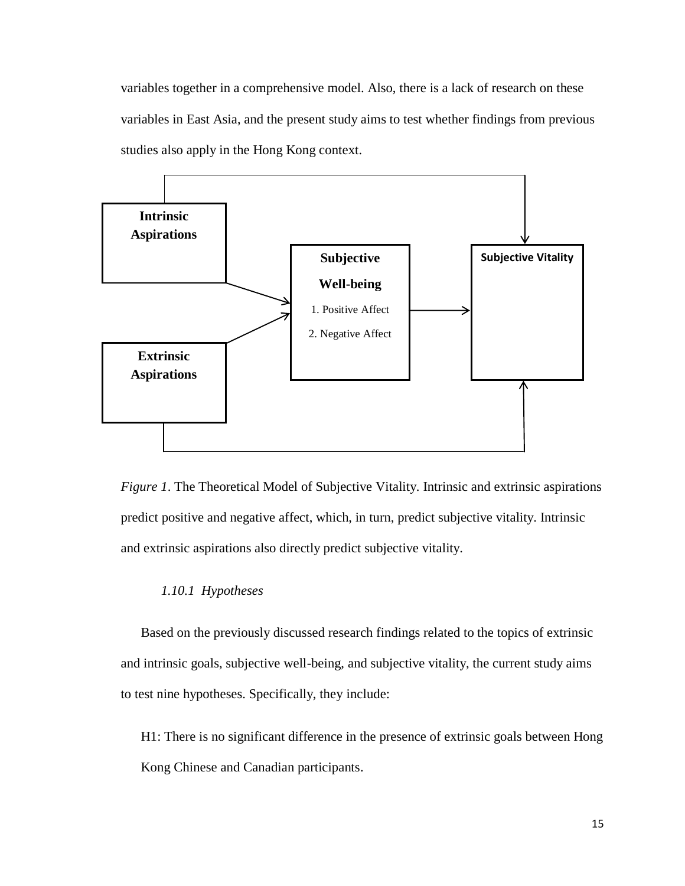variables together in a comprehensive model. Also, there is a lack of research on these variables in East Asia, and the present study aims to test whether findings from previous studies also apply in the Hong Kong context.

*Figure 1*. The Theoretical Model of Subjective Vitality. Intrinsic and extrinsic aspirations predict positive and negative affect, which, in turn, predict subjective vitality. Intrinsic and extrinsic aspirations also directly predict subjective vitality.

### *1.10.1 Hypotheses*

Based on the previously discussed research findings related to the topics of extrinsic and intrinsic goals, subjective well-being, and subjective vitality, the current study aims to test nine hypotheses. Specifically, they include:

H1: There is no significant difference in the presence of extrinsic goals between Hong Kong Chinese and Canadian participants.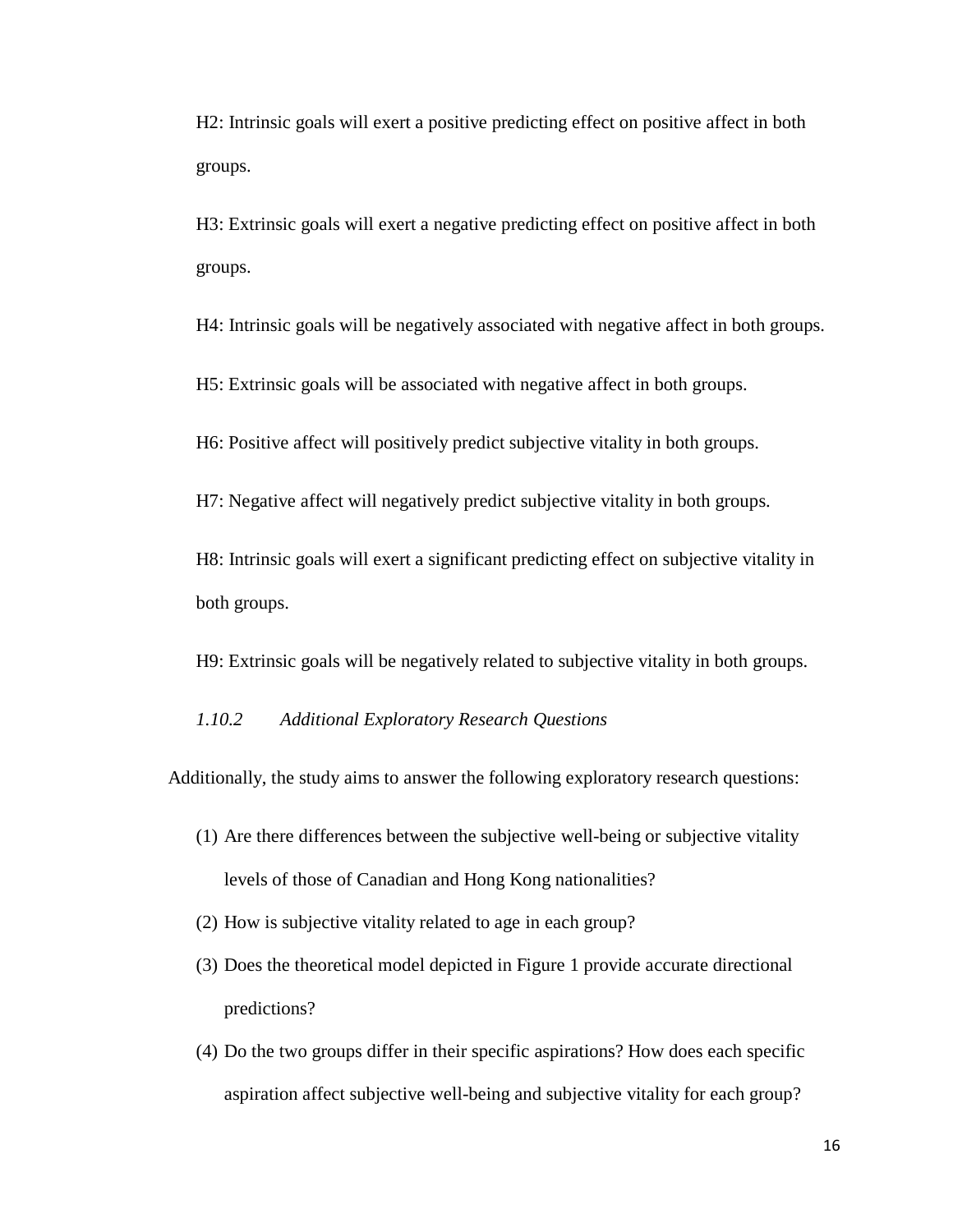H2: Intrinsic goals will exert a positive predicting effect on positive affect in both groups.

H3: Extrinsic goals will exert a negative predicting effect on positive affect in both groups.

H4: Intrinsic goals will be negatively associated with negative affect in both groups.

H5: Extrinsic goals will be associated with negative affect in both groups.

H6: Positive affect will positively predict subjective vitality in both groups.

H7: Negative affect will negatively predict subjective vitality in both groups.

H8: Intrinsic goals will exert a significant predicting effect on subjective vitality in both groups.

H9: Extrinsic goals will be negatively related to subjective vitality in both groups.

### *1.10.2 Additional Exploratory Research Questions*

Additionally, the study aims to answer the following exploratory research questions:

(1) Are there differences between the subjective well-being or subjective vitality levels of those of Canadian and Hong Kong nationalities?

(2) How is subjective vitality related to age in each group?

(3) Does the theoretical model depicted in Figure 1 provide accurate directional predictions?

(4) Do the two groups differ in their specific aspirations? How does each specific aspiration affect subjective well-being and subjective vitality for each group?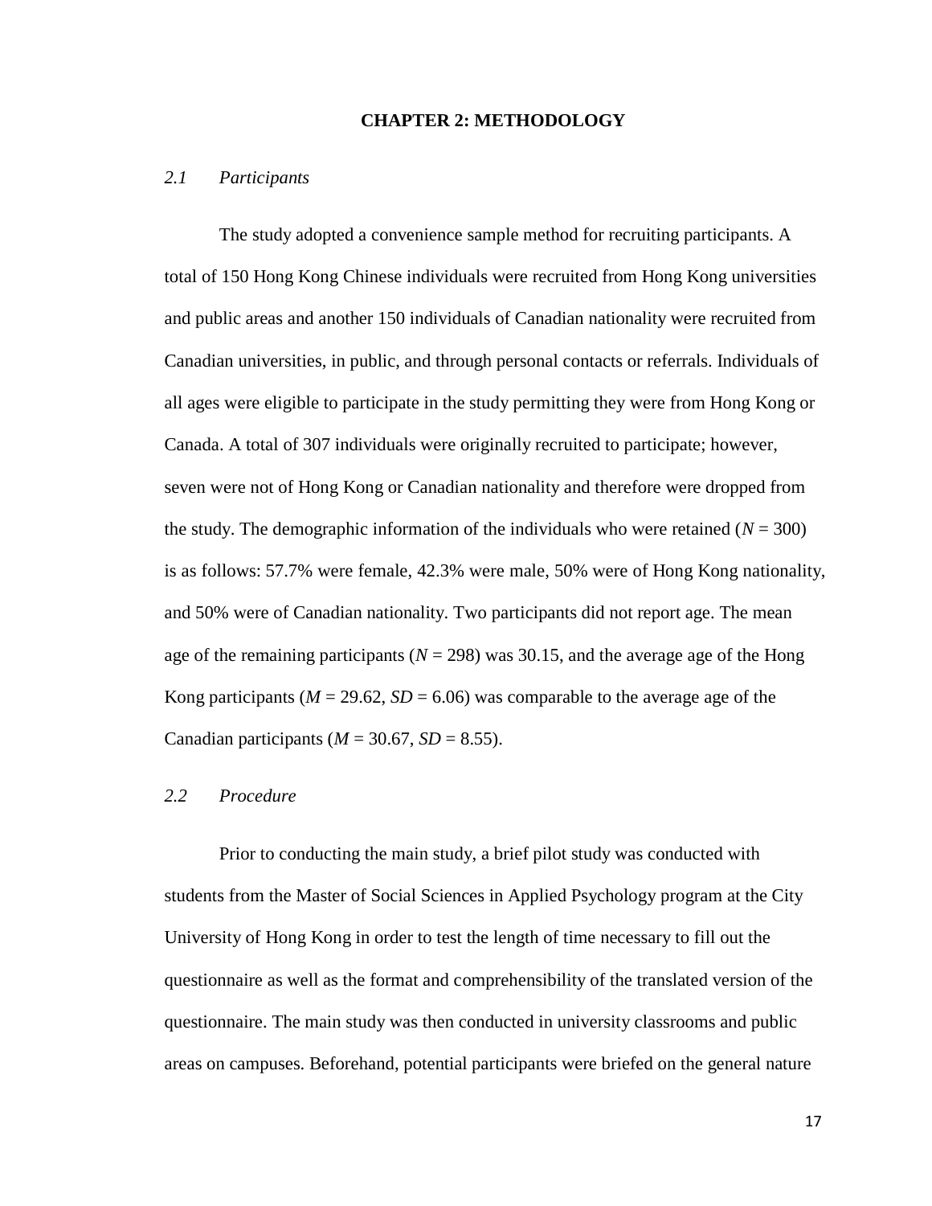# CHAPTER 2: METHODOLOGY

## *2.1 Participants*

The study adopted a convenience sample method for recruiting participants. A total of 150 Hong Kong Chinese individuals were recruited from Hong Kong universities and public areas and another 150 individuals of Canadian nationality were recruited from Canadian universities, in public, and through personal contacts or referrals. Individuals of all ages were eligible to participate in the study permitting they were from Hong Kong or Canada. A total of 307 individuals were originally recruited to participate; however, seven were not of Hong Kong or Canadian nationality and therefore were dropped from the study. The demographic information of the individuals who were retained ($N$ = 300) is as follows: 57.7% were female, 42.3% were male, 50% were of Hong Kong nationality, and 50% were of Canadian nationality. Two participants did not report age. The mean age of the remaining participants ($N$ = 298) was 30.15, and the average age of the Hong Kong participants ($M$ = 29.62, $SD$ = 6.06) was comparable to the average age of the Canadian participants ($M$ = 30.67, $SD$ = 8.55).

## *2.2 Procedure*

Prior to conducting the main study, a brief pilot study was conducted with students from the Master of Social Sciences in Applied Psychology program at the City University of Hong Kong in order to test the length of time necessary to fill out the questionnaire as well as the format and comprehensibility of the translated version of the questionnaire. The main study was then conducted in university classrooms and public areas on campuses. Beforehand, potential participants were briefed on the general nature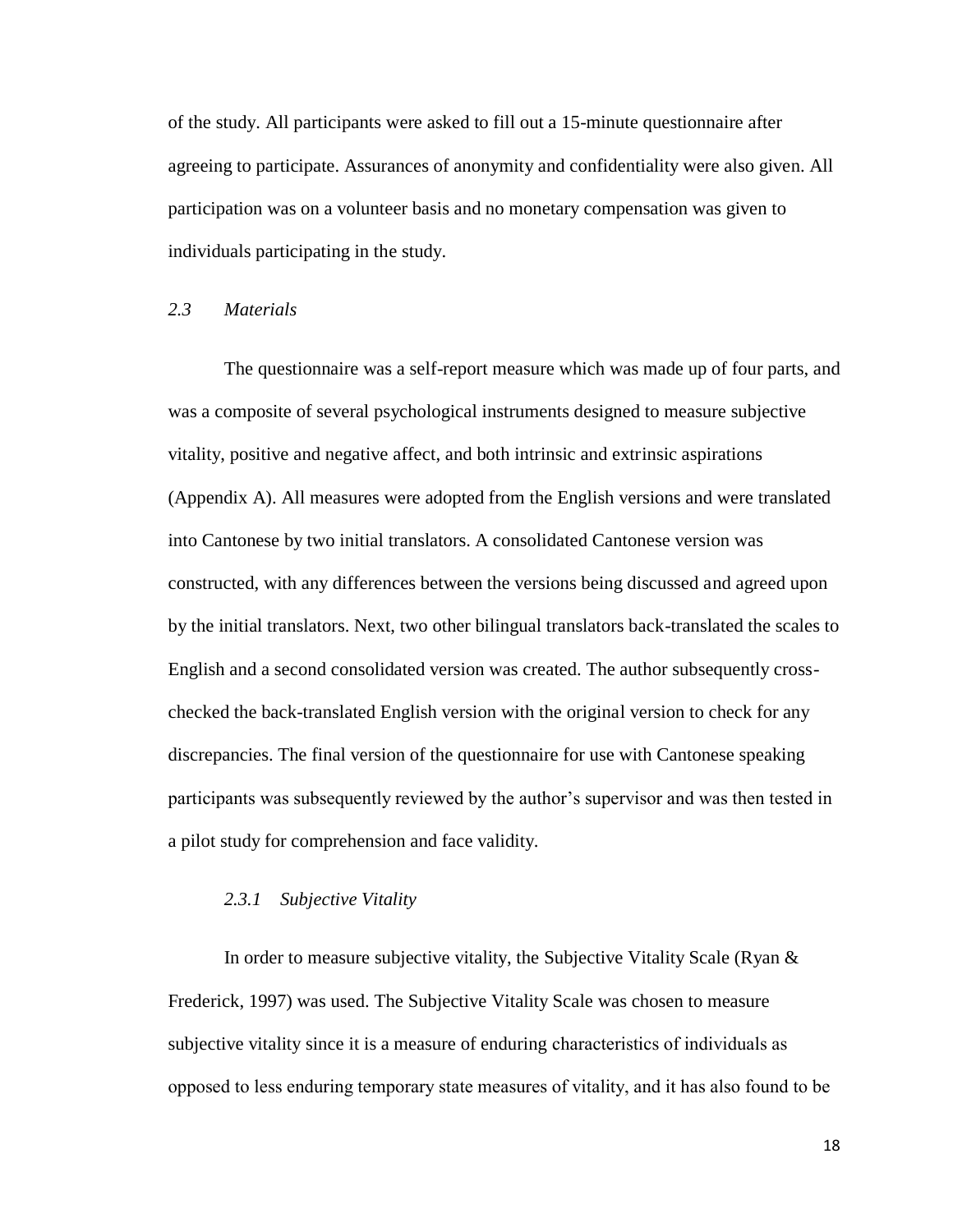of the study. All participants were asked to fill out a 15-minute questionnaire after agreeing to participate. Assurances of anonymity and confidentiality were also given. All participation was on a volunteer basis and no monetary compensation was given to individuals participating in the study.

## *2.3 Materials*

The questionnaire was a self-report measure which was made up of four parts, and was a composite of several psychological instruments designed to measure subjective vitality, positive and negative affect, and both intrinsic and extrinsic aspirations (Appendix A). All measures were adopted from the English versions and were translated into Cantonese by two initial translators. A consolidated Cantonese version was constructed, with any differences between the versions being discussed and agreed upon by the initial translators. Next, two other bilingual translators back-translated the scales to English and a second consolidated version was created. The author subsequently cross-checked the back-translated English version with the original version to check for any discrepancies. The final version of the questionnaire for use with Cantonese speaking participants was subsequently reviewed by the author's supervisor and was then tested in a pilot study for comprehension and face validity.

### *2.3.1 Subjective Vitality*

In order to measure subjective vitality, the Subjective Vitality Scale (Ryan & Frederick, 1997) was used. The Subjective Vitality Scale was chosen to measure subjective vitality since it is a measure of enduring characteristics of individuals as opposed to less enduring temporary state measures of vitality, and it has also found to be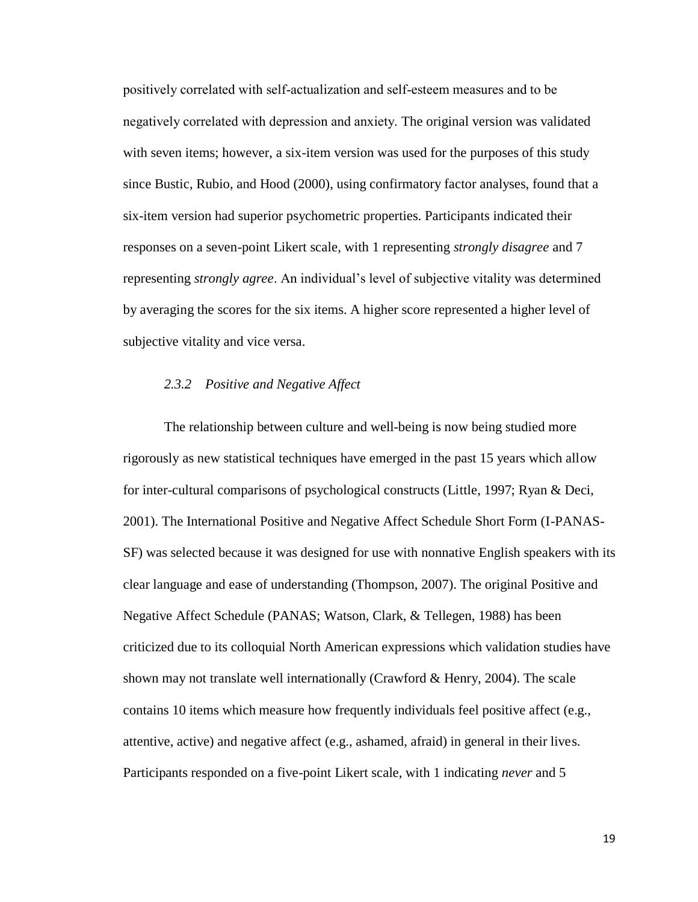positively correlated with self-actualization and self-esteem measures and to be negatively correlated with depression and anxiety. The original version was validated with seven items; however, a six-item version was used for the purposes of this study since Bustic, Rubio, and Hood (2000), using confirmatory factor analyses, found that a six-item version had superior psychometric properties. Participants indicated their responses on a seven-point Likert scale, with 1 representing *strongly disagree* and 7 representing *strongly agree*. An individual's level of subjective vitality was determined by averaging the scores for the six items. A higher score represented a higher level of subjective vitality and vice versa.

### *2.3.2 Positive and Negative Affect*

The relationship between culture and well-being is now being studied more rigorously as new statistical techniques have emerged in the past 15 years which allow for inter-cultural comparisons of psychological constructs (Little, 1997; Ryan & Deci, 2001). The International Positive and Negative Affect Schedule Short Form (I-PANAS-SF) was selected because it was designed for use with nonnative English speakers with its clear language and ease of understanding (Thompson, 2007). The original Positive and Negative Affect Schedule (PANAS; Watson, Clark, & Tellegen, 1988) has been criticized due to its colloquial North American expressions which validation studies have shown may not translate well internationally (Crawford & Henry, 2004). The scale contains 10 items which measure how frequently individuals feel positive affect (e.g., attentive, active) and negative affect (e.g., ashamed, afraid) in general in their lives. Participants responded on a five-point Likert scale, with 1 indicating *never* and 5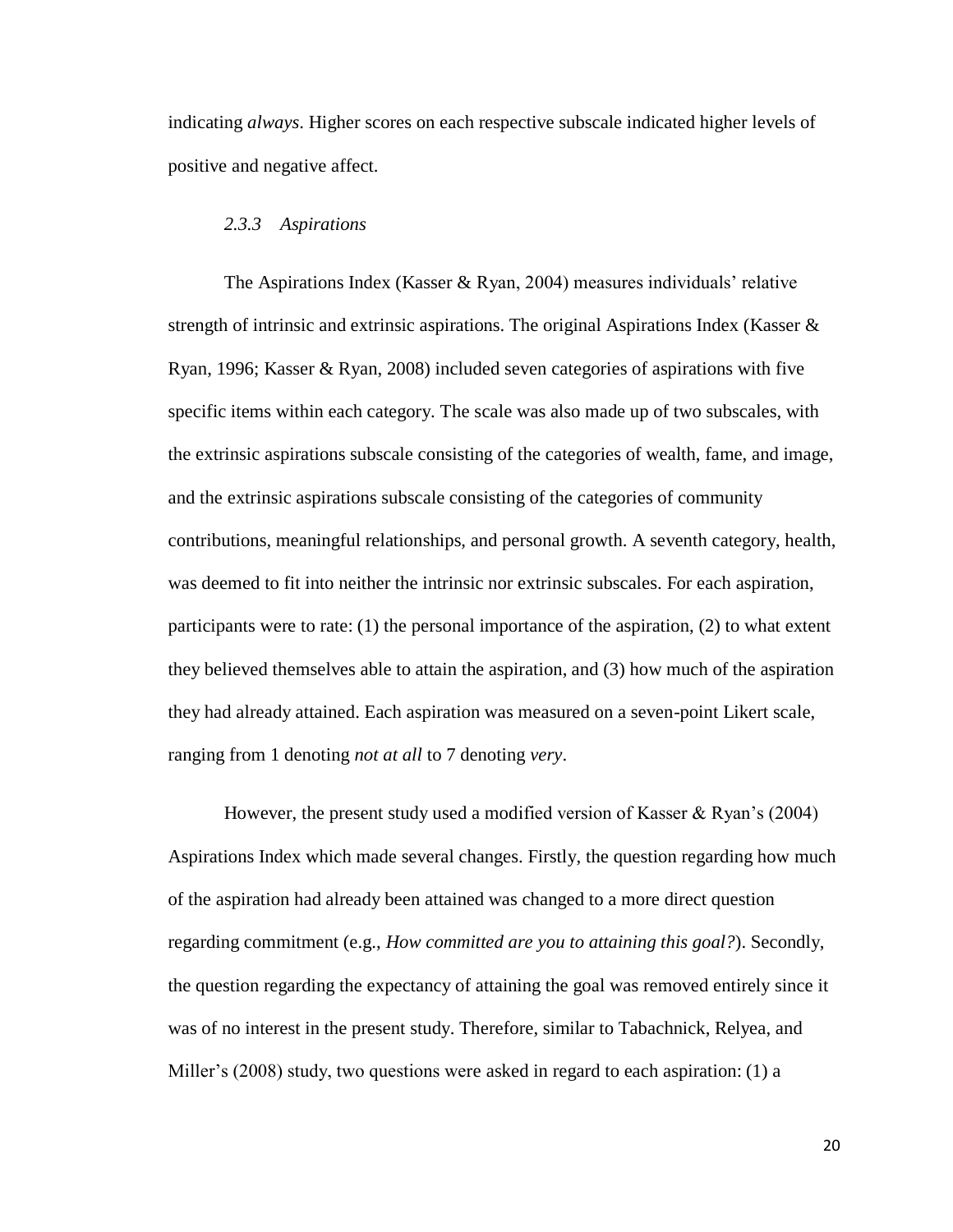indicating *always*. Higher scores on each respective subscale indicated higher levels of positive and negative affect.

### *2.3.3 Aspirations*

The Aspirations Index (Kasser & Ryan, 2004) measures individuals' relative strength of intrinsic and extrinsic aspirations. The original Aspirations Index (Kasser & Ryan, 1996; Kasser & Ryan, 2008) included seven categories of aspirations with five specific items within each category. The scale was also made up of two subscales, with the extrinsic aspirations subscale consisting of the categories of wealth, fame, and image, and the extrinsic aspirations subscale consisting of the categories of community contributions, meaningful relationships, and personal growth. A seventh category, health, was deemed to fit into neither the intrinsic nor extrinsic subscales. For each aspiration, participants were to rate: (1) the personal importance of the aspiration, (2) to what extent they believed themselves able to attain the aspiration, and (3) how much of the aspiration they had already attained. Each aspiration was measured on a seven-point Likert scale, ranging from 1 denoting *not at all* to 7 denoting *very*.

However, the present study used a modified version of Kasser & Ryan's (2004) Aspirations Index which made several changes. Firstly, the question regarding how much of the aspiration had already been attained was changed to a more direct question regarding commitment (e.g., *How committed are you to attaining this goal?*). Secondly, the question regarding the expectancy of attaining the goal was removed entirely since it was of no interest in the present study. Therefore, similar to Tabachnick, Relyea, and Miller's (2008) study, two questions were asked in regard to each aspiration: (1) a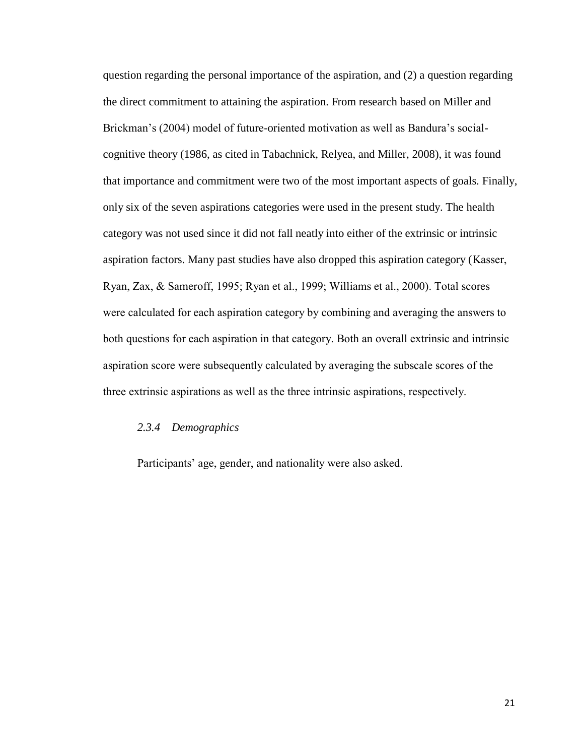question regarding the personal importance of the aspiration, and (2) a question regarding the direct commitment to attaining the aspiration. From research based on Miller and Brickman's (2004) model of future-oriented motivation as well as Bandura's social-cognitive theory (1986, as cited in Tabachnick, Relyea, and Miller, 2008), it was found that importance and commitment were two of the most important aspects of goals. Finally, only six of the seven aspirations categories were used in the present study. The health category was not used since it did not fall neatly into either of the extrinsic or intrinsic aspiration factors. Many past studies have also dropped this aspiration category (Kasser, Ryan, Zax, & Sameroff, 1995; Ryan et al., 1999; Williams et al., 2000). Total scores were calculated for each aspiration category by combining and averaging the answers to both questions for each aspiration in that category. Both an overall extrinsic and intrinsic aspiration score were subsequently calculated by averaging the subscale scores of the three extrinsic aspirations as well as the three intrinsic aspirations, respectively.

#### *2.3.4 Demographics*

Participants' age, gender, and nationality were also asked.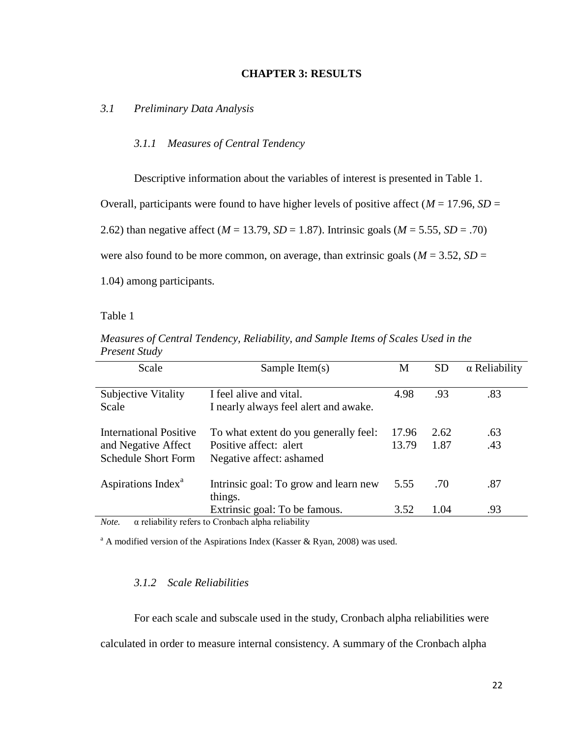# CHAPTER 3: RESULTS

## *3.1 Preliminary Data Analysis*

### *3.1.1 Measures of Central Tendency*

Descriptive information about the variables of interest is presented in Table 1. Overall, participants were found to have higher levels of positive affect ($M$ = 17.96, $SD$ = 2.62) than negative affect ($M$ = 13.79, $SD$ = 1.87). Intrinsic goals ($M$ = 5.55, $SD$ = .70) were also found to be more common, on average, than extrinsic goals ($M$ = 3.52, $SD$ = 1.04) among participants.

Table 1

*Measures of Central Tendency, Reliability, and Sample Items of Scales Used in the Present Study*

| Scale | Sample Item(s) | M | SD | α Reliability |
|---|---|---|---|---|
| Subjective Vitality Scale | I feel alive and vital.<br>I nearly always feel alert and awake. | 4.98 | .93 | .83 |
| International Positive and Negative Affect Schedule Short Form | To what extent do you generally feel: | | | |
| | Positive affect: alert | 17.96 | 2.62 | .63 |
| | Negative affect: ashamed | 13.79 | 1.87 | .43 |
| Aspirations Index[a] | Intrinsic goal: To grow and learn new things. | 5.55 | .70 | .87 |
| | Extrinsic goal: To be famous. | 3.52 | 1.04 | .93 |

*Note.* α reliability refers to Cronbach alpha reliability

[a] A modified version of the Aspirations Index (Kasser & Ryan, 2008) was used.

### *3.1.2 Scale Reliabilities*

For each scale and subscale used in the study, Cronbach alpha reliabilities were calculated in order to measure internal consistency. A summary of the Cronbach alpha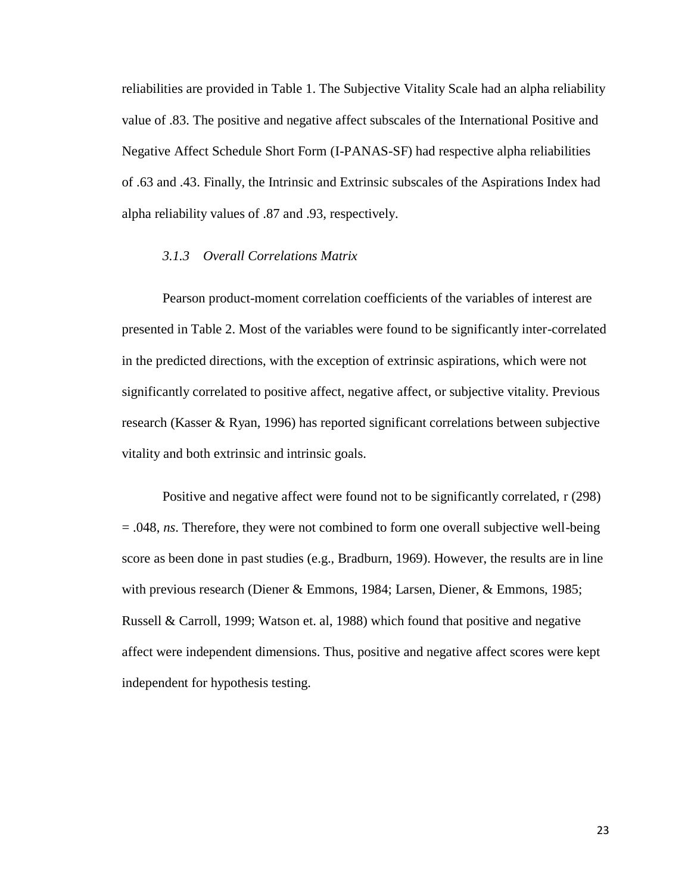reliabilities are provided in Table 1. The Subjective Vitality Scale had an alpha reliability value of .83. The positive and negative affect subscales of the International Positive and Negative Affect Schedule Short Form (I-PANAS-SF) had respective alpha reliabilities of .63 and .43. Finally, the Intrinsic and Extrinsic subscales of the Aspirations Index had alpha reliability values of .87 and .93, respectively.

### *3.1.3 Overall Correlations Matrix*

Pearson product-moment correlation coefficients of the variables of interest are presented in Table 2. Most of the variables were found to be significantly inter-correlated in the predicted directions, with the exception of extrinsic aspirations, which were not significantly correlated to positive affect, negative affect, or subjective vitality. Previous research (Kasser & Ryan, 1996) has reported significant correlations between subjective vitality and both extrinsic and intrinsic goals.

Positive and negative affect were found not to be significantly correlated, $r(298) = .048$, *ns*. Therefore, they were not combined to form one overall subjective well-being score as been done in past studies (e.g., Bradburn, 1969). However, the results are in line with previous research (Diener & Emmons, 1984; Larsen, Diener, & Emmons, 1985; Russell & Carroll, 1999; Watson et. al, 1988) which found that positive and negative affect were independent dimensions. Thus, positive and negative affect scores were kept independent for hypothesis testing.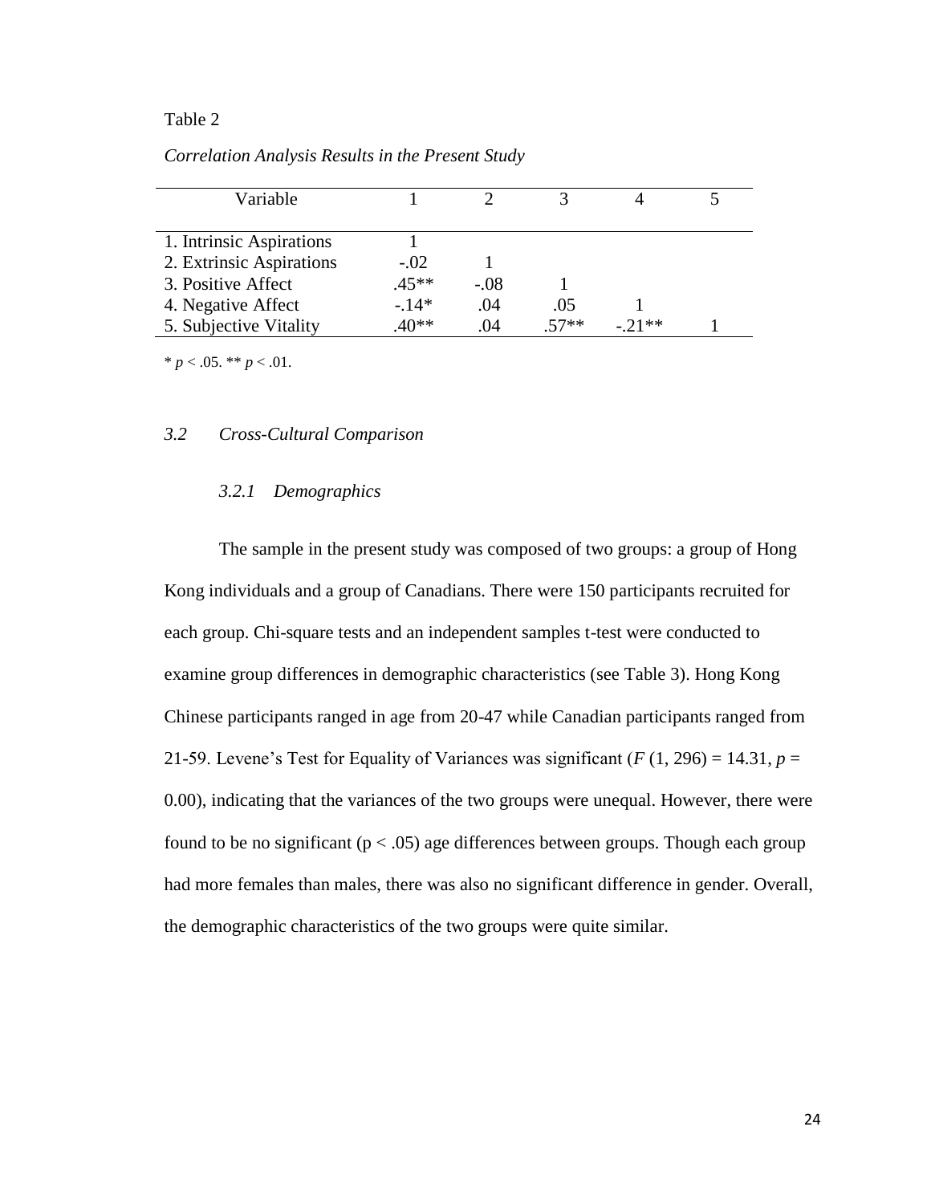Table 2

*Correlation Analysis Results in the Present Study*

| Variable | 1 | 2 | 3 | 4 | 5 |
|---|---|---|---|---|---|
| 1. Intrinsic Aspirations | 1 | | | | |
| 2. Extrinsic Aspirations | -.02 | 1 | | | |
| 3. Positive Affect | .45** | -.08 | 1 | | |
| 4. Negative Affect | -.14* | .04 | .05 | 1 | |
| 5. Subjective Vitality | .40** | .04 | .57** | -.21** | 1 |

* $p < .05$. ** $p < .01$.

### *3.2 Cross-Cultural Comparison*

#### *3.2.1 Demographics*

The sample in the present study was composed of two groups: a group of Hong Kong individuals and a group of Canadians. There were 150 participants recruited for each group. Chi-square tests and an independent samples t-test were conducted to examine group differences in demographic characteristics (see Table 3). Hong Kong Chinese participants ranged in age from 20-47 while Canadian participants ranged from 21-59. Levene's Test for Equality of Variances was significant ($F$ (1, 296) = 14.31, $p$ = 0.00), indicating that the variances of the two groups were unequal. However, there were found to be no significant ($p < .05$) age differences between groups. Though each group had more females than males, there was also no significant difference in gender. Overall, the demographic characteristics of the two groups were quite similar.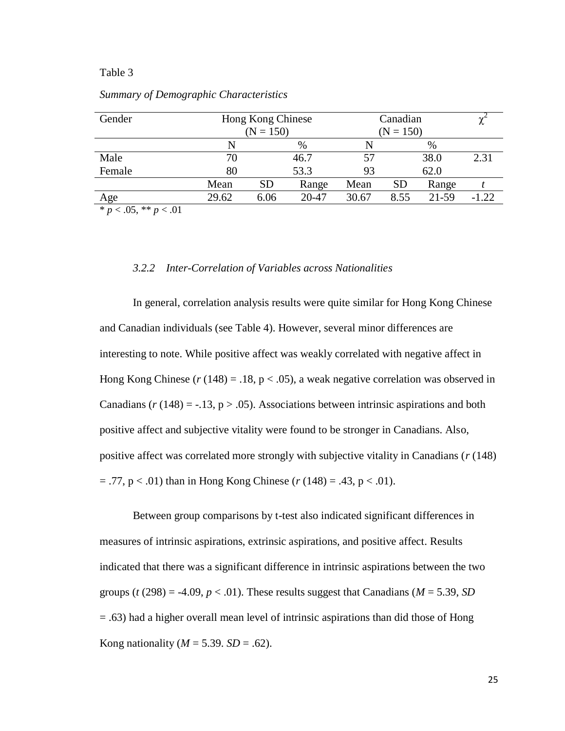Table 3

*Summary of Demographic Characteristics*

| Gender | Hong Kong Chinese (N = 150) | | | Canadian (N = 150) | | | $\chi^2$ |
|---|---|---|---|---|---|---|---|
| | N | | % | N | | % | |
| Male | 70 | | 46.7 | 57 | | 38.0 | 2.31 |
| Female | 80 | | 53.3 | 93 | | 62.0 | |
| | Mean | SD | Range | Mean | SD | Range | *t* |
| Age | 29.62 | 6.06 | 20-47 | 30.67 | 8.55 | 21-59 | -1.22 |

\* $p < .05$, \*\* $p < .01$

### *3.2.2 Inter-Correlation of Variables across Nationalities*

In general, correlation analysis results were quite similar for Hong Kong Chinese and Canadian individuals (see Table 4). However, several minor differences are interesting to note. While positive affect was weakly correlated with negative affect in Hong Kong Chinese ($r$ (148) = .18, p < .05), a weak negative correlation was observed in Canadians ($r$ (148) = -.13, p > .05). Associations between intrinsic aspirations and both positive affect and subjective vitality were found to be stronger in Canadians. Also, positive affect was correlated more strongly with subjective vitality in Canadians ($r$ (148) = .77, p < .01) than in Hong Kong Chinese ($r$ (148) = .43, p < .01).

Between group comparisons by t-test also indicated significant differences in measures of intrinsic aspirations, extrinsic aspirations, and positive affect. Results indicated that there was a significant difference in intrinsic aspirations between the two groups ($t$ (298) = -4.09, $p < .01$). These results suggest that Canadians ($M$ = 5.39, $SD$ = .63) had a higher overall mean level of intrinsic aspirations than did those of Hong Kong nationality ($M$ = 5.39. $SD$ = .62).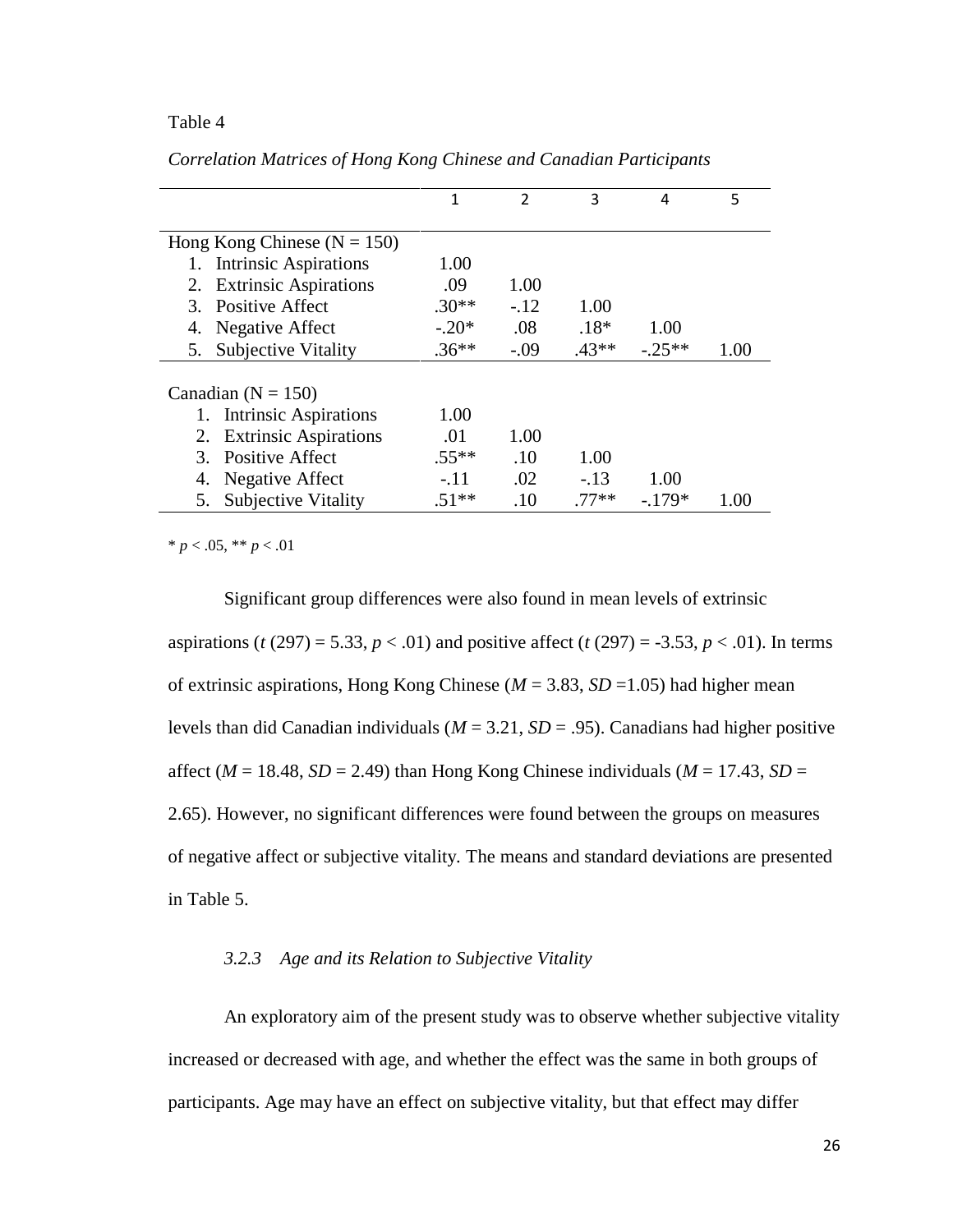Table 4

*Correlation Matrices of Hong Kong Chinese and Canadian Participants*

| | 1 | 2 | 3 | 4 | 5 |
|---|---|---|---|---|---|
| Hong Kong Chinese (N = 150) | | | | | |
| 1. Intrinsic Aspirations | 1.00 | | | | |
| 2. Extrinsic Aspirations | .09 | 1.00 | | | |
| 3. Positive Affect | .30** | -.12 | 1.00 | | |
| 4. Negative Affect | -.20* | .08 | .18* | 1.00 | |
| 5. Subjective Vitality | .36** | -.09 | .43** | -.25** | 1.00 |
| Canadian (N = 150) | | | | | |
| 1. Intrinsic Aspirations | 1.00 | | | | |
| 2. Extrinsic Aspirations | .01 | 1.00 | | | |
| 3. Positive Affect | .55** | .10 | 1.00 | | |
| 4. Negative Affect | -.11 | .02 | -.13 | 1.00 | |
| 5. Subjective Vitality | .51** | .10 | .77** | -.179* | 1.00 |

* $p < .05$, ** $p < .01$

Significant group differences were also found in mean levels of extrinsic aspirations ($t$ (297) = 5.33, $p < .01$) and positive affect ($t$ (297) = -3.53, $p < .01$). In terms of extrinsic aspirations, Hong Kong Chinese ($M$ = 3.83, $SD$ =1.05) had higher mean levels than did Canadian individuals ($M$ = 3.21, $SD$ = .95). Canadians had higher positive affect ($M$ = 18.48, $SD$ = 2.49) than Hong Kong Chinese individuals ($M$ = 17.43, $SD$ = 2.65). However, no significant differences were found between the groups on measures of negative affect or subjective vitality. The means and standard deviations are presented in Table 5.

### *3.2.3 Age and its Relation to Subjective Vitality*

An exploratory aim of the present study was to observe whether subjective vitality increased or decreased with age, and whether the effect was the same in both groups of participants. Age may have an effect on subjective vitality, but that effect may differ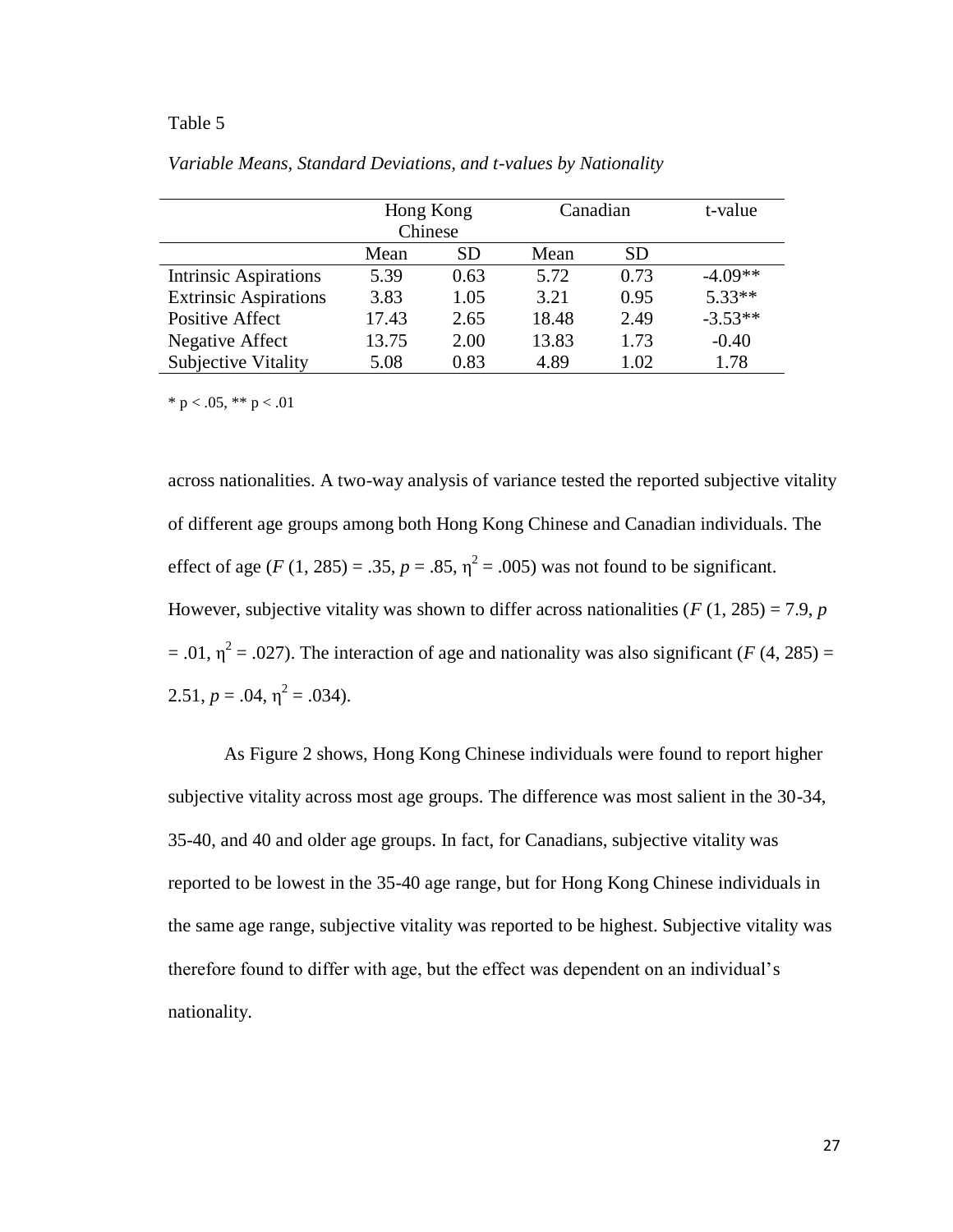Table 5

*Variable Means, Standard Deviations, and t-values by Nationality*

| | Hong Kong Chinese | | Canadian | | t-value |
|---|---|---|---|---|---|
| | Mean | SD | Mean | SD | |
| Intrinsic Aspirations | 5.39 | 0.63 | 5.72 | 0.73 | -4.09** |
| Extrinsic Aspirations | 3.83 | 1.05 | 3.21 | 0.95 | 5.33** |
| Positive Affect | 17.43 | 2.65 | 18.48 | 2.49 | -3.53** |
| Negative Affect | 13.75 | 2.00 | 13.83 | 1.73 | -0.40 |
| Subjective Vitality | 5.08 | 0.83 | 4.89 | 1.02 | 1.78 |

* $p < .05$, ** $p < .01$

across nationalities. A two-way analysis of variance tested the reported subjective vitality of different age groups among both Hong Kong Chinese and Canadian individuals. The effect of age ($F$ (1, 285) = .35, $p$ = .85, $\eta^2$ = .005) was not found to be significant. However, subjective vitality was shown to differ across nationalities ($F$ (1, 285) = 7.9, $p$ = .01, $\eta^2$ = .027). The interaction of age and nationality was also significant ($F$ (4, 285) = 2.51, $p$ = .04, $\eta^2$ = .034).

As Figure 2 shows, Hong Kong Chinese individuals were found to report higher subjective vitality across most age groups. The difference was most salient in the 30-34, 35-40, and 40 and older age groups. In fact, for Canadians, subjective vitality was reported to be lowest in the 35-40 age range, but for Hong Kong Chinese individuals in the same age range, subjective vitality was reported to be highest. Subjective vitality was therefore found to differ with age, but the effect was dependent on an individual's nationality.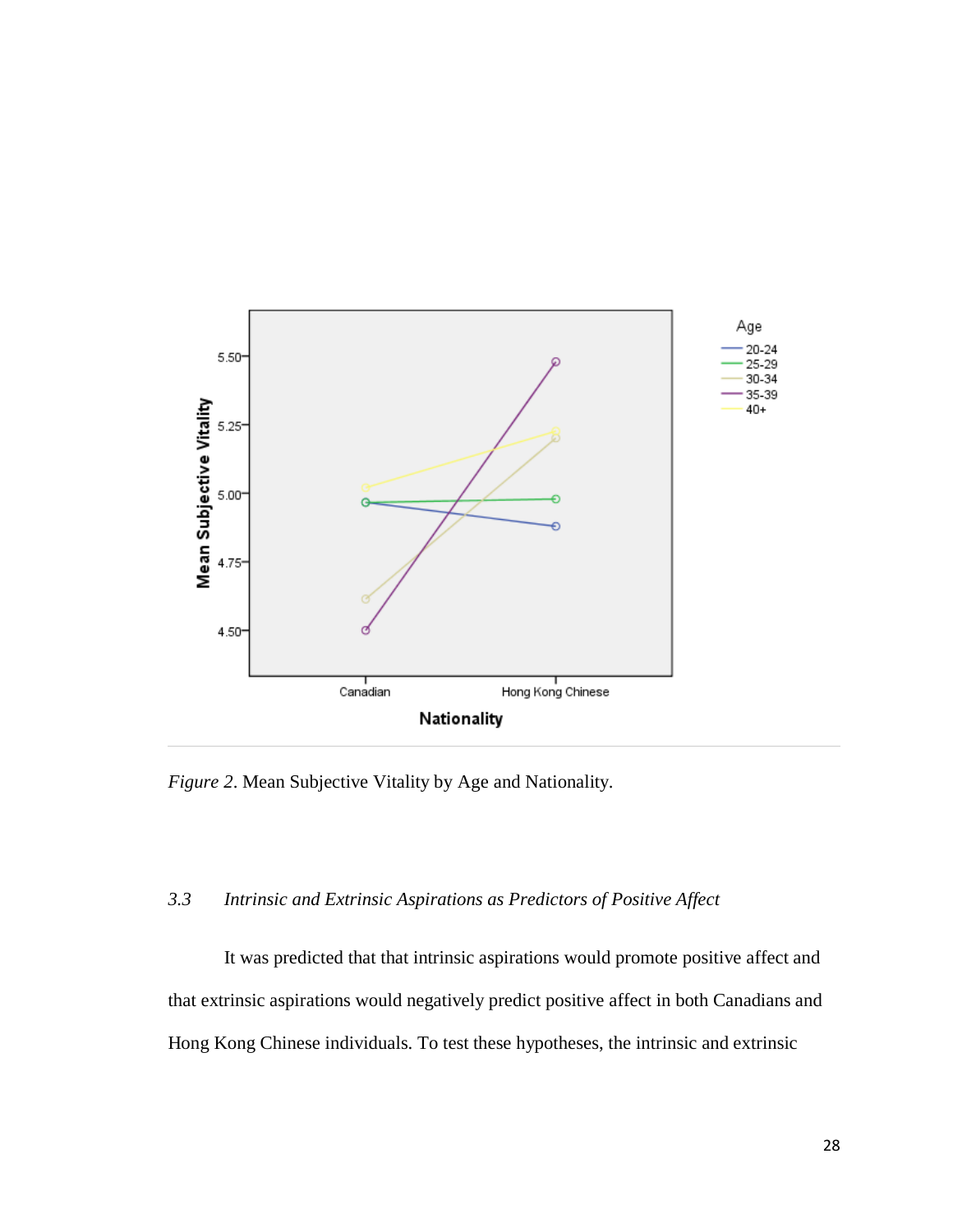*Figure 2*. Mean Subjective Vitality by Age and Nationality.

### 3.3 *Intrinsic and Extrinsic Aspirations as Predictors of Positive Affect*

It was predicted that that intrinsic aspirations would promote positive affect and that extrinsic aspirations would negatively predict positive affect in both Canadians and Hong Kong Chinese individuals. To test these hypotheses, the intrinsic and extrinsic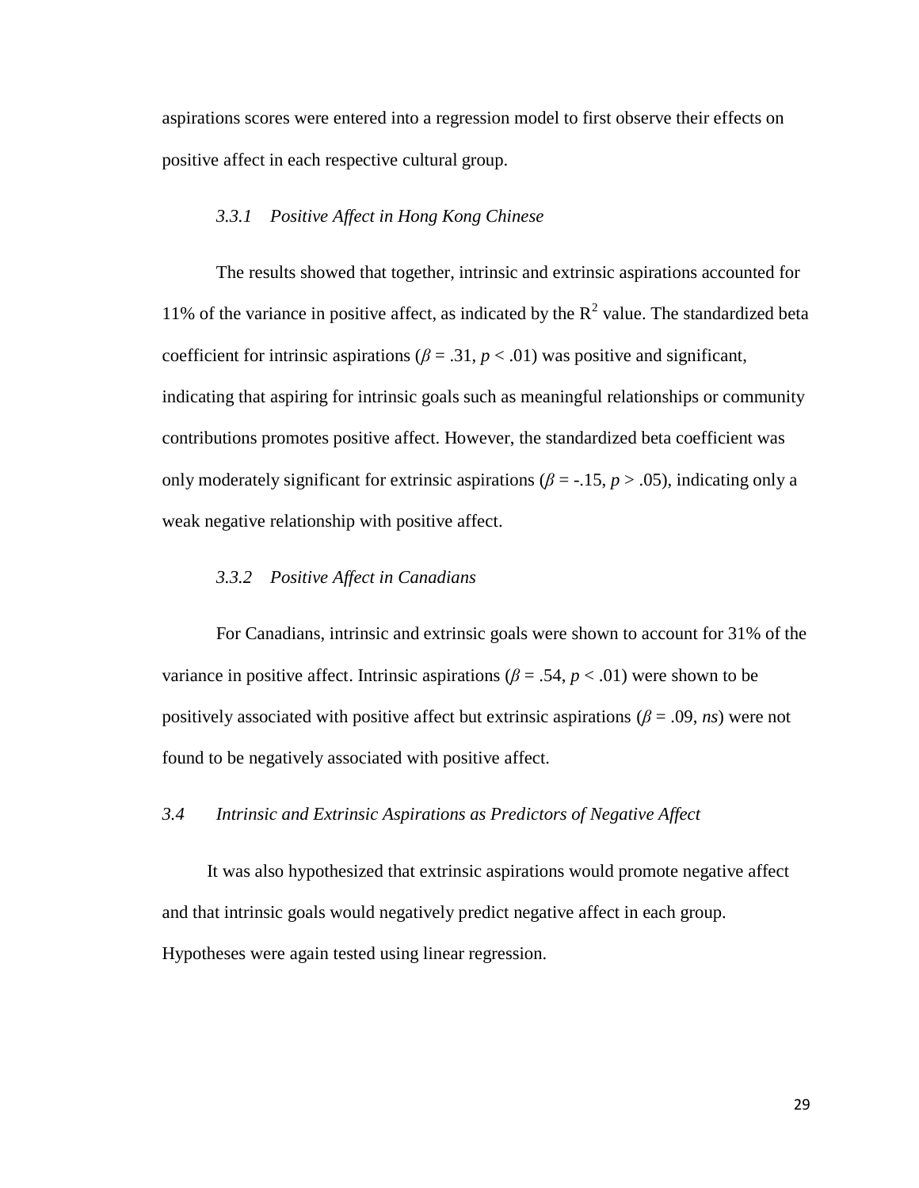aspirations scores were entered into a regression model to first observe their effects on positive affect in each respective cultural group.

### *3.3.1 Positive Affect in Hong Kong Chinese*

The results showed that together, intrinsic and extrinsic aspirations accounted for 11% of the variance in positive affect, as indicated by the $R^2$ value. The standardized beta coefficient for intrinsic aspirations ($\beta = .31$, $p < .01$) was positive and significant, indicating that aspiring for intrinsic goals such as meaningful relationships or community contributions promotes positive affect. However, the standardized beta coefficient was only moderately significant for extrinsic aspirations ($\beta = -.15$, $p > .05$), indicating only a weak negative relationship with positive affect.

### *3.3.2 Positive Affect in Canadians*

For Canadians, intrinsic and extrinsic goals were shown to account for 31% of the variance in positive affect. Intrinsic aspirations ($\beta = .54$, $p < .01$) were shown to be positively associated with positive affect but extrinsic aspirations ($\beta = .09$, *ns*) were not found to be negatively associated with positive affect.

## *3.4 Intrinsic and Extrinsic Aspirations as Predictors of Negative Affect*

It was also hypothesized that extrinsic aspirations would promote negative affect and that intrinsic goals would negatively predict negative affect in each group. Hypotheses were again tested using linear regression.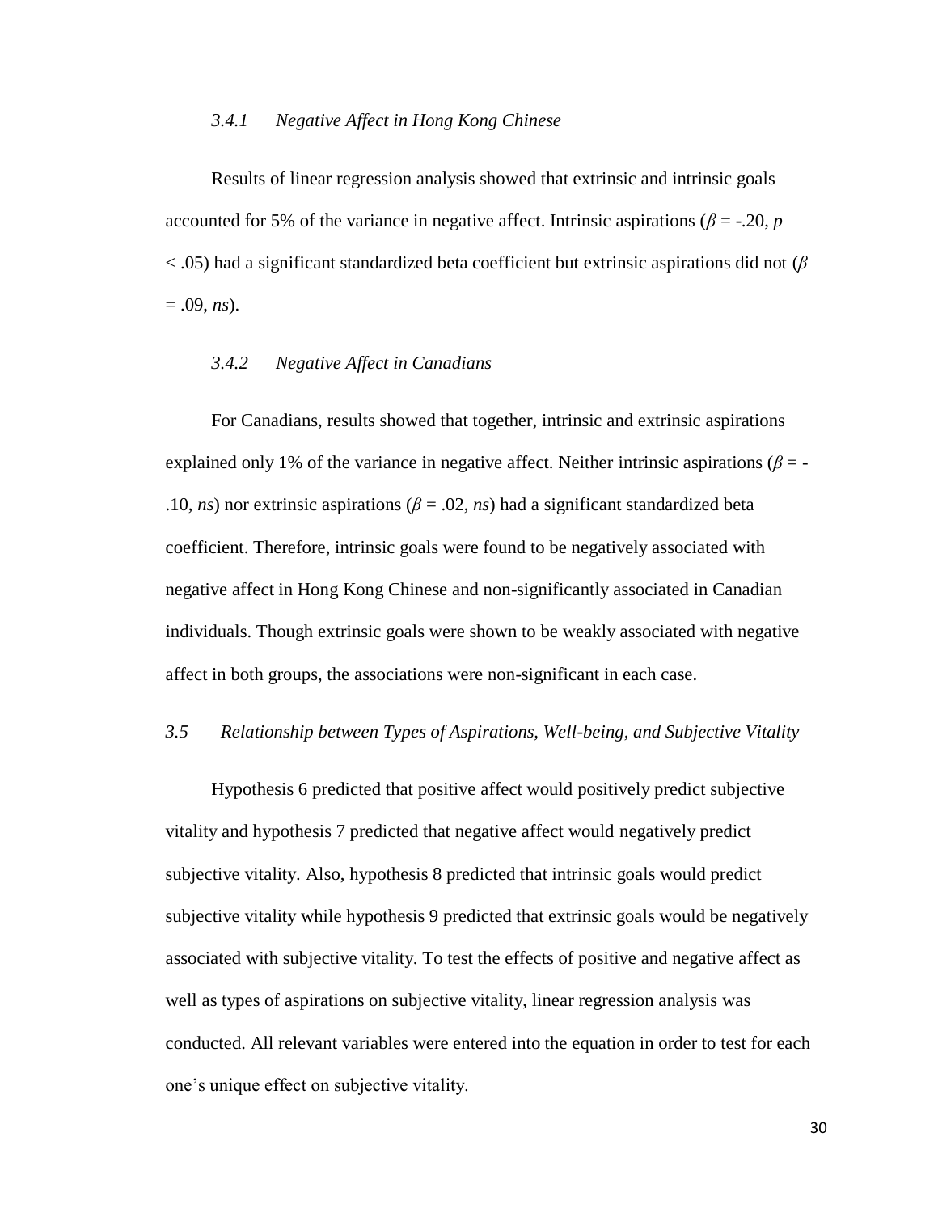#### *3.4.1 Negative Affect in Hong Kong Chinese*

Results of linear regression analysis showed that extrinsic and intrinsic goals accounted for 5% of the variance in negative affect. Intrinsic aspirations ($\beta = -.20$, $p < .05$) had a significant standardized beta coefficient but extrinsic aspirations did not ($\beta = .09$, *ns*).

#### *3.4.2 Negative Affect in Canadians*

For Canadians, results showed that together, intrinsic and extrinsic aspirations explained only 1% of the variance in negative affect. Neither intrinsic aspirations ($\beta = -.10$, *ns*) nor extrinsic aspirations ($\beta = .02$, *ns*) had a significant standardized beta coefficient. Therefore, intrinsic goals were found to be negatively associated with negative affect in Hong Kong Chinese and non-significantly associated in Canadian individuals. Though extrinsic goals were shown to be weakly associated with negative affect in both groups, the associations were non-significant in each case.

### *3.5 Relationship between Types of Aspirations, Well-being, and Subjective Vitality*

Hypothesis 6 predicted that positive affect would positively predict subjective vitality and hypothesis 7 predicted that negative affect would negatively predict subjective vitality. Also, hypothesis 8 predicted that intrinsic goals would predict subjective vitality while hypothesis 9 predicted that extrinsic goals would be negatively associated with subjective vitality. To test the effects of positive and negative affect as well as types of aspirations on subjective vitality, linear regression analysis was conducted. All relevant variables were entered into the equation in order to test for each one's unique effect on subjective vitality.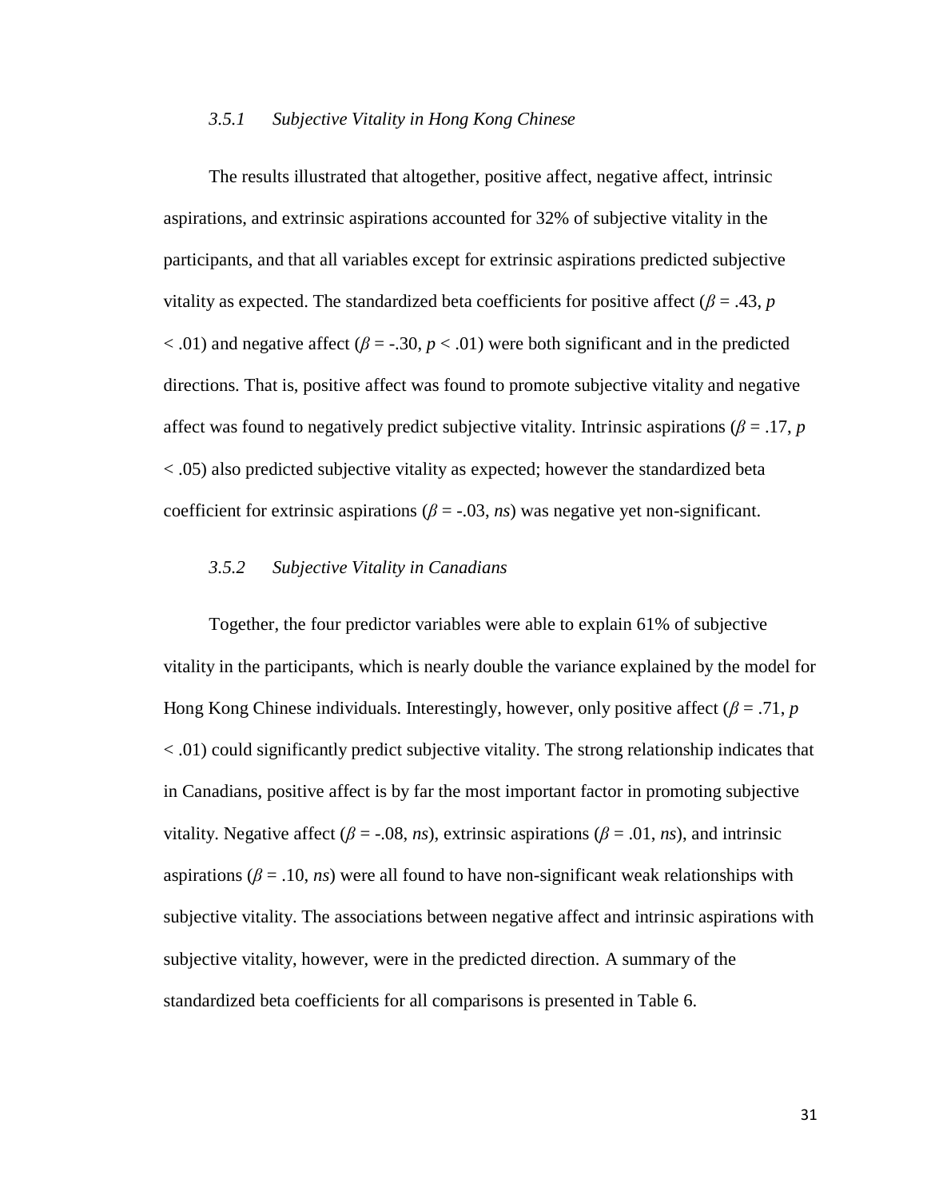### *3.5.1 Subjective Vitality in Hong Kong Chinese*

The results illustrated that altogether, positive affect, negative affect, intrinsic aspirations, and extrinsic aspirations accounted for 32% of subjective vitality in the participants, and that all variables except for extrinsic aspirations predicted subjective vitality as expected. The standardized beta coefficients for positive affect ($\beta = .43$, $p < .01$) and negative affect ($\beta = -.30$, $p < .01$) were both significant and in the predicted directions. That is, positive affect was found to promote subjective vitality and negative affect was found to negatively predict subjective vitality. Intrinsic aspirations ($\beta = .17$, $p < .05$) also predicted subjective vitality as expected; however the standardized beta coefficient for extrinsic aspirations ($\beta = -.03$, *ns*) was negative yet non-significant.

### *3.5.2 Subjective Vitality in Canadians*

Together, the four predictor variables were able to explain 61% of subjective vitality in the participants, which is nearly double the variance explained by the model for Hong Kong Chinese individuals. Interestingly, however, only positive affect ($\beta = .71$, $p < .01$) could significantly predict subjective vitality. The strong relationship indicates that in Canadians, positive affect is by far the most important factor in promoting subjective vitality. Negative affect ($\beta = -.08$, *ns*), extrinsic aspirations ($\beta = .01$, *ns*), and intrinsic aspirations ($\beta = .10$, *ns*) were all found to have non-significant weak relationships with subjective vitality. The associations between negative affect and intrinsic aspirations with subjective vitality, however, were in the predicted direction. A summary of the standardized beta coefficients for all comparisons is presented in Table 6.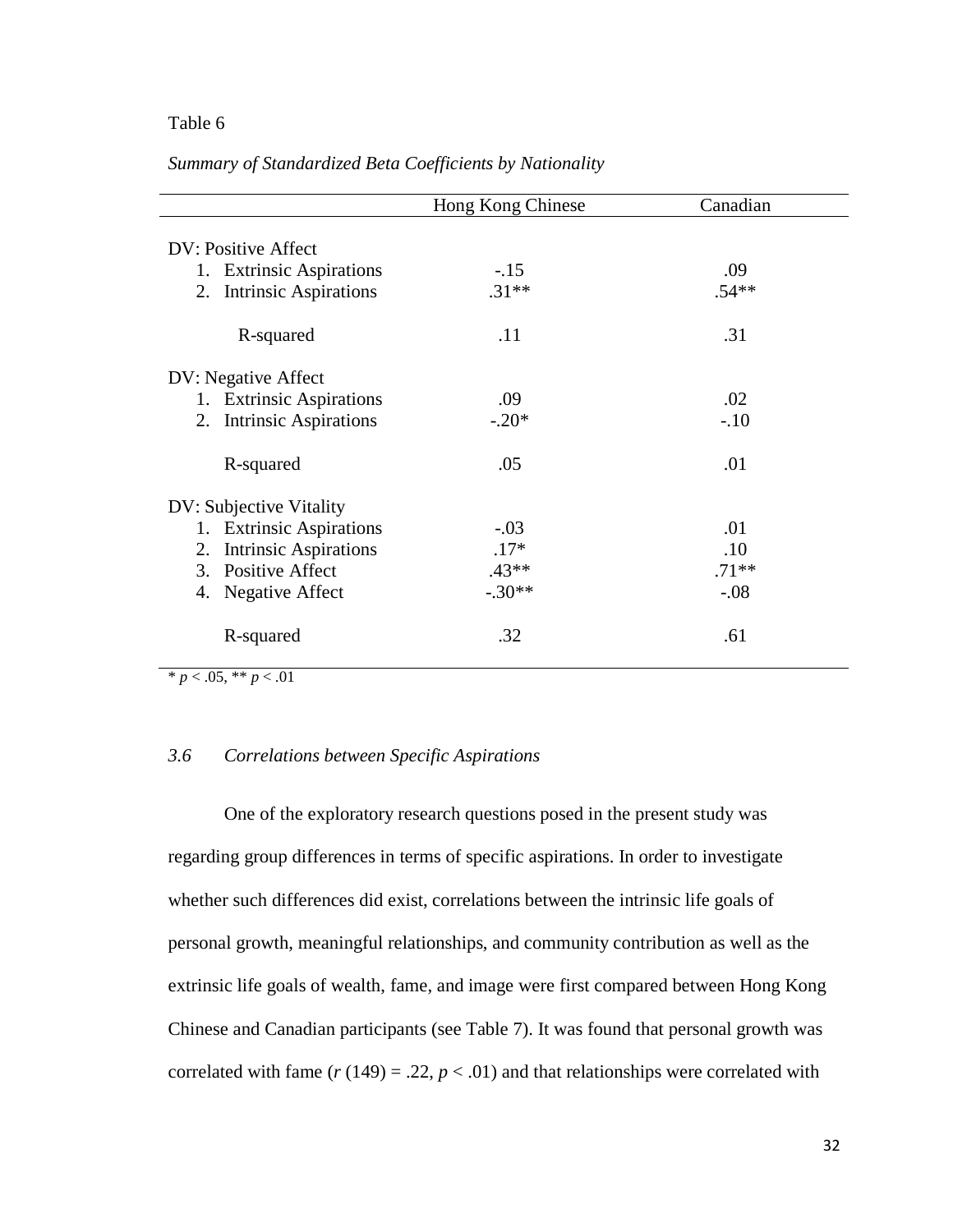Table 6

*Summary of Standardized Beta Coefficients by Nationality*

| | Hong Kong Chinese | Canadian |
|---|---|---|
| DV: Positive Affect | | |
| 1. Extrinsic Aspirations | -.15 | .09 |
| 2. Intrinsic Aspirations | .31** | .54** |
| R-squared | .11 | .31 |
| DV: Negative Affect | | |
| 1. Extrinsic Aspirations | .09 | .02 |
| 2. Intrinsic Aspirations | -.20* | -.10 |
| R-squared | .05 | .01 |
| DV: Subjective Vitality | | |
| 1. Extrinsic Aspirations | -.03 | .01 |
| 2. Intrinsic Aspirations | .17* | .10 |
| 3. Positive Affect | .43** | .71** |
| 4. Negative Affect | -.30** | -.08 |
| R-squared | .32 | .61 |

* $p < .05$, ** $p < .01$

### *3.6 Correlations between Specific Aspirations*

One of the exploratory research questions posed in the present study was regarding group differences in terms of specific aspirations. In order to investigate whether such differences did exist, correlations between the intrinsic life goals of personal growth, meaningful relationships, and community contribution as well as the extrinsic life goals of wealth, fame, and image were first compared between Hong Kong Chinese and Canadian participants (see Table 7). It was found that personal growth was correlated with fame ($r$ (149) = .22, $p < .01$) and that relationships were correlated with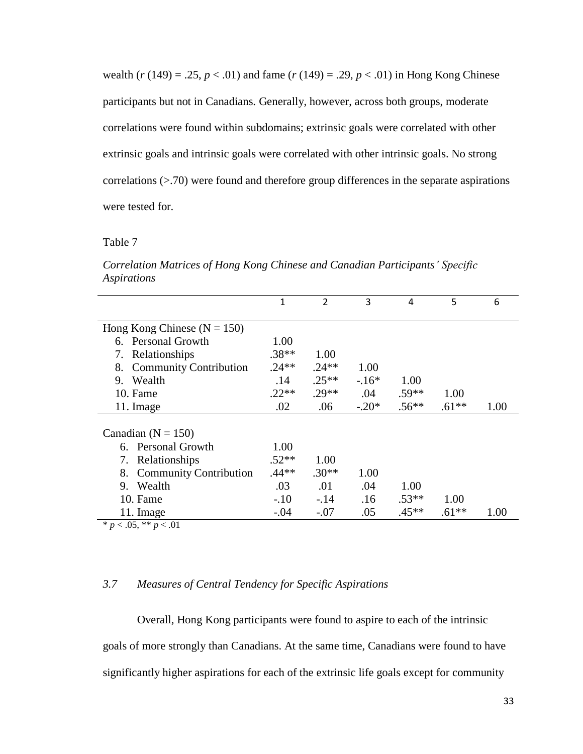wealth ($r$ (149) = .25, $p < .01$) and fame ($r$ (149) = .29, $p < .01$) in Hong Kong Chinese participants but not in Canadians. Generally, however, across both groups, moderate correlations were found within subdomains; extrinsic goals were correlated with other extrinsic goals and intrinsic goals were correlated with other intrinsic goals. No strong correlations (>.70) were found and therefore group differences in the separate aspirations were tested for.

Table 7

*Correlation Matrices of Hong Kong Chinese and Canadian Participants' Specific Aspirations*

| | 1 | 2 | 3 | 4 | 5 | 6 |
|---|---|---|---|---|---|---|
| Hong Kong Chinese (N = 150) | | | | | | |
| 6. Personal Growth | 1.00 | | | | | |
| 7. Relationships | .38** | 1.00 | | | | |
| 8. Community Contribution | .24** | .24** | 1.00 | | | |
| 9. Wealth | .14 | .25** | -.16* | 1.00 | | |
| 10. Fame | .22** | .29** | .04 | .59** | 1.00 | |
| 11. Image | .02 | .06 | -.20* | .56** | .61** | 1.00 |
| Canadian (N = 150) | | | | | | |
| 6. Personal Growth | 1.00 | | | | | |
| 7. Relationships | .52** | 1.00 | | | | |
| 8. Community Contribution | .44** | .30** | 1.00 | | | |
| 9. Wealth | .03 | .01 | .04 | 1.00 | | |
| 10. Fame | -.10 | -.14 | .16 | .53** | 1.00 | |
| 11. Image | -.04 | -.07 | .05 | .45** | .61** | 1.00 |

* $p < .05$, ** $p < .01$

### *3.7 Measures of Central Tendency for Specific Aspirations*

Overall, Hong Kong participants were found to aspire to each of the intrinsic goals of more strongly than Canadians. At the same time, Canadians were found to have significantly higher aspirations for each of the extrinsic life goals except for community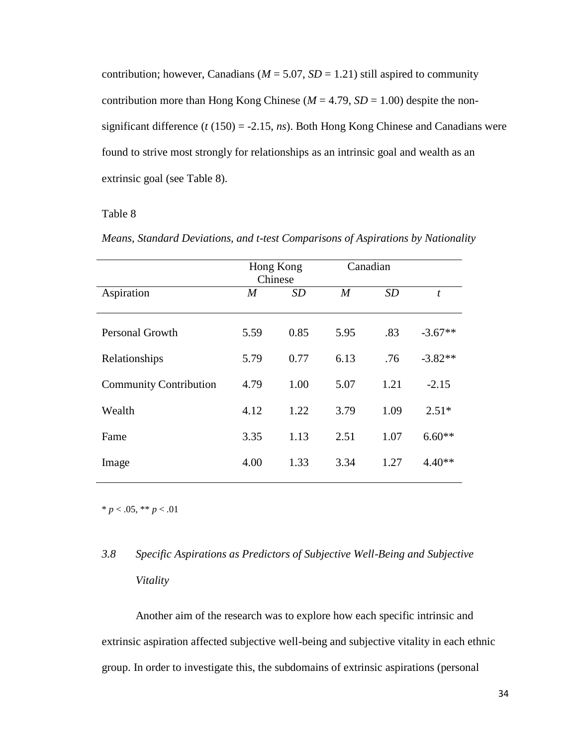contribution; however, Canadians (*M* = 5.07, *SD* = 1.21) still aspired to community contribution more than Hong Kong Chinese (*M* = 4.79, *SD* = 1.00) despite the non-significant difference (*t* (150) = -2.15, *ns*). Both Hong Kong Chinese and Canadians were found to strive most strongly for relationships as an intrinsic goal and wealth as an extrinsic goal (see Table 8).

Table 8

*Means, Standard Deviations, and t-test Comparisons of Aspirations by Nationality*

| | Hong Kong Chinese | | Canadian | | |
|---|---|---|---|---|---|
| Aspiration | *M* | *SD* | *M* | *SD* | *t* |
| Personal Growth | 5.59 | 0.85 | 5.95 | .83 | -3.67** |
| Relationships | 5.79 | 0.77 | 6.13 | .76 | -3.82** |
| Community Contribution | 4.79 | 1.00 | 5.07 | 1.21 | -2.15 |
| Wealth | 4.12 | 1.22 | 3.79 | 1.09 | 2.51* |
| Fame | 3.35 | 1.13 | 2.51 | 1.07 | 6.60** |
| Image | 4.00 | 1.33 | 3.34 | 1.27 | 4.40** |

* $p < .05$, ** $p < .01$

## *3.8 Specific Aspirations as Predictors of Subjective Well-Being and Subjective Vitality*

Another aim of the research was to explore how each specific intrinsic and extrinsic aspiration affected subjective well-being and subjective vitality in each ethnic group. In order to investigate this, the subdomains of extrinsic aspirations (personal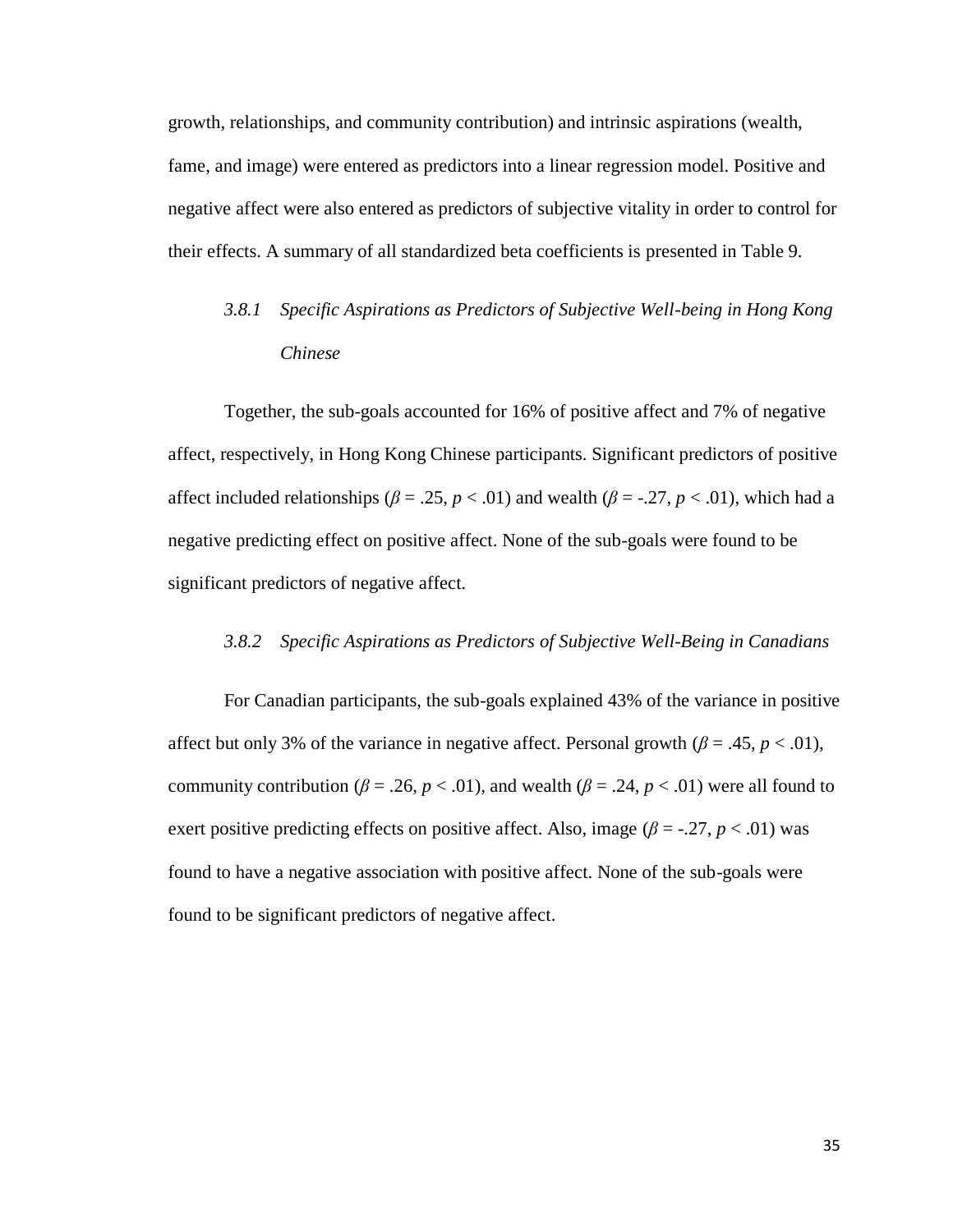growth, relationships, and community contribution) and intrinsic aspirations (wealth, fame, and image) were entered as predictors into a linear regression model. Positive and negative affect were also entered as predictors of subjective vitality in order to control for their effects. A summary of all standardized beta coefficients is presented in Table 9.

### 3.8.1 *Specific Aspirations as Predictors of Subjective Well-being in Hong Kong Chinese*

Together, the sub-goals accounted for 16% of positive affect and 7% of negative affect, respectively, in Hong Kong Chinese participants. Significant predictors of positive affect included relationships ($\beta = .25$, $p < .01$) and wealth ($\beta = -.27$, $p < .01$), which had a negative predicting effect on positive affect. None of the sub-goals were found to be significant predictors of negative affect.

### 3.8.2 *Specific Aspirations as Predictors of Subjective Well-Being in Canadians*

For Canadian participants, the sub-goals explained 43% of the variance in positive affect but only 3% of the variance in negative affect. Personal growth ($\beta = .45$, $p < .01$), community contribution ($\beta = .26$, $p < .01$), and wealth ($\beta = .24$, $p < .01$) were all found to exert positive predicting effects on positive affect. Also, image ($\beta = -.27$, $p < .01$) was found to have a negative association with positive affect. None of the sub-goals were found to be significant predictors of negative affect.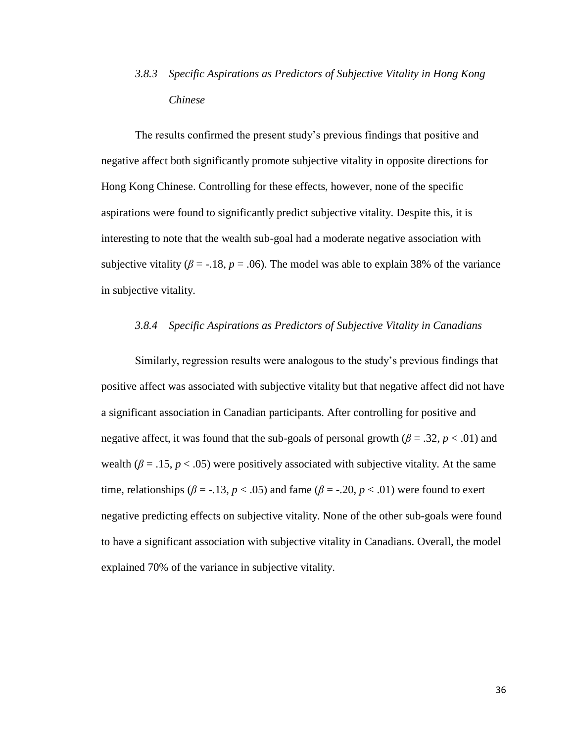### *3.8.3 Specific Aspirations as Predictors of Subjective Vitality in Hong Kong Chinese*

The results confirmed the present study's previous findings that positive and negative affect both significantly promote subjective vitality in opposite directions for Hong Kong Chinese. Controlling for these effects, however, none of the specific aspirations were found to significantly predict subjective vitality. Despite this, it is interesting to note that the wealth sub-goal had a moderate negative association with subjective vitality ($\beta = -.18$, $p = .06$). The model was able to explain 38% of the variance in subjective vitality.

### *3.8.4 Specific Aspirations as Predictors of Subjective Vitality in Canadians*

Similarly, regression results were analogous to the study's previous findings that positive affect was associated with subjective vitality but that negative affect did not have a significant association in Canadian participants. After controlling for positive and negative affect, it was found that the sub-goals of personal growth ($\beta = .32$, $p < .01$) and wealth ($\beta = .15$, $p < .05$) were positively associated with subjective vitality. At the same time, relationships ($\beta = -.13$, $p < .05$) and fame ($\beta = -.20$, $p < .01$) were found to exert negative predicting effects on subjective vitality. None of the other sub-goals were found to have a significant association with subjective vitality in Canadians. Overall, the model explained 70% of the variance in subjective vitality.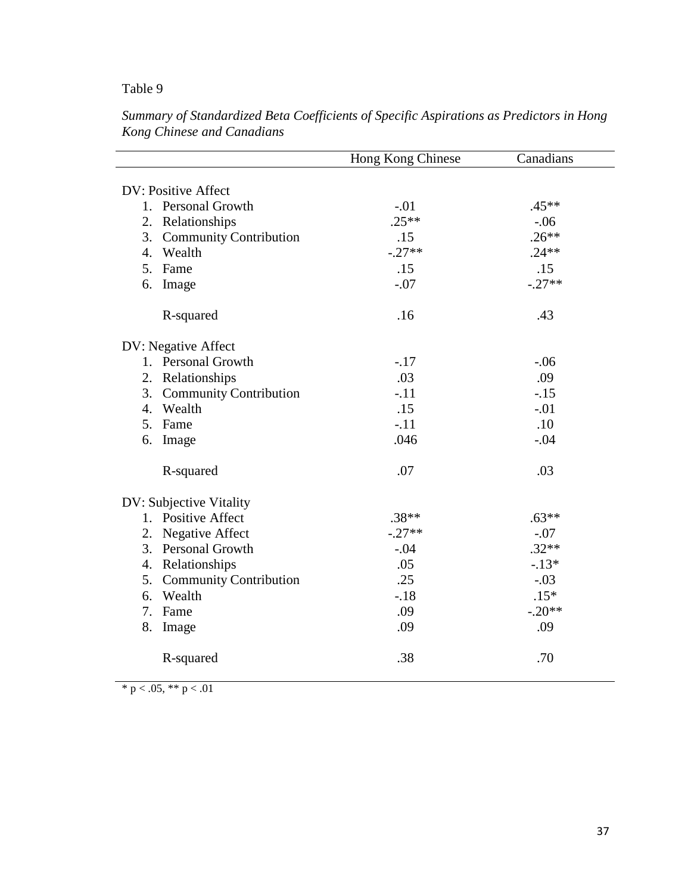Table 9

*Summary of Standardized Beta Coefficients of Specific Aspirations as Predictors in Hong Kong Chinese and Canadians*

| | Hong Kong Chinese | Canadians |
|---|---|---|
| DV: Positive Affect | | |
| 1. Personal Growth | -.01 | .45** |
| 2. Relationships | .25** | -.06 |
| 3. Community Contribution | .15 | .26** |
| 4. Wealth | -.27** | .24** |
| 5. Fame | .15 | .15 |
| 6. Image | -.07 | -.27** |
| R-squared | .16 | .43 |
| DV: Negative Affect | | |
| 1. Personal Growth | -.17 | -.06 |
| 2. Relationships | .03 | .09 |
| 3. Community Contribution | -.11 | -.15 |
| 4. Wealth | .15 | -.01 |
| 5. Fame | -.11 | .10 |
| 6. Image | .046 | -.04 |
| R-squared | .07 | .03 |
| DV: Subjective Vitality | | |
| 1. Positive Affect | .38** | .63** |
| 2. Negative Affect | -.27** | -.07 |
| 3. Personal Growth | -.04 | .32** |
| 4. Relationships | .05 | -.13* |
| 5. Community Contribution | .25 | -.03 |
| 6. Wealth | -.18 | .15* |
| 7. Fame | .09 | -.20** |
| 8. Image | .09 | .09 |
| R-squared | .38 | .70 |

* $p < .05$, ** $p < .01$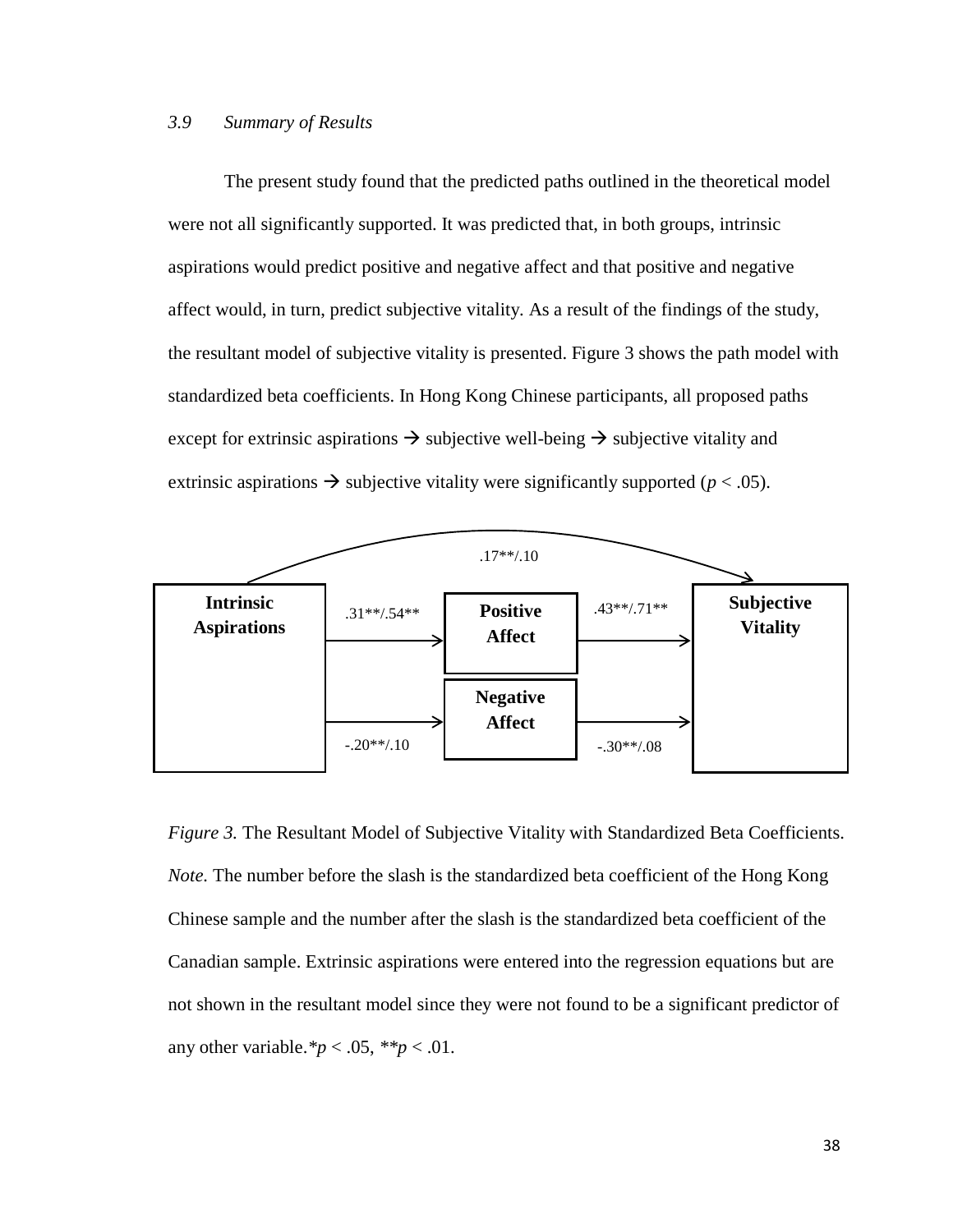*3.9 Summary of Results*

The present study found that the predicted paths outlined in the theoretical model were not all significantly supported. It was predicted that, in both groups, intrinsic aspirations would predict positive and negative affect and that positive and negative affect would, in turn, predict subjective vitality. As a result of the findings of the study, the resultant model of subjective vitality is presented. Figure 3 shows the path model with standardized beta coefficients. In Hong Kong Chinese participants, all proposed paths except for extrinsic aspirations → subjective well-being → subjective vitality and extrinsic aspirations → subjective vitality were significantly supported ($p < .05$).

.17**/.10

**Intrinsic Aspirations** — .31**/.54** → **Positive Affect** — .43**/.71** → **Subjective Vitality**

**Intrinsic Aspirations** — -.20**/.10 → **Negative Affect** — -.30**/.08 → **Subjective Vitality**

*Figure 3.* The Resultant Model of Subjective Vitality with Standardized Beta Coefficients. *Note.* The number before the slash is the standardized beta coefficient of the Hong Kong Chinese sample and the number after the slash is the standardized beta coefficient of the Canadian sample. Extrinsic aspirations were entered into the regression equations but are not shown in the resultant model since they were not found to be a significant predictor of any other variable.*$p < .05$, **$p < .01$.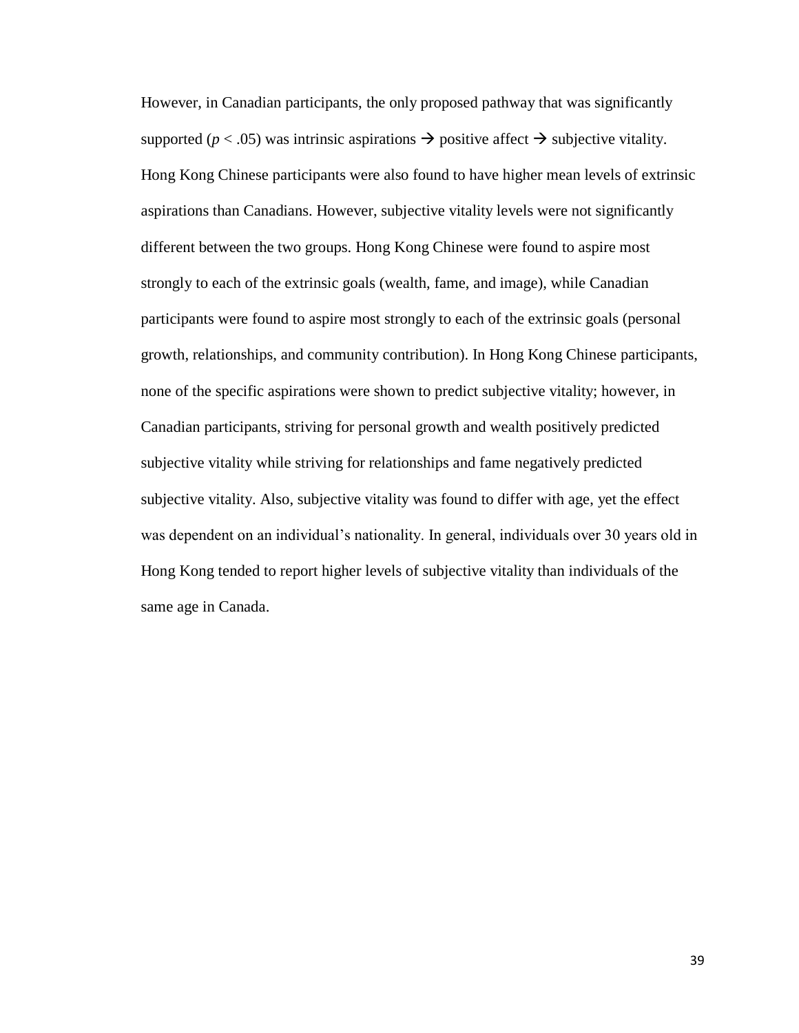However, in Canadian participants, the only proposed pathway that was significantly supported ($p < .05$) was intrinsic aspirations → positive affect → subjective vitality. Hong Kong Chinese participants were also found to have higher mean levels of extrinsic aspirations than Canadians. However, subjective vitality levels were not significantly different between the two groups. Hong Kong Chinese were found to aspire most strongly to each of the extrinsic goals (wealth, fame, and image), while Canadian participants were found to aspire most strongly to each of the extrinsic goals (personal growth, relationships, and community contribution). In Hong Kong Chinese participants, none of the specific aspirations were shown to predict subjective vitality; however, in Canadian participants, striving for personal growth and wealth positively predicted subjective vitality while striving for relationships and fame negatively predicted subjective vitality. Also, subjective vitality was found to differ with age, yet the effect was dependent on an individual's nationality. In general, individuals over 30 years old in Hong Kong tended to report higher levels of subjective vitality than individuals of the same age in Canada.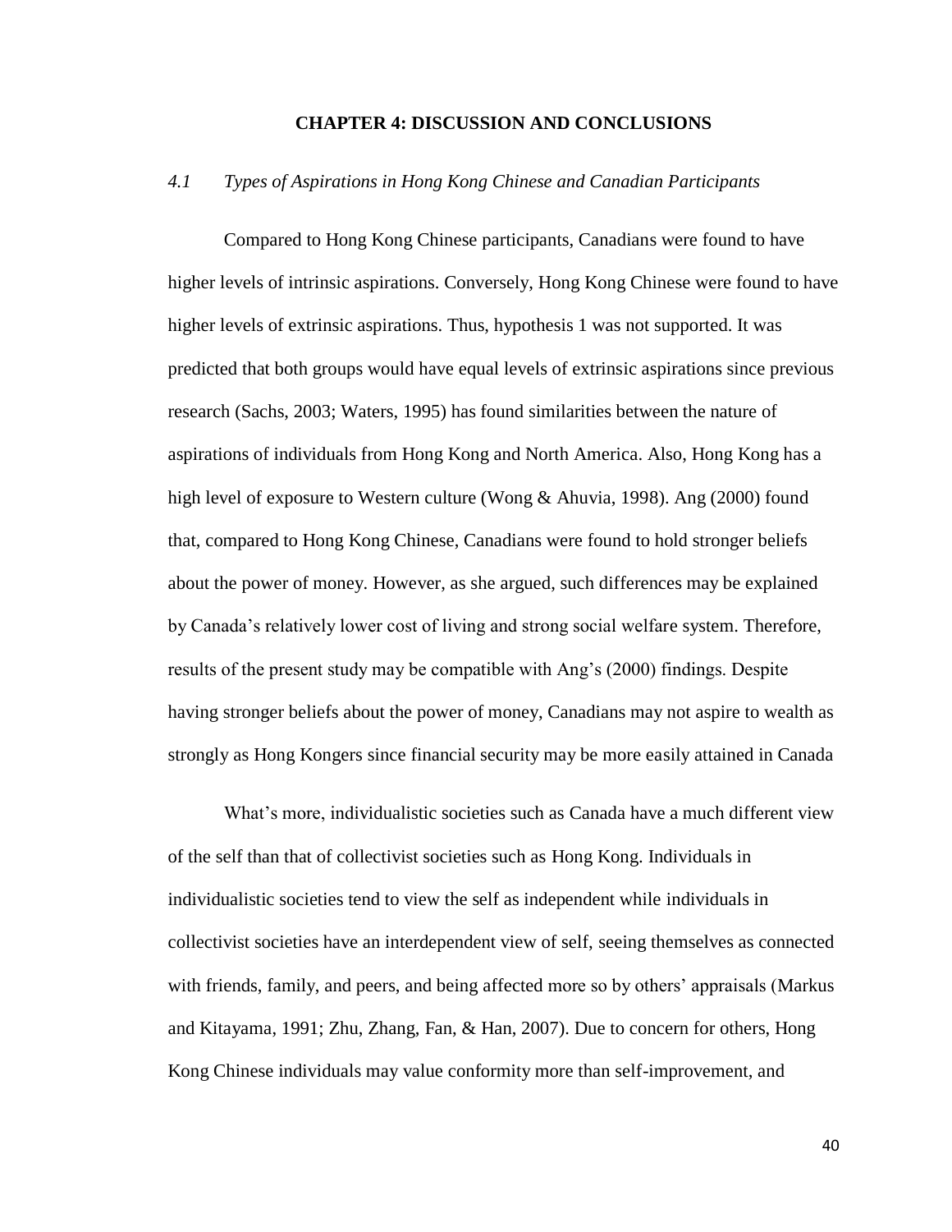## CHAPTER 4: DISCUSSION AND CONCLUSIONS

### *4.1 Types of Aspirations in Hong Kong Chinese and Canadian Participants*

Compared to Hong Kong Chinese participants, Canadians were found to have higher levels of intrinsic aspirations. Conversely, Hong Kong Chinese were found to have higher levels of extrinsic aspirations. Thus, hypothesis 1 was not supported. It was predicted that both groups would have equal levels of extrinsic aspirations since previous research (Sachs, 2003; Waters, 1995) has found similarities between the nature of aspirations of individuals from Hong Kong and North America. Also, Hong Kong has a high level of exposure to Western culture (Wong & Ahuvia, 1998). Ang (2000) found that, compared to Hong Kong Chinese, Canadians were found to hold stronger beliefs about the power of money. However, as she argued, such differences may be explained by Canada's relatively lower cost of living and strong social welfare system. Therefore, results of the present study may be compatible with Ang's (2000) findings. Despite having stronger beliefs about the power of money, Canadians may not aspire to wealth as strongly as Hong Kongers since financial security may be more easily attained in Canada

What's more, individualistic societies such as Canada have a much different view of the self than that of collectivist societies such as Hong Kong. Individuals in individualistic societies tend to view the self as independent while individuals in collectivist societies have an interdependent view of self, seeing themselves as connected with friends, family, and peers, and being affected more so by others' appraisals (Markus and Kitayama, 1991; Zhu, Zhang, Fan, & Han, 2007). Due to concern for others, Hong Kong Chinese individuals may value conformity more than self-improvement, and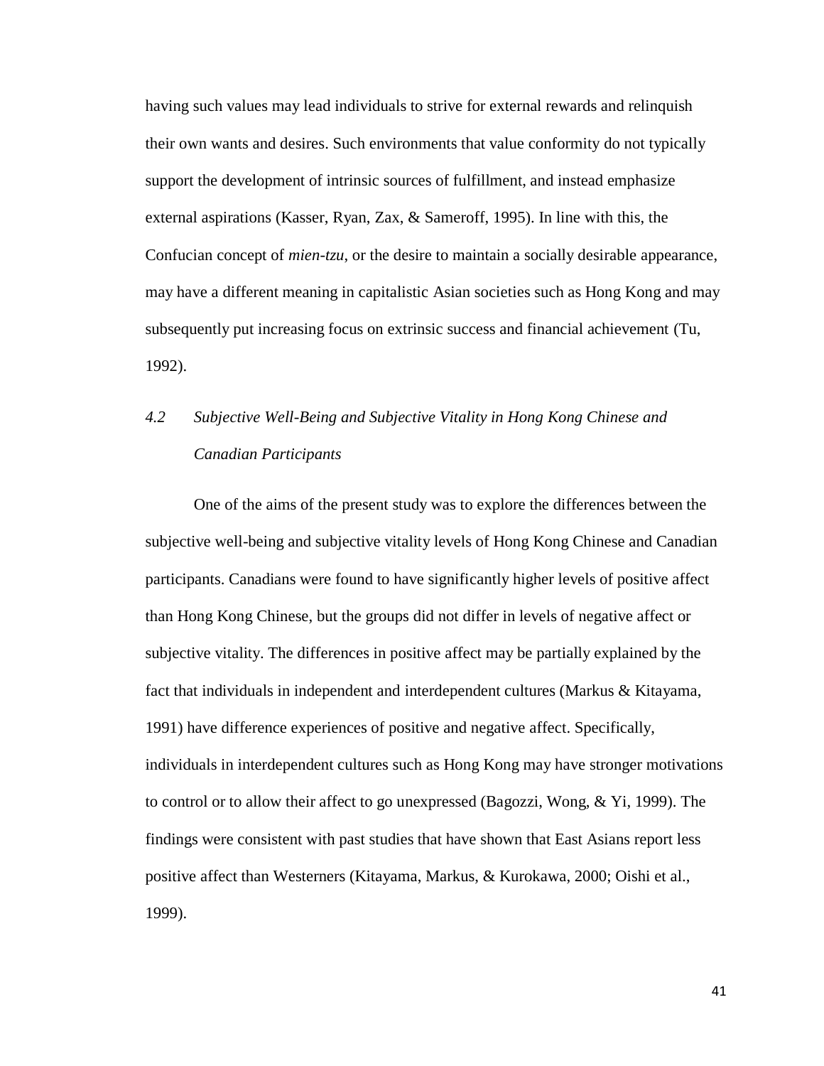having such values may lead individuals to strive for external rewards and relinquish their own wants and desires. Such environments that value conformity do not typically support the development of intrinsic sources of fulfillment, and instead emphasize external aspirations (Kasser, Ryan, Zax, & Sameroff, 1995). In line with this, the Confucian concept of *mien-tzu*, or the desire to maintain a socially desirable appearance, may have a different meaning in capitalistic Asian societies such as Hong Kong and may subsequently put increasing focus on extrinsic success and financial achievement (Tu, 1992).

### *4.2 Subjective Well-Being and Subjective Vitality in Hong Kong Chinese and Canadian Participants*

One of the aims of the present study was to explore the differences between the subjective well-being and subjective vitality levels of Hong Kong Chinese and Canadian participants. Canadians were found to have significantly higher levels of positive affect than Hong Kong Chinese, but the groups did not differ in levels of negative affect or subjective vitality. The differences in positive affect may be partially explained by the fact that individuals in independent and interdependent cultures (Markus & Kitayama, 1991) have difference experiences of positive and negative affect. Specifically, individuals in interdependent cultures such as Hong Kong may have stronger motivations to control or to allow their affect to go unexpressed (Bagozzi, Wong, & Yi, 1999). The findings were consistent with past studies that have shown that East Asians report less positive affect than Westerners (Kitayama, Markus, & Kurokawa, 2000; Oishi et al., 1999).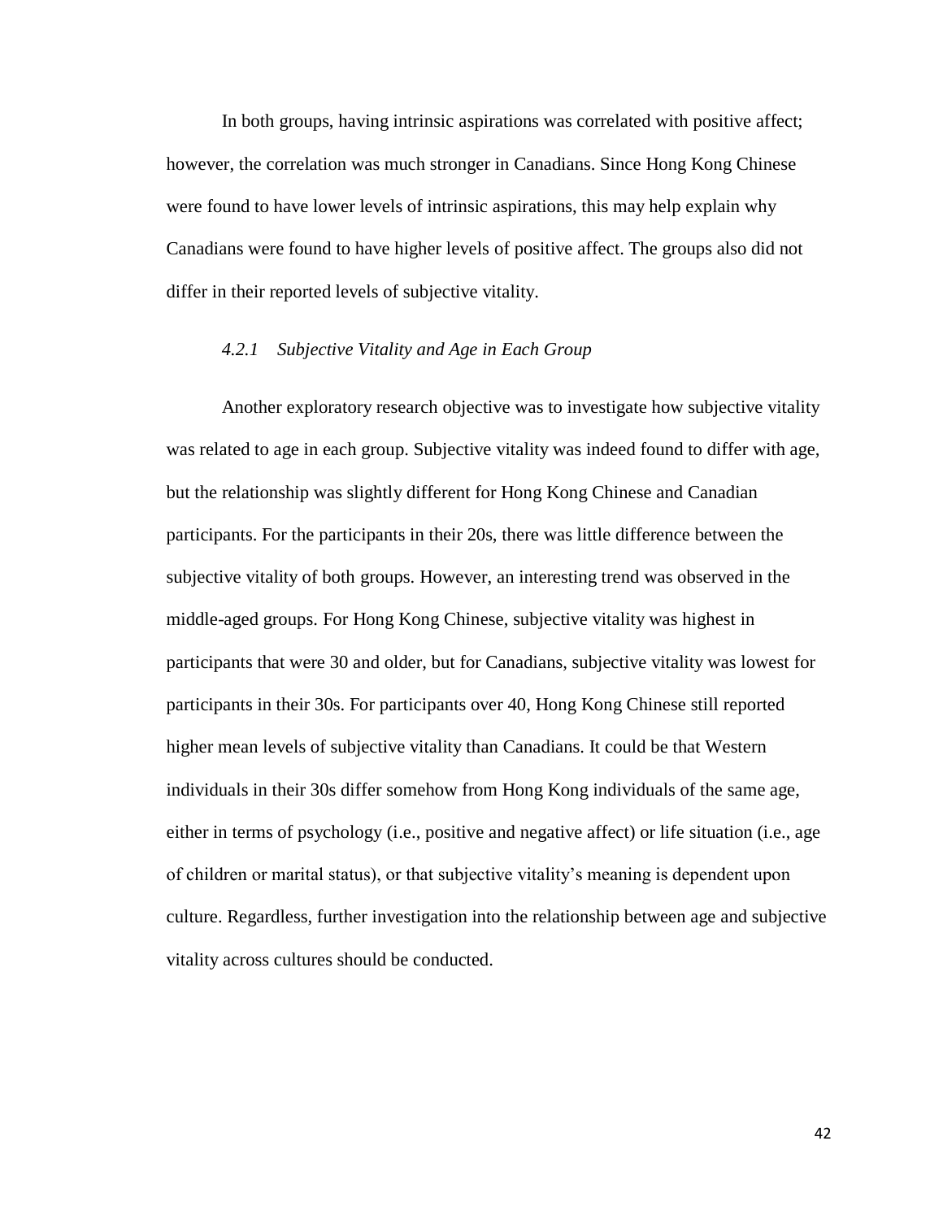In both groups, having intrinsic aspirations was correlated with positive affect; however, the correlation was much stronger in Canadians. Since Hong Kong Chinese were found to have lower levels of intrinsic aspirations, this may help explain why Canadians were found to have higher levels of positive affect. The groups also did not differ in their reported levels of subjective vitality.

### *4.2.1 Subjective Vitality and Age in Each Group*

Another exploratory research objective was to investigate how subjective vitality was related to age in each group. Subjective vitality was indeed found to differ with age, but the relationship was slightly different for Hong Kong Chinese and Canadian participants. For the participants in their 20s, there was little difference between the subjective vitality of both groups. However, an interesting trend was observed in the middle-aged groups. For Hong Kong Chinese, subjective vitality was highest in participants that were 30 and older, but for Canadians, subjective vitality was lowest for participants in their 30s. For participants over 40, Hong Kong Chinese still reported higher mean levels of subjective vitality than Canadians. It could be that Western individuals in their 30s differ somehow from Hong Kong individuals of the same age, either in terms of psychology (i.e., positive and negative affect) or life situation (i.e., age of children or marital status), or that subjective vitality's meaning is dependent upon culture. Regardless, further investigation into the relationship between age and subjective vitality across cultures should be conducted.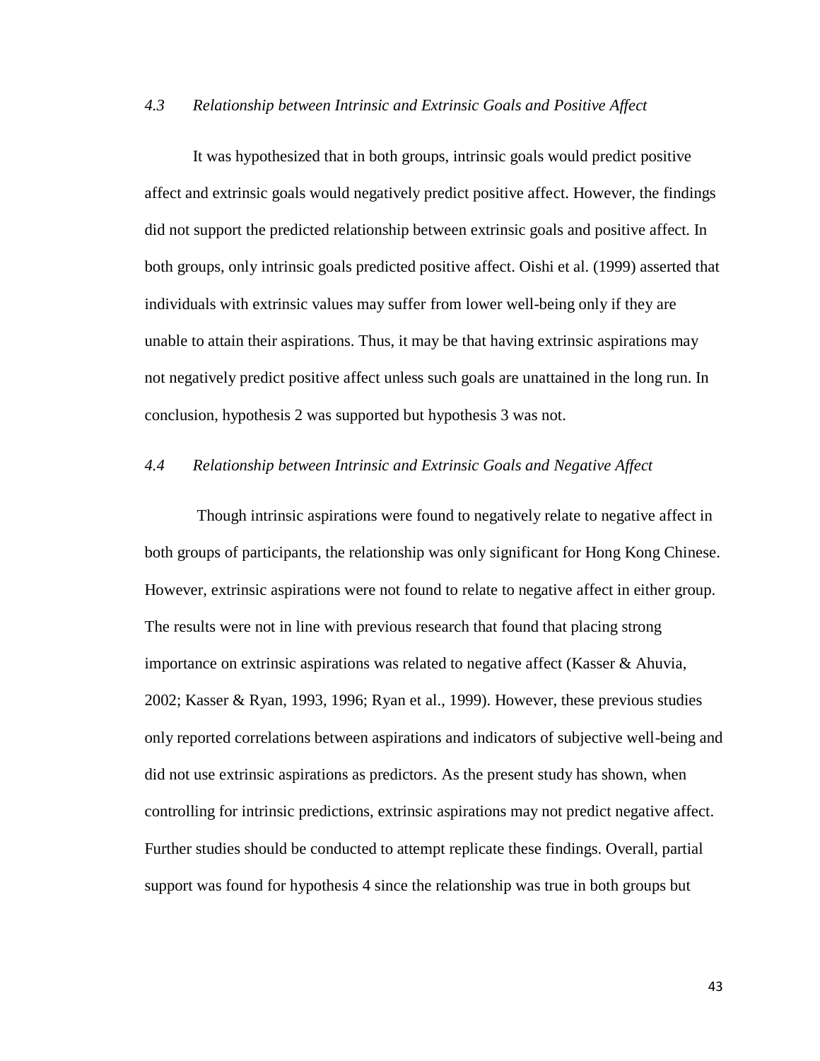### *4.3 Relationship between Intrinsic and Extrinsic Goals and Positive Affect*

It was hypothesized that in both groups, intrinsic goals would predict positive affect and extrinsic goals would negatively predict positive affect. However, the findings did not support the predicted relationship between extrinsic goals and positive affect. In both groups, only intrinsic goals predicted positive affect. Oishi et al. (1999) asserted that individuals with extrinsic values may suffer from lower well-being only if they are unable to attain their aspirations. Thus, it may be that having extrinsic aspirations may not negatively predict positive affect unless such goals are unattained in the long run. In conclusion, hypothesis 2 was supported but hypothesis 3 was not.

### *4.4 Relationship between Intrinsic and Extrinsic Goals and Negative Affect*

Though intrinsic aspirations were found to negatively relate to negative affect in both groups of participants, the relationship was only significant for Hong Kong Chinese. However, extrinsic aspirations were not found to relate to negative affect in either group. The results were not in line with previous research that found that placing strong importance on extrinsic aspirations was related to negative affect (Kasser & Ahuvia, 2002; Kasser & Ryan, 1993, 1996; Ryan et al., 1999). However, these previous studies only reported correlations between aspirations and indicators of subjective well-being and did not use extrinsic aspirations as predictors. As the present study has shown, when controlling for intrinsic predictions, extrinsic aspirations may not predict negative affect. Further studies should be conducted to attempt replicate these findings. Overall, partial support was found for hypothesis 4 since the relationship was true in both groups but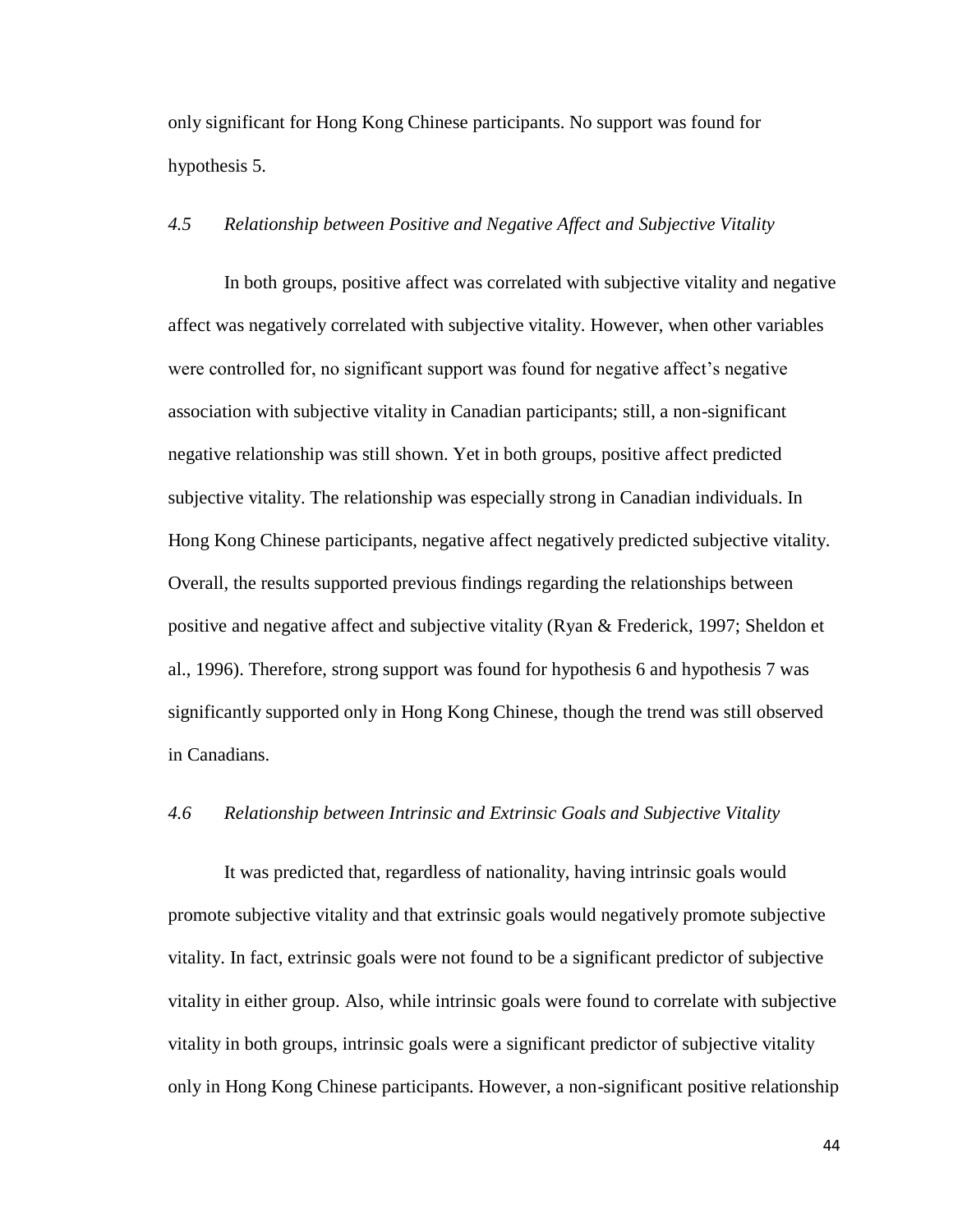only significant for Hong Kong Chinese participants. No support was found for hypothesis 5.

### *4.5 Relationship between Positive and Negative Affect and Subjective Vitality*

In both groups, positive affect was correlated with subjective vitality and negative affect was negatively correlated with subjective vitality. However, when other variables were controlled for, no significant support was found for negative affect's negative association with subjective vitality in Canadian participants; still, a non-significant negative relationship was still shown. Yet in both groups, positive affect predicted subjective vitality. The relationship was especially strong in Canadian individuals. In Hong Kong Chinese participants, negative affect negatively predicted subjective vitality. Overall, the results supported previous findings regarding the relationships between positive and negative affect and subjective vitality (Ryan & Frederick, 1997; Sheldon et al., 1996). Therefore, strong support was found for hypothesis 6 and hypothesis 7 was significantly supported only in Hong Kong Chinese, though the trend was still observed in Canadians.

### *4.6 Relationship between Intrinsic and Extrinsic Goals and Subjective Vitality*

It was predicted that, regardless of nationality, having intrinsic goals would promote subjective vitality and that extrinsic goals would negatively promote subjective vitality. In fact, extrinsic goals were not found to be a significant predictor of subjective vitality in either group. Also, while intrinsic goals were found to correlate with subjective vitality in both groups, intrinsic goals were a significant predictor of subjective vitality only in Hong Kong Chinese participants. However, a non-significant positive relationship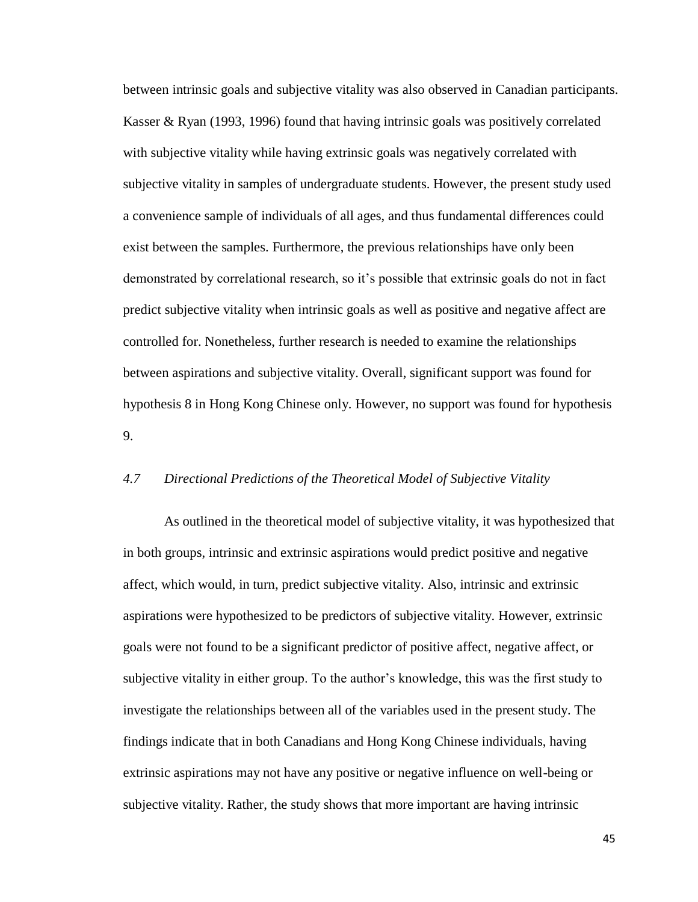between intrinsic goals and subjective vitality was also observed in Canadian participants. Kasser & Ryan (1993, 1996) found that having intrinsic goals was positively correlated with subjective vitality while having extrinsic goals was negatively correlated with subjective vitality in samples of undergraduate students. However, the present study used a convenience sample of individuals of all ages, and thus fundamental differences could exist between the samples. Furthermore, the previous relationships have only been demonstrated by correlational research, so it's possible that extrinsic goals do not in fact predict subjective vitality when intrinsic goals as well as positive and negative affect are controlled for. Nonetheless, further research is needed to examine the relationships between aspirations and subjective vitality. Overall, significant support was found for hypothesis 8 in Hong Kong Chinese only. However, no support was found for hypothesis 9.

### *4.7 Directional Predictions of the Theoretical Model of Subjective Vitality*

As outlined in the theoretical model of subjective vitality, it was hypothesized that in both groups, intrinsic and extrinsic aspirations would predict positive and negative affect, which would, in turn, predict subjective vitality. Also, intrinsic and extrinsic aspirations were hypothesized to be predictors of subjective vitality. However, extrinsic goals were not found to be a significant predictor of positive affect, negative affect, or subjective vitality in either group. To the author's knowledge, this was the first study to investigate the relationships between all of the variables used in the present study. The findings indicate that in both Canadians and Hong Kong Chinese individuals, having extrinsic aspirations may not have any positive or negative influence on well-being or subjective vitality. Rather, the study shows that more important are having intrinsic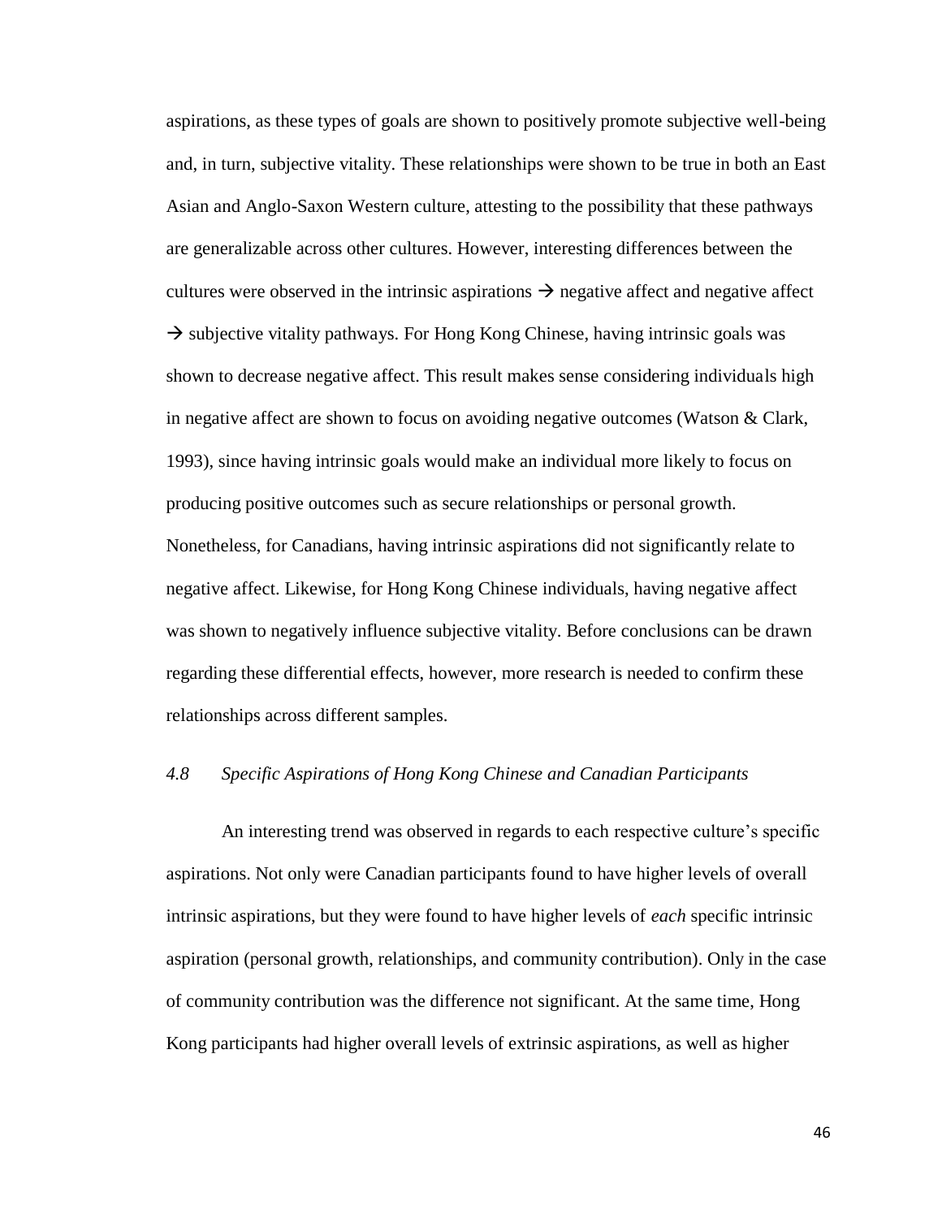aspirations, as these types of goals are shown to positively promote subjective well-being and, in turn, subjective vitality. These relationships were shown to be true in both an East Asian and Anglo-Saxon Western culture, attesting to the possibility that these pathways are generalizable across other cultures. However, interesting differences between the cultures were observed in the intrinsic aspirations → negative affect and negative affect → subjective vitality pathways. For Hong Kong Chinese, having intrinsic goals was shown to decrease negative affect. This result makes sense considering individuals high in negative affect are shown to focus on avoiding negative outcomes (Watson & Clark, 1993), since having intrinsic goals would make an individual more likely to focus on producing positive outcomes such as secure relationships or personal growth. Nonetheless, for Canadians, having intrinsic aspirations did not significantly relate to negative affect. Likewise, for Hong Kong Chinese individuals, having negative affect was shown to negatively influence subjective vitality. Before conclusions can be drawn regarding these differential effects, however, more research is needed to confirm these relationships across different samples.

### *4.8 Specific Aspirations of Hong Kong Chinese and Canadian Participants*

An interesting trend was observed in regards to each respective culture's specific aspirations. Not only were Canadian participants found to have higher levels of overall intrinsic aspirations, but they were found to have higher levels of *each* specific intrinsic aspiration (personal growth, relationships, and community contribution). Only in the case of community contribution was the difference not significant. At the same time, Hong Kong participants had higher overall levels of extrinsic aspirations, as well as higher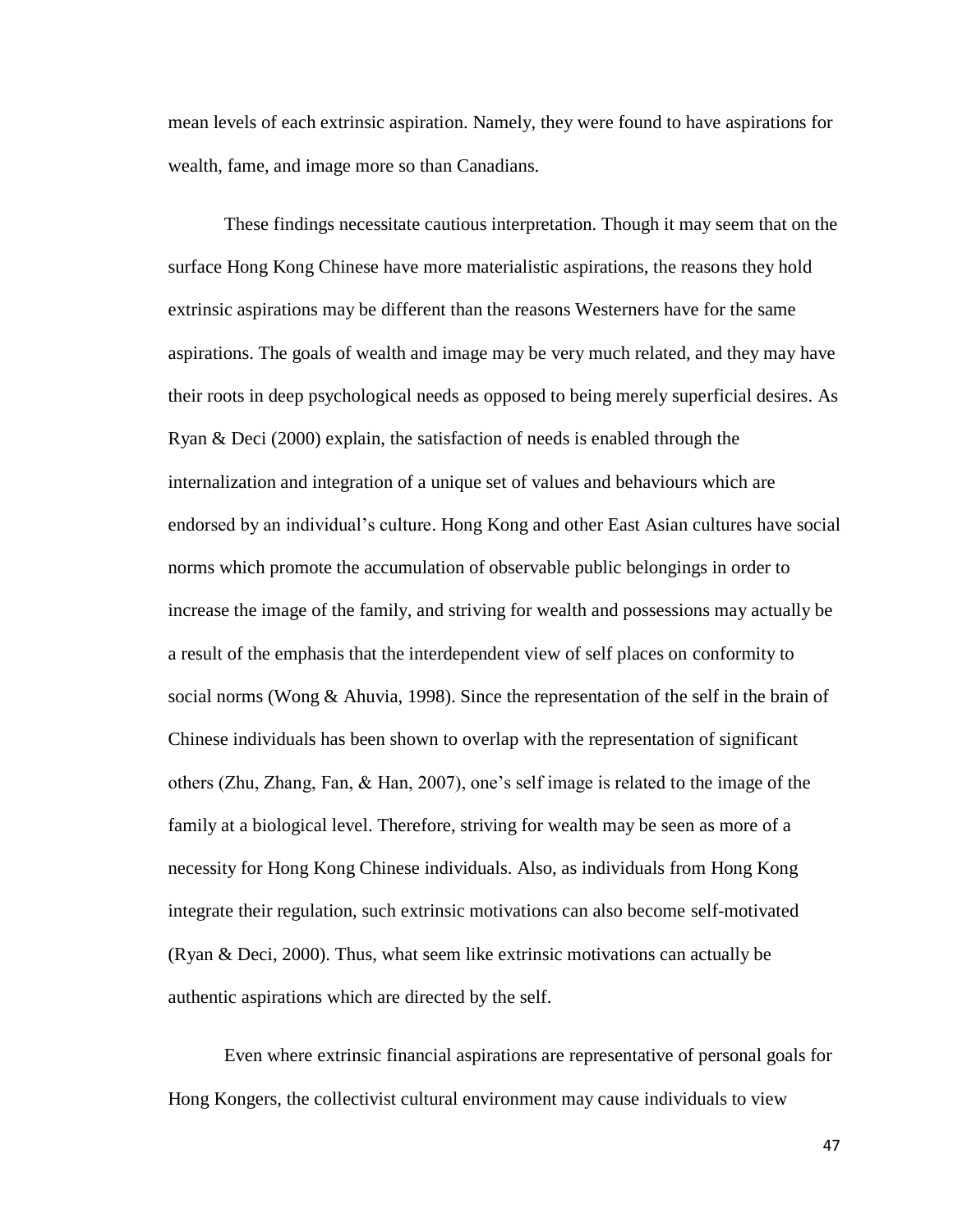mean levels of each extrinsic aspiration. Namely, they were found to have aspirations for wealth, fame, and image more so than Canadians.

These findings necessitate cautious interpretation. Though it may seem that on the surface Hong Kong Chinese have more materialistic aspirations, the reasons they hold extrinsic aspirations may be different than the reasons Westerners have for the same aspirations. The goals of wealth and image may be very much related, and they may have their roots in deep psychological needs as opposed to being merely superficial desires. As Ryan & Deci (2000) explain, the satisfaction of needs is enabled through the internalization and integration of a unique set of values and behaviours which are endorsed by an individual's culture. Hong Kong and other East Asian cultures have social norms which promote the accumulation of observable public belongings in order to increase the image of the family, and striving for wealth and possessions may actually be a result of the emphasis that the interdependent view of self places on conformity to social norms (Wong & Ahuvia, 1998). Since the representation of the self in the brain of Chinese individuals has been shown to overlap with the representation of significant others (Zhu, Zhang, Fan, & Han, 2007), one's self image is related to the image of the family at a biological level. Therefore, striving for wealth may be seen as more of a necessity for Hong Kong Chinese individuals. Also, as individuals from Hong Kong integrate their regulation, such extrinsic motivations can also become self-motivated (Ryan & Deci, 2000). Thus, what seem like extrinsic motivations can actually be authentic aspirations which are directed by the self.

Even where extrinsic financial aspirations are representative of personal goals for Hong Kongers, the collectivist cultural environment may cause individuals to view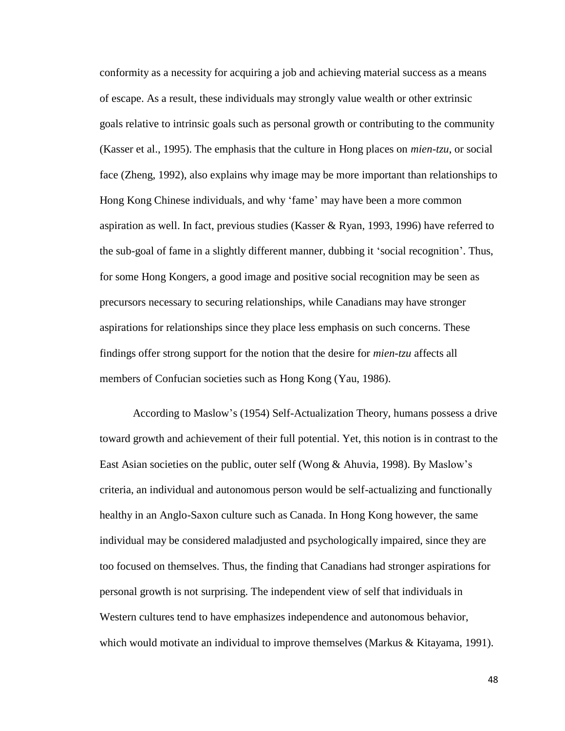conformity as a necessity for acquiring a job and achieving material success as a means of escape. As a result, these individuals may strongly value wealth or other extrinsic goals relative to intrinsic goals such as personal growth or contributing to the community (Kasser et al., 1995). The emphasis that the culture in Hong places on *mien-tzu*, or social face (Zheng, 1992), also explains why image may be more important than relationships to Hong Kong Chinese individuals, and why 'fame' may have been a more common aspiration as well. In fact, previous studies (Kasser & Ryan, 1993, 1996) have referred to the sub-goal of fame in a slightly different manner, dubbing it 'social recognition'. Thus, for some Hong Kongers, a good image and positive social recognition may be seen as precursors necessary to securing relationships, while Canadians may have stronger aspirations for relationships since they place less emphasis on such concerns. These findings offer strong support for the notion that the desire for *mien-tzu* affects all members of Confucian societies such as Hong Kong (Yau, 1986).

According to Maslow's (1954) Self-Actualization Theory, humans possess a drive toward growth and achievement of their full potential. Yet, this notion is in contrast to the East Asian societies on the public, outer self (Wong & Ahuvia, 1998). By Maslow's criteria, an individual and autonomous person would be self-actualizing and functionally healthy in an Anglo-Saxon culture such as Canada. In Hong Kong however, the same individual may be considered maladjusted and psychologically impaired, since they are too focused on themselves. Thus, the finding that Canadians had stronger aspirations for personal growth is not surprising. The independent view of self that individuals in Western cultures tend to have emphasizes independence and autonomous behavior, which would motivate an individual to improve themselves (Markus & Kitayama, 1991).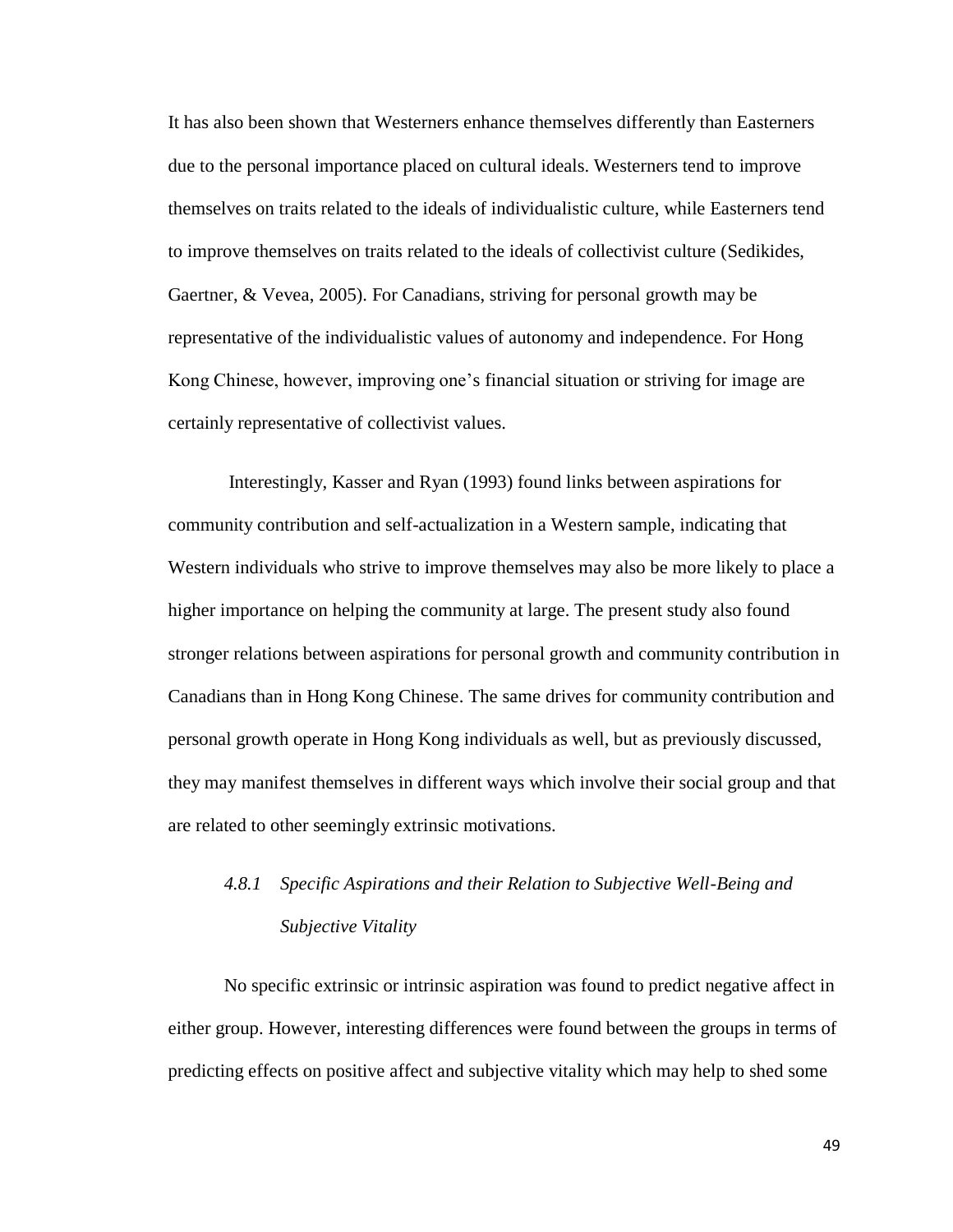It has also been shown that Westerners enhance themselves differently than Easterners due to the personal importance placed on cultural ideals. Westerners tend to improve themselves on traits related to the ideals of individualistic culture, while Easterners tend to improve themselves on traits related to the ideals of collectivist culture (Sedikides, Gaertner, & Vevea, 2005). For Canadians, striving for personal growth may be representative of the individualistic values of autonomy and independence. For Hong Kong Chinese, however, improving one's financial situation or striving for image are certainly representative of collectivist values.

Interestingly, Kasser and Ryan (1993) found links between aspirations for community contribution and self-actualization in a Western sample, indicating that Western individuals who strive to improve themselves may also be more likely to place a higher importance on helping the community at large. The present study also found stronger relations between aspirations for personal growth and community contribution in Canadians than in Hong Kong Chinese. The same drives for community contribution and personal growth operate in Hong Kong individuals as well, but as previously discussed, they may manifest themselves in different ways which involve their social group and that are related to other seemingly extrinsic motivations.

### *4.8.1 Specific Aspirations and their Relation to Subjective Well-Being and Subjective Vitality*

No specific extrinsic or intrinsic aspiration was found to predict negative affect in either group. However, interesting differences were found between the groups in terms of predicting effects on positive affect and subjective vitality which may help to shed some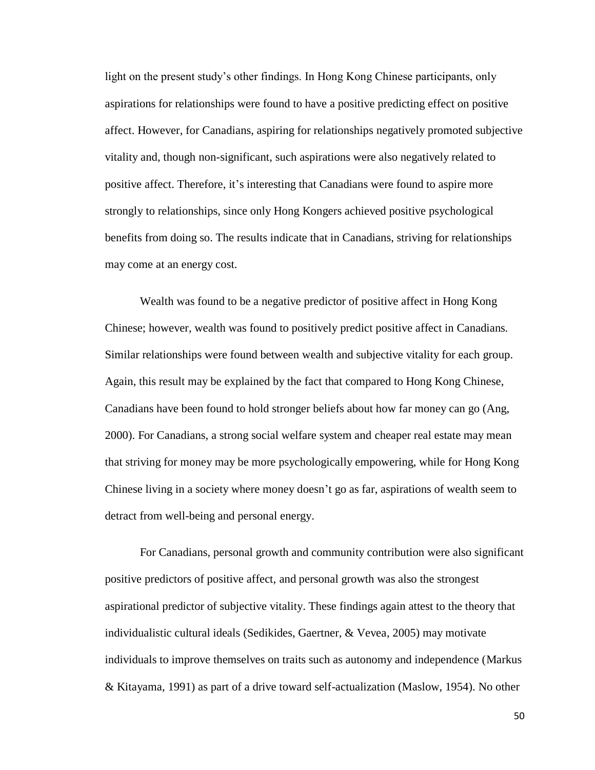light on the present study's other findings. In Hong Kong Chinese participants, only aspirations for relationships were found to have a positive predicting effect on positive affect. However, for Canadians, aspiring for relationships negatively promoted subjective vitality and, though non-significant, such aspirations were also negatively related to positive affect. Therefore, it's interesting that Canadians were found to aspire more strongly to relationships, since only Hong Kongers achieved positive psychological benefits from doing so. The results indicate that in Canadians, striving for relationships may come at an energy cost.

Wealth was found to be a negative predictor of positive affect in Hong Kong Chinese; however, wealth was found to positively predict positive affect in Canadians. Similar relationships were found between wealth and subjective vitality for each group. Again, this result may be explained by the fact that compared to Hong Kong Chinese, Canadians have been found to hold stronger beliefs about how far money can go (Ang, 2000). For Canadians, a strong social welfare system and cheaper real estate may mean that striving for money may be more psychologically empowering, while for Hong Kong Chinese living in a society where money doesn't go as far, aspirations of wealth seem to detract from well-being and personal energy.

For Canadians, personal growth and community contribution were also significant positive predictors of positive affect, and personal growth was also the strongest aspirational predictor of subjective vitality. These findings again attest to the theory that individualistic cultural ideals (Sedikides, Gaertner, & Vevea, 2005) may motivate individuals to improve themselves on traits such as autonomy and independence (Markus & Kitayama, 1991) as part of a drive toward self-actualization (Maslow, 1954). No other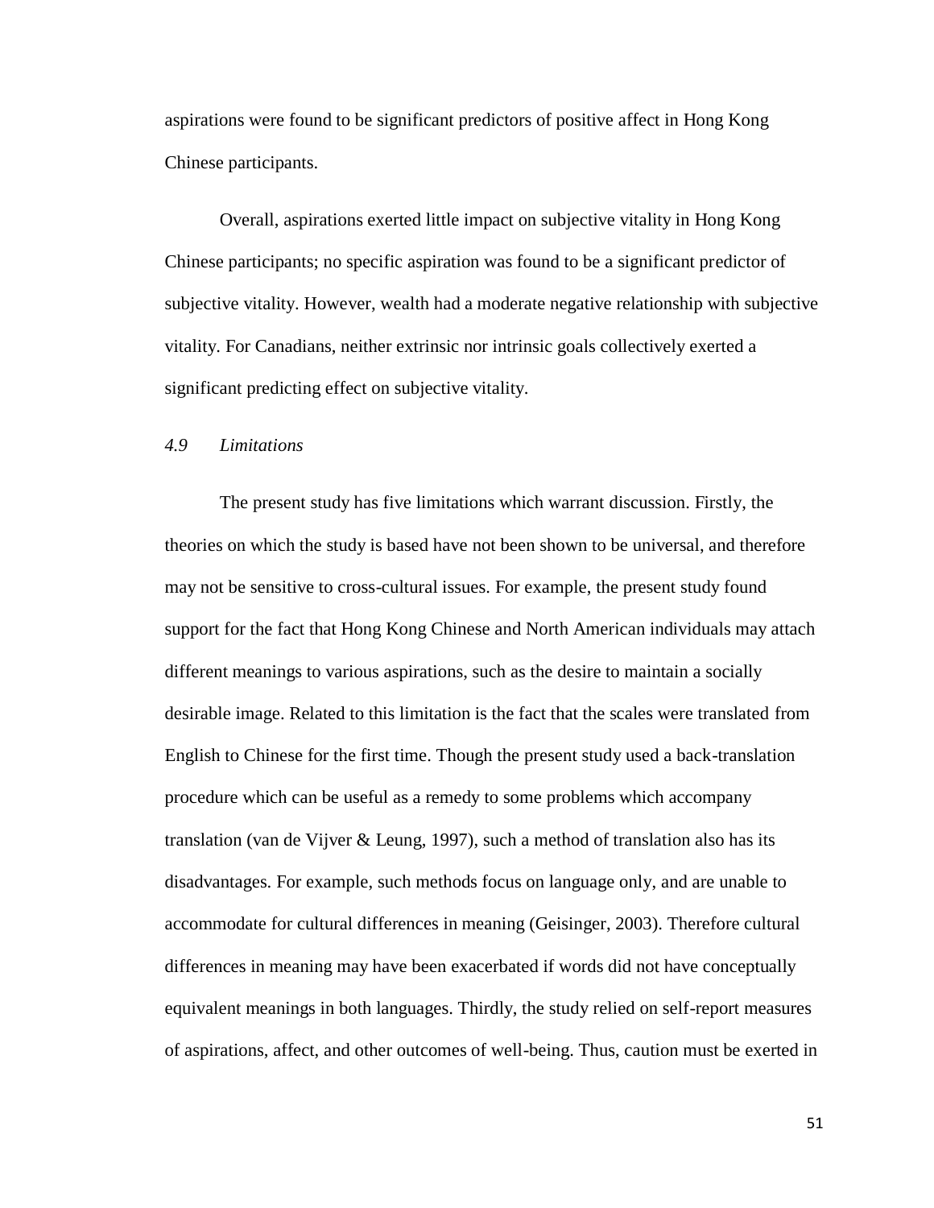aspirations were found to be significant predictors of positive affect in Hong Kong Chinese participants.

Overall, aspirations exerted little impact on subjective vitality in Hong Kong Chinese participants; no specific aspiration was found to be a significant predictor of subjective vitality. However, wealth had a moderate negative relationship with subjective vitality. For Canadians, neither extrinsic nor intrinsic goals collectively exerted a significant predicting effect on subjective vitality.

### *4.9 Limitations*

The present study has five limitations which warrant discussion. Firstly, the theories on which the study is based have not been shown to be universal, and therefore may not be sensitive to cross-cultural issues. For example, the present study found support for the fact that Hong Kong Chinese and North American individuals may attach different meanings to various aspirations, such as the desire to maintain a socially desirable image. Related to this limitation is the fact that the scales were translated from English to Chinese for the first time. Though the present study used a back-translation procedure which can be useful as a remedy to some problems which accompany translation (van de Vijver & Leung, 1997), such a method of translation also has its disadvantages. For example, such methods focus on language only, and are unable to accommodate for cultural differences in meaning (Geisinger, 2003). Therefore cultural differences in meaning may have been exacerbated if words did not have conceptually equivalent meanings in both languages. Thirdly, the study relied on self-report measures of aspirations, affect, and other outcomes of well-being. Thus, caution must be exerted in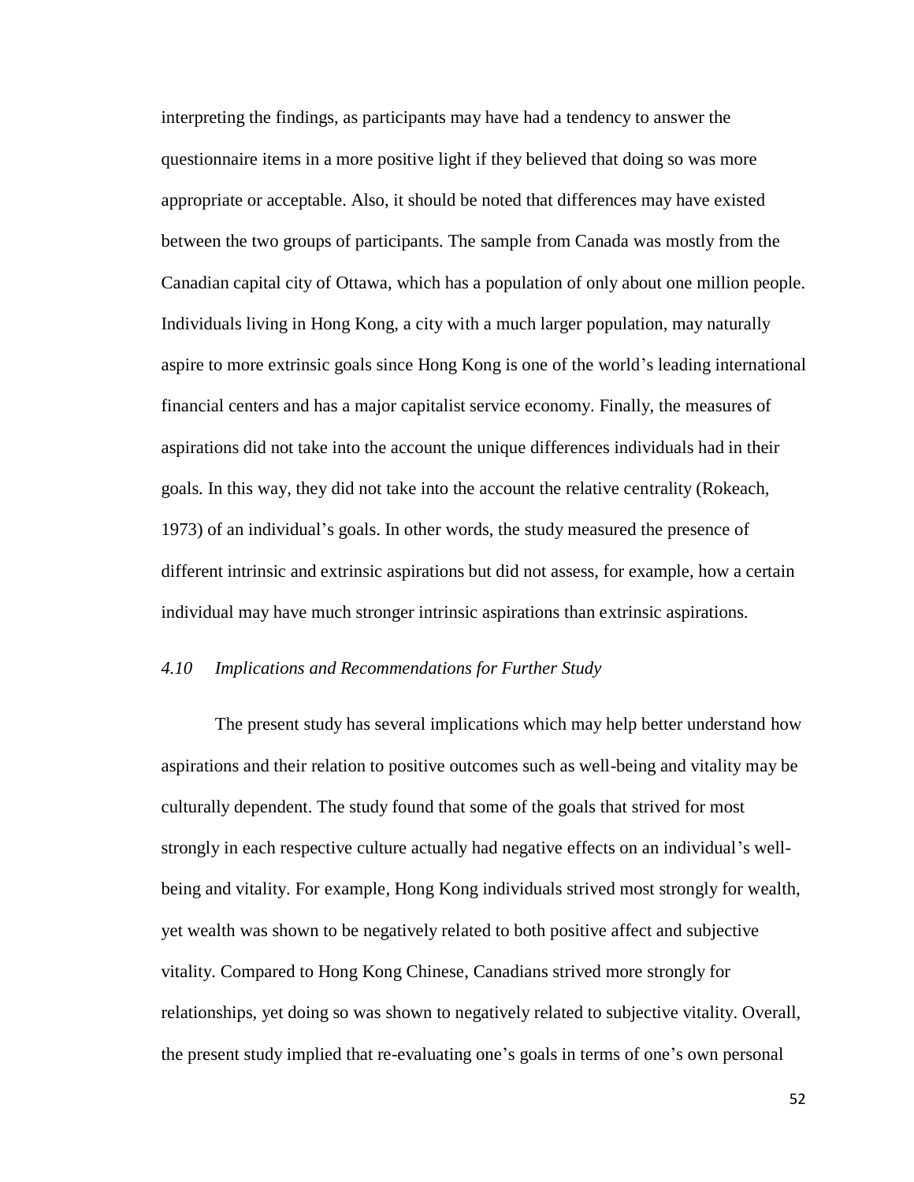interpreting the findings, as participants may have had a tendency to answer the questionnaire items in a more positive light if they believed that doing so was more appropriate or acceptable. Also, it should be noted that differences may have existed between the two groups of participants. The sample from Canada was mostly from the Canadian capital city of Ottawa, which has a population of only about one million people. Individuals living in Hong Kong, a city with a much larger population, may naturally aspire to more extrinsic goals since Hong Kong is one of the world's leading international financial centers and has a major capitalist service economy. Finally, the measures of aspirations did not take into the account the unique differences individuals had in their goals. In this way, they did not take into the account the relative centrality (Rokeach, 1973) of an individual's goals. In other words, the study measured the presence of different intrinsic and extrinsic aspirations but did not assess, for example, how a certain individual may have much stronger intrinsic aspirations than extrinsic aspirations.

### *4.10 Implications and Recommendations for Further Study*

The present study has several implications which may help better understand how aspirations and their relation to positive outcomes such as well-being and vitality may be culturally dependent. The study found that some of the goals that strived for most strongly in each respective culture actually had negative effects on an individual's well-being and vitality. For example, Hong Kong individuals strived most strongly for wealth, yet wealth was shown to be negatively related to both positive affect and subjective vitality. Compared to Hong Kong Chinese, Canadians strived more strongly for relationships, yet doing so was shown to negatively related to subjective vitality. Overall, the present study implied that re-evaluating one's goals in terms of one's own personal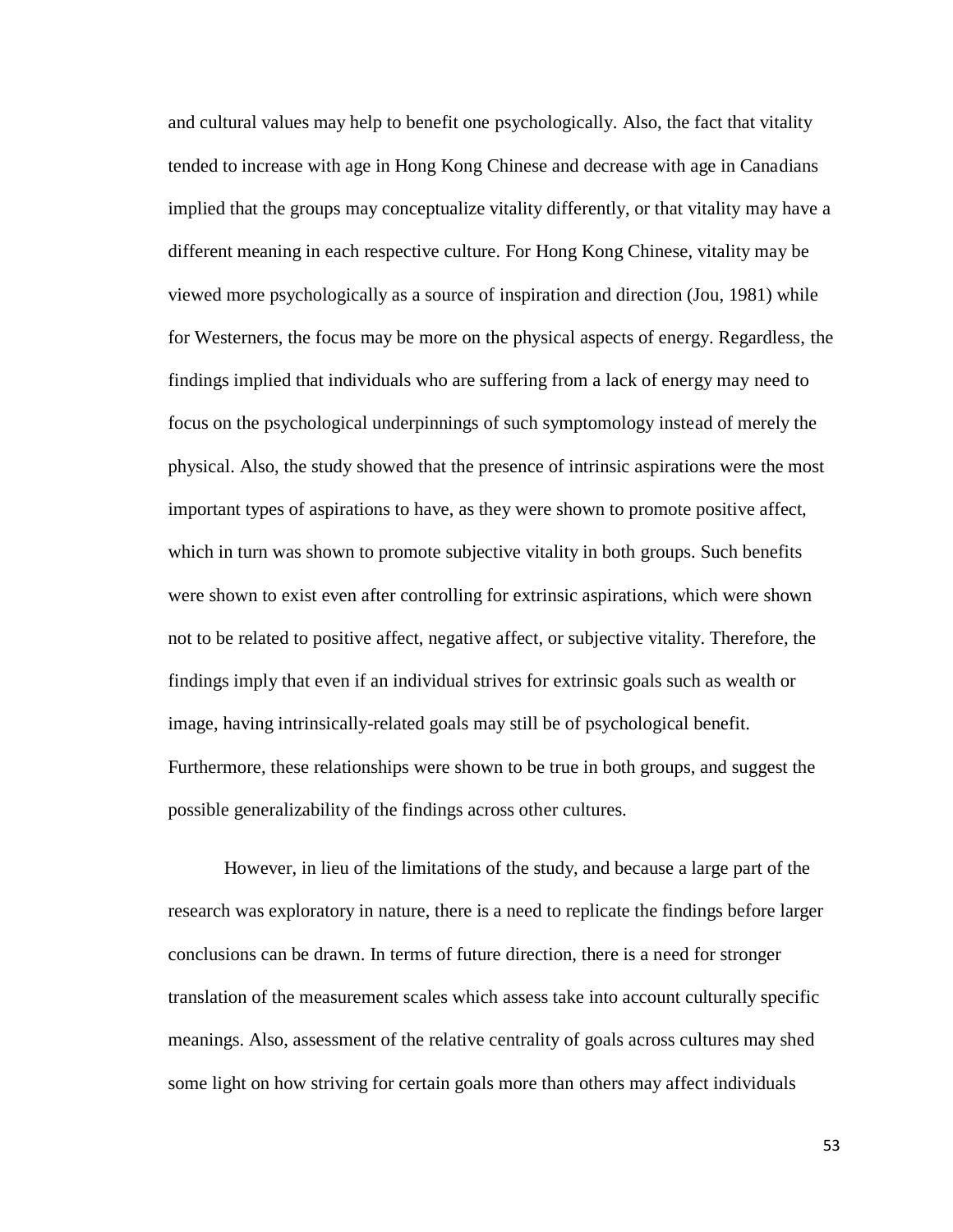and cultural values may help to benefit one psychologically. Also, the fact that vitality tended to increase with age in Hong Kong Chinese and decrease with age in Canadians implied that the groups may conceptualize vitality differently, or that vitality may have a different meaning in each respective culture. For Hong Kong Chinese, vitality may be viewed more psychologically as a source of inspiration and direction (Jou, 1981) while for Westerners, the focus may be more on the physical aspects of energy. Regardless, the findings implied that individuals who are suffering from a lack of energy may need to focus on the psychological underpinnings of such symptomology instead of merely the physical. Also, the study showed that the presence of intrinsic aspirations were the most important types of aspirations to have, as they were shown to promote positive affect, which in turn was shown to promote subjective vitality in both groups. Such benefits were shown to exist even after controlling for extrinsic aspirations, which were shown not to be related to positive affect, negative affect, or subjective vitality. Therefore, the findings imply that even if an individual strives for extrinsic goals such as wealth or image, having intrinsically-related goals may still be of psychological benefit. Furthermore, these relationships were shown to be true in both groups, and suggest the possible generalizability of the findings across other cultures.

However, in lieu of the limitations of the study, and because a large part of the research was exploratory in nature, there is a need to replicate the findings before larger conclusions can be drawn. In terms of future direction, there is a need for stronger translation of the measurement scales which assess take into account culturally specific meanings. Also, assessment of the relative centrality of goals across cultures may shed some light on how striving for certain goals more than others may affect individuals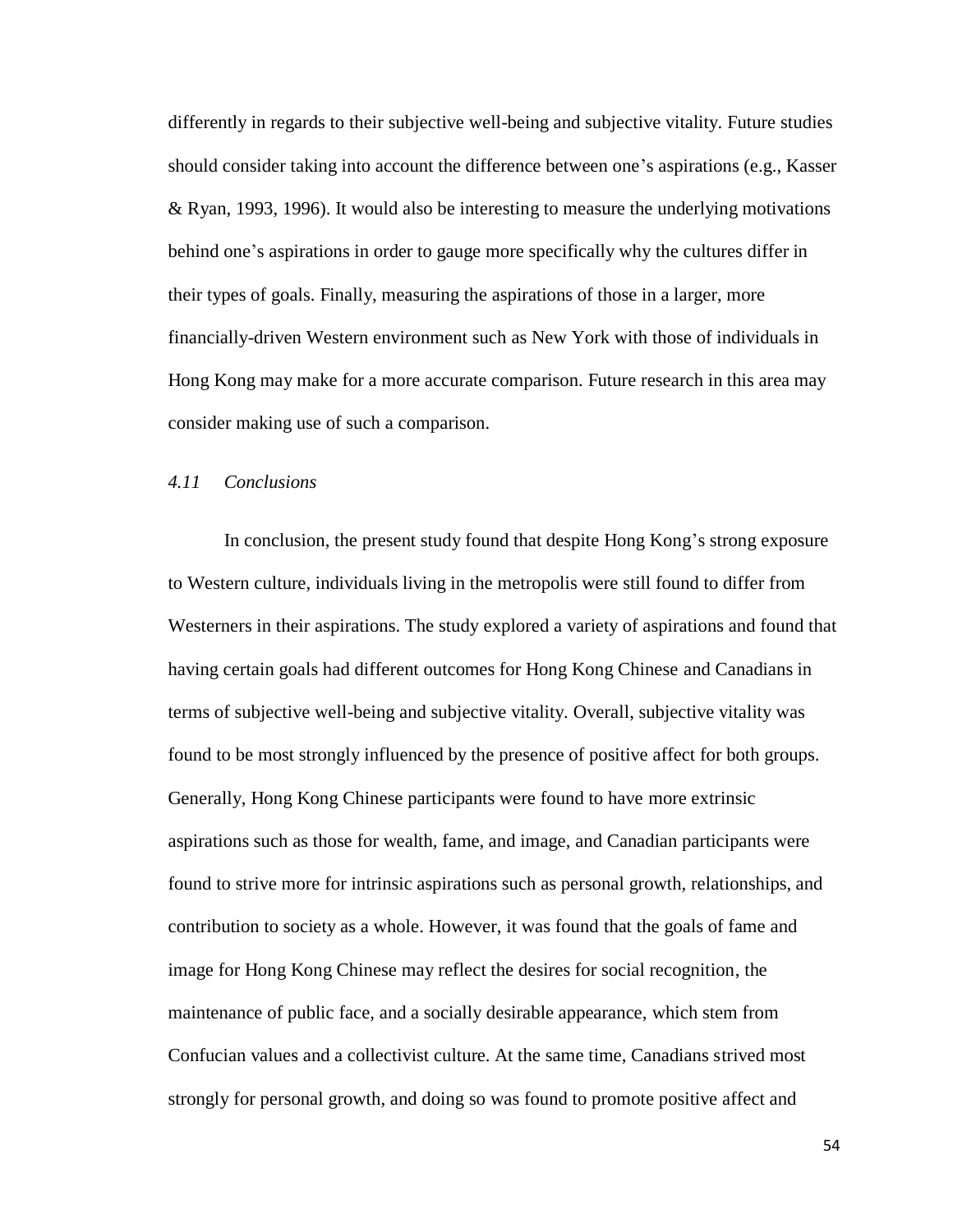differently in regards to their subjective well-being and subjective vitality. Future studies should consider taking into account the difference between one's aspirations (e.g., Kasser & Ryan, 1993, 1996). It would also be interesting to measure the underlying motivations behind one's aspirations in order to gauge more specifically why the cultures differ in their types of goals. Finally, measuring the aspirations of those in a larger, more financially-driven Western environment such as New York with those of individuals in Hong Kong may make for a more accurate comparison. Future research in this area may consider making use of such a comparison.

### *4.11 Conclusions*

In conclusion, the present study found that despite Hong Kong's strong exposure to Western culture, individuals living in the metropolis were still found to differ from Westerners in their aspirations. The study explored a variety of aspirations and found that having certain goals had different outcomes for Hong Kong Chinese and Canadians in terms of subjective well-being and subjective vitality. Overall, subjective vitality was found to be most strongly influenced by the presence of positive affect for both groups. Generally, Hong Kong Chinese participants were found to have more extrinsic aspirations such as those for wealth, fame, and image, and Canadian participants were found to strive more for intrinsic aspirations such as personal growth, relationships, and contribution to society as a whole. However, it was found that the goals of fame and image for Hong Kong Chinese may reflect the desires for social recognition, the maintenance of public face, and a socially desirable appearance, which stem from Confucian values and a collectivist culture. At the same time, Canadians strived most strongly for personal growth, and doing so was found to promote positive affect and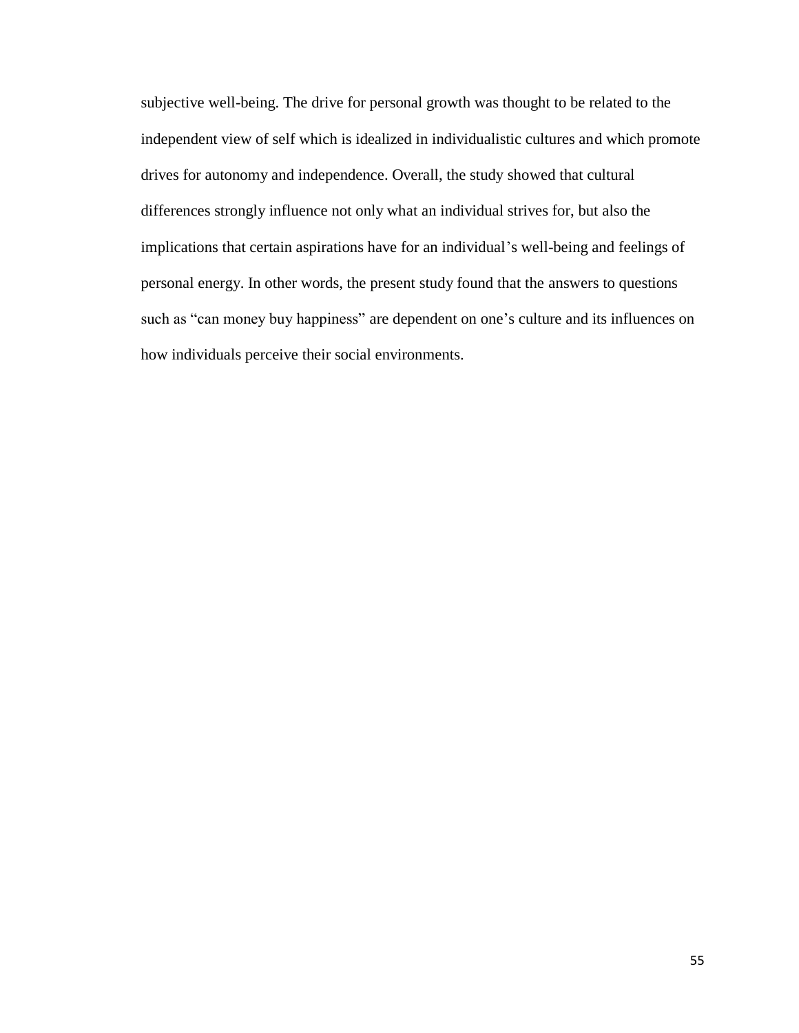subjective well-being. The drive for personal growth was thought to be related to the independent view of self which is idealized in individualistic cultures and which promote drives for autonomy and independence. Overall, the study showed that cultural differences strongly influence not only what an individual strives for, but also the implications that certain aspirations have for an individual's well-being and feelings of personal energy. In other words, the present study found that the answers to questions such as "can money buy happiness" are dependent on one's culture and its influences on how individuals perceive their social environments.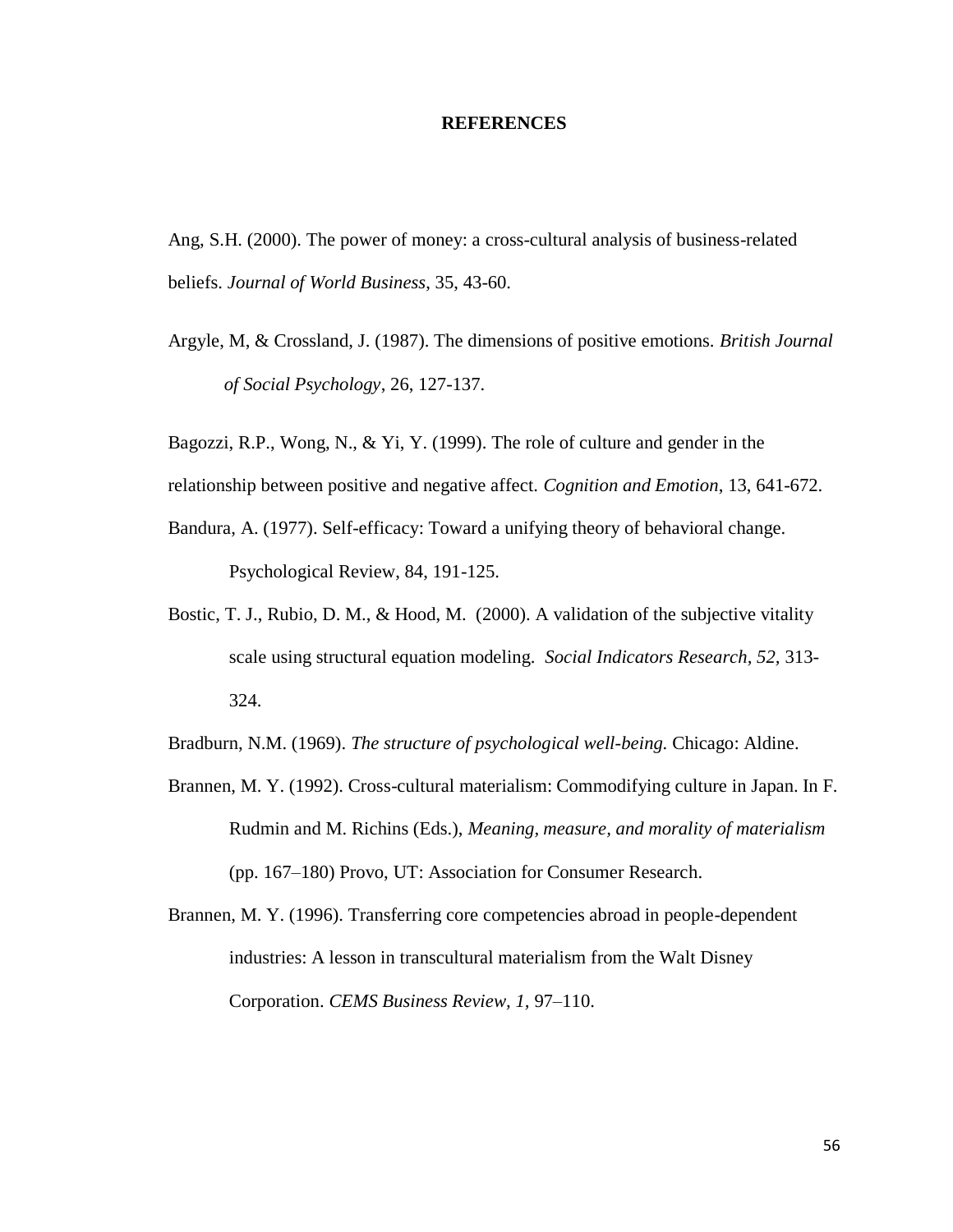# REFERENCES

Ang, S.H. (2000). The power of money: a cross-cultural analysis of business-related beliefs. *Journal of World Business*, 35, 43-60.

Argyle, M, & Crossland, J. (1987). The dimensions of positive emotions. *British Journal of Social Psychology*, 26, 127-137.

Bagozzi, R.P., Wong, N., & Yi, Y. (1999). The role of culture and gender in the relationship between positive and negative affect. *Cognition and Emotion*, 13, 641-672.

Bandura, A. (1977). Self-efficacy: Toward a unifying theory of behavioral change. Psychological Review, 84, 191-125.

Bostic, T. J., Rubio, D. M., & Hood, M. (2000). A validation of the subjective vitality scale using structural equation modeling. *Social Indicators Research*, *52*, 313-324.

Bradburn, N.M. (1969). *The structure of psychological well-being.* Chicago: Aldine.

Brannen, M. Y. (1992). Cross-cultural materialism: Commodifying culture in Japan. In F. Rudmin and M. Richins (Eds.), *Meaning, measure, and morality of materialism* (pp. 167–180) Provo, UT: Association for Consumer Research.

Brannen, M. Y. (1996). Transferring core competencies abroad in people-dependent industries: A lesson in transcultural materialism from the Walt Disney Corporation. *CEMS Business Review, 1*, 97–110.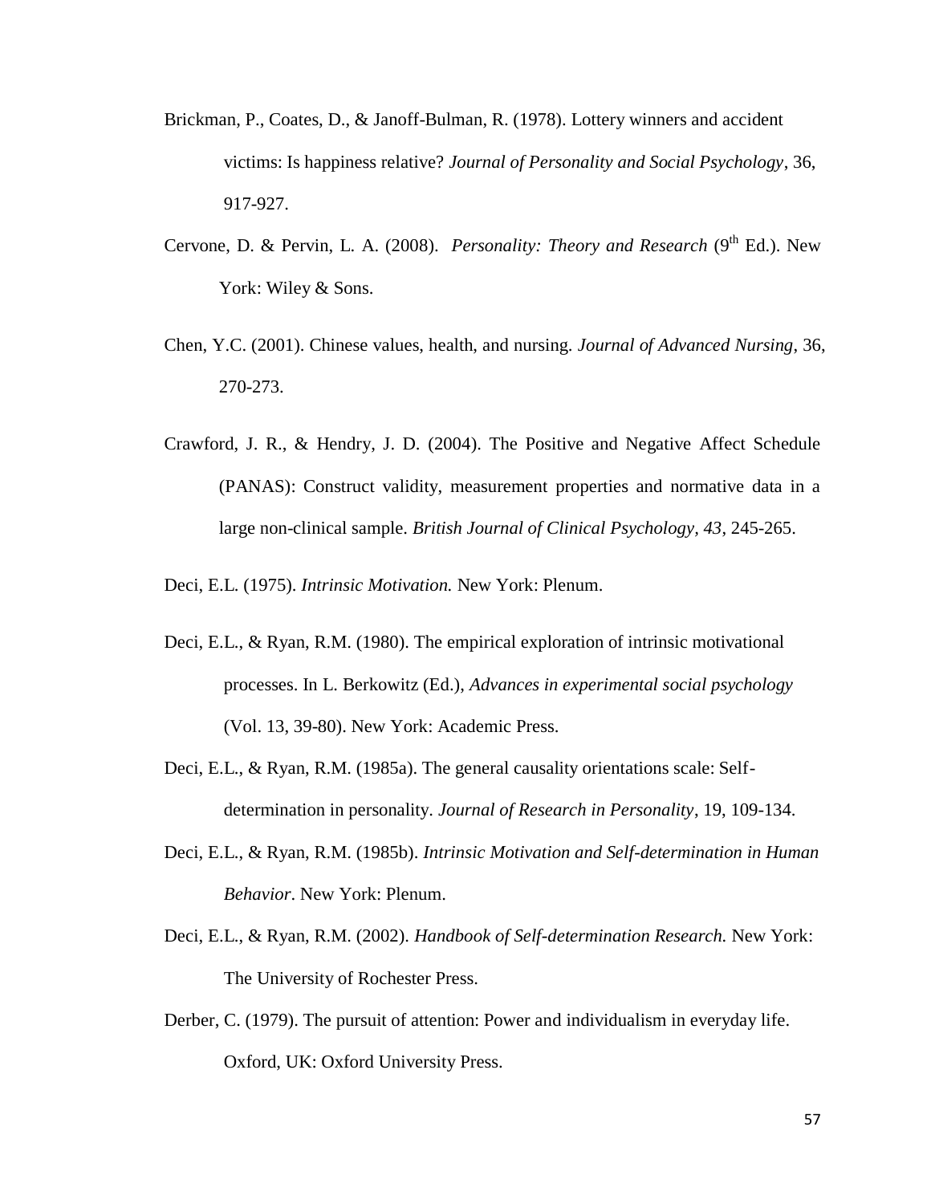Brickman, P., Coates, D., & Janoff-Bulman, R. (1978). Lottery winners and accident victims: Is happiness relative? *Journal of Personality and Social Psychology*, 36, 917-927.

Cervone, D. & Pervin, L. A. (2008). *Personality: Theory and Research* (9th Ed.). New York: Wiley & Sons.

Chen, Y.C. (2001). Chinese values, health, and nursing. *Journal of Advanced Nursing*, 36, 270-273.

Crawford, J. R., & Hendry, J. D. (2004). The Positive and Negative Affect Schedule (PANAS): Construct validity, measurement properties and normative data in a large non-clinical sample. *British Journal of Clinical Psychology*, *43*, 245-265.

Deci, E.L. (1975). *Intrinsic Motivation.* New York: Plenum.

Deci, E.L., & Ryan, R.M. (1980). The empirical exploration of intrinsic motivational processes. In L. Berkowitz (Ed.), *Advances in experimental social psychology* (Vol. 13, 39-80). New York: Academic Press.

Deci, E.L., & Ryan, R.M. (1985a). The general causality orientations scale: Self-determination in personality. *Journal of Research in Personality*, 19, 109-134.

Deci, E.L., & Ryan, R.M. (1985b). *Intrinsic Motivation and Self-determination in Human Behavior*. New York: Plenum.

Deci, E.L., & Ryan, R.M. (2002). *Handbook of Self-determination Research.* New York: The University of Rochester Press.

Derber, C. (1979). The pursuit of attention: Power and individualism in everyday life. Oxford, UK: Oxford University Press.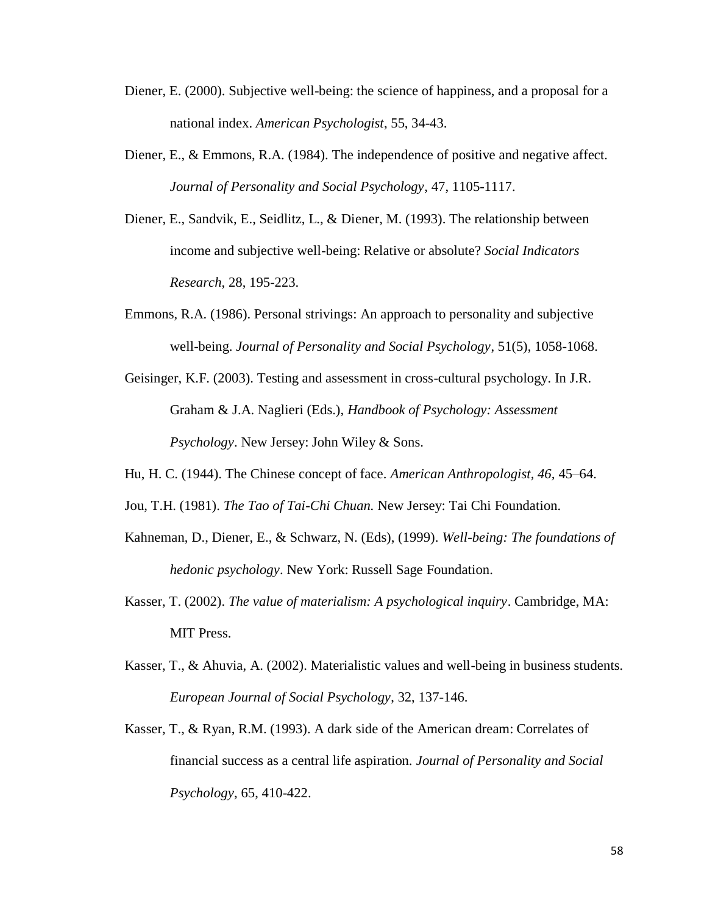Diener, E. (2000). Subjective well-being: the science of happiness, and a proposal for a national index. *American Psychologist*, 55, 34-43.

Diener, E., & Emmons, R.A. (1984). The independence of positive and negative affect. *Journal of Personality and Social Psychology*, 47, 1105-1117.

Diener, E., Sandvik, E., Seidlitz, L., & Diener, M. (1993). The relationship between income and subjective well-being: Relative or absolute? *Social Indicators Research*, 28, 195-223.

Emmons, R.A. (1986). Personal strivings: An approach to personality and subjective well-being. *Journal of Personality and Social Psychology*, 51(5), 1058-1068.

Geisinger, K.F. (2003). Testing and assessment in cross-cultural psychology. In J.R. Graham & J.A. Naglieri (Eds.), *Handbook of Psychology: Assessment Psychology*. New Jersey: John Wiley & Sons.

Hu, H. C. (1944). The Chinese concept of face. *American Anthropologist, 46*, 45–64.

Jou, T.H. (1981). *The Tao of Tai-Chi Chuan.* New Jersey: Tai Chi Foundation.

Kahneman, D., Diener, E., & Schwarz, N. (Eds), (1999). *Well-being: The foundations of hedonic psychology*. New York: Russell Sage Foundation.

Kasser, T. (2002). *The value of materialism: A psychological inquiry*. Cambridge, MA: MIT Press.

Kasser, T., & Ahuvia, A. (2002). Materialistic values and well-being in business students. *European Journal of Social Psychology*, 32, 137-146.

Kasser, T., & Ryan, R.M. (1993). A dark side of the American dream: Correlates of financial success as a central life aspiration. *Journal of Personality and Social Psychology*, 65, 410-422.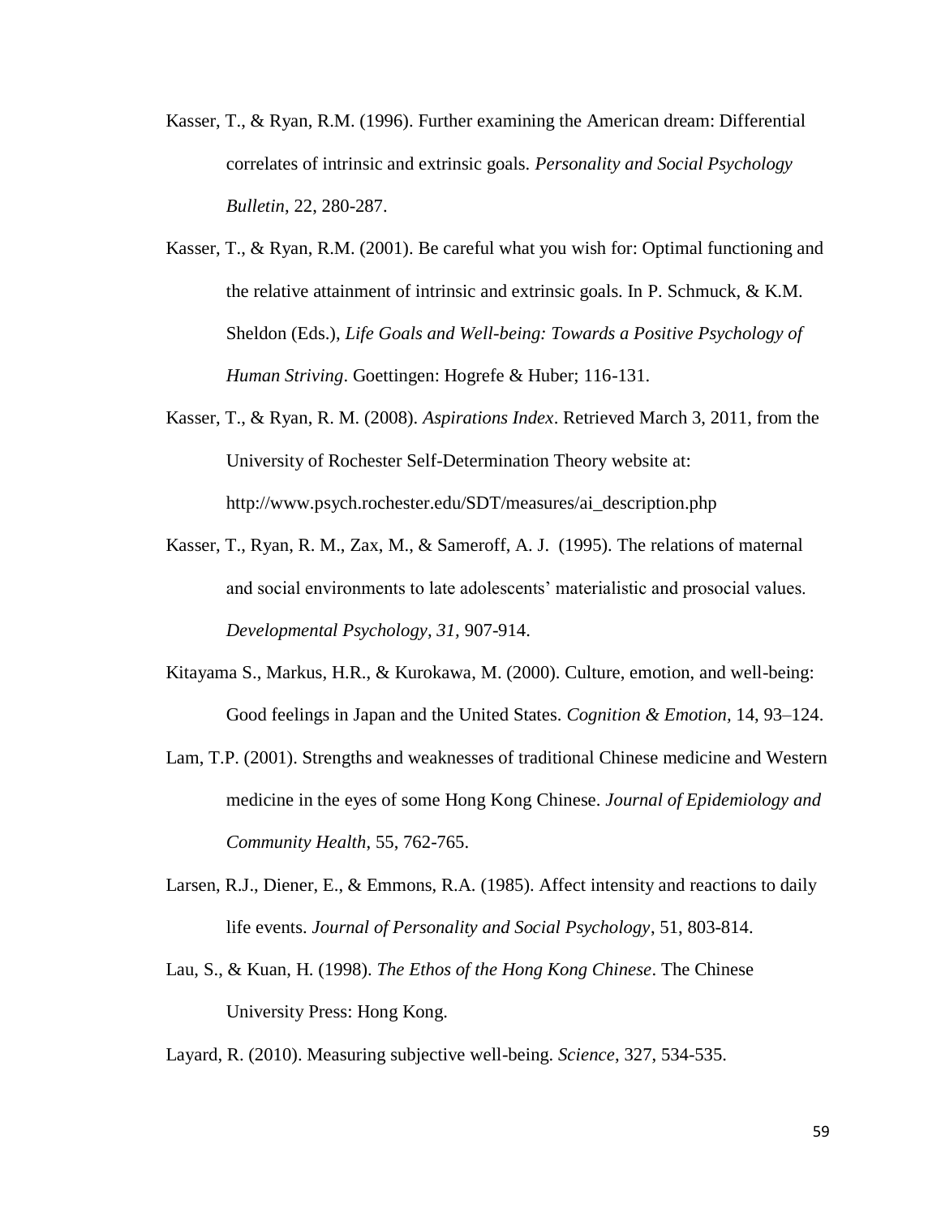Kasser, T., & Ryan, R.M. (1996). Further examining the American dream: Differential correlates of intrinsic and extrinsic goals. *Personality and Social Psychology Bulletin*, 22, 280-287.

Kasser, T., & Ryan, R.M. (2001). Be careful what you wish for: Optimal functioning and the relative attainment of intrinsic and extrinsic goals. In P. Schmuck, & K.M. Sheldon (Eds.), *Life Goals and Well-being: Towards a Positive Psychology of Human Striving*. Goettingen: Hogrefe & Huber; 116-131.

Kasser, T., & Ryan, R. M. (2008). *Aspirations Index*. Retrieved March 3, 2011, from the University of Rochester Self-Determination Theory website at: http://www.psych.rochester.edu/SDT/measures/ai_description.php

Kasser, T., Ryan, R. M., Zax, M., & Sameroff, A. J. (1995). The relations of maternal and social environments to late adolescents' materialistic and prosocial values. *Developmental Psychology, 31,* 907-914.

Kitayama S., Markus, H.R., & Kurokawa, M. (2000). Culture, emotion, and well-being: Good feelings in Japan and the United States. *Cognition & Emotion,* 14, 93–124.

Lam, T.P. (2001). Strengths and weaknesses of traditional Chinese medicine and Western medicine in the eyes of some Hong Kong Chinese. *Journal of Epidemiology and Community Health*, 55, 762-765.

Larsen, R.J., Diener, E., & Emmons, R.A. (1985). Affect intensity and reactions to daily life events. *Journal of Personality and Social Psychology*, 51, 803-814.

Lau, S., & Kuan, H. (1998). *The Ethos of the Hong Kong Chinese*. The Chinese University Press: Hong Kong.

Layard, R. (2010). Measuring subjective well-being. *Science*, 327, 534-535.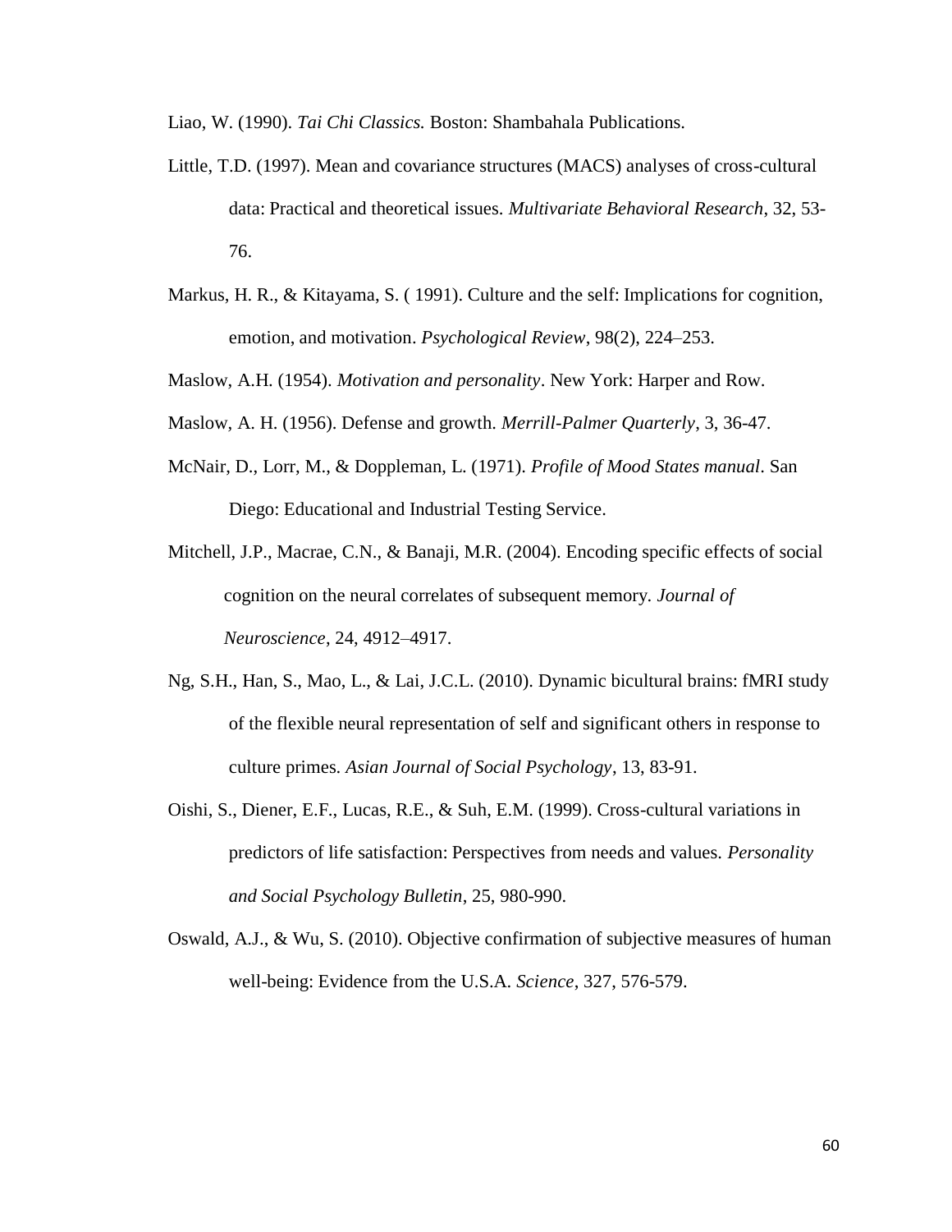Liao, W. (1990). *Tai Chi Classics.* Boston: Shambahala Publications.

Little, T.D. (1997). Mean and covariance structures (MACS) analyses of cross-cultural data: Practical and theoretical issues. *Multivariate Behavioral Research*, 32, 53-76.

Markus, H. R., & Kitayama, S. ( 1991). Culture and the self: Implications for cognition, emotion, and motivation. *Psychological Review*, 98(2), 224–253.

Maslow, A.H. (1954). *Motivation and personality*. New York: Harper and Row.

Maslow, A. H. (1956). Defense and growth. *Merrill-Palmer Quarterly*, 3, 36-47.

McNair, D., Lorr, M., & Doppleman, L. (1971). *Profile of Mood States manual*. San Diego: Educational and Industrial Testing Service.

Mitchell, J.P., Macrae, C.N., & Banaji, M.R. (2004). Encoding specific effects of social cognition on the neural correlates of subsequent memory. *Journal of Neuroscience*, 24, 4912–4917.

Ng, S.H., Han, S., Mao, L., & Lai, J.C.L. (2010). Dynamic bicultural brains: fMRI study of the flexible neural representation of self and significant others in response to culture primes. *Asian Journal of Social Psychology*, 13, 83-91.

Oishi, S., Diener, E.F., Lucas, R.E., & Suh, E.M. (1999). Cross-cultural variations in predictors of life satisfaction: Perspectives from needs and values. *Personality and Social Psychology Bulletin*, 25, 980-990.

Oswald, A.J., & Wu, S. (2010). Objective confirmation of subjective measures of human well-being: Evidence from the U.S.A. *Science*, 327, 576-579.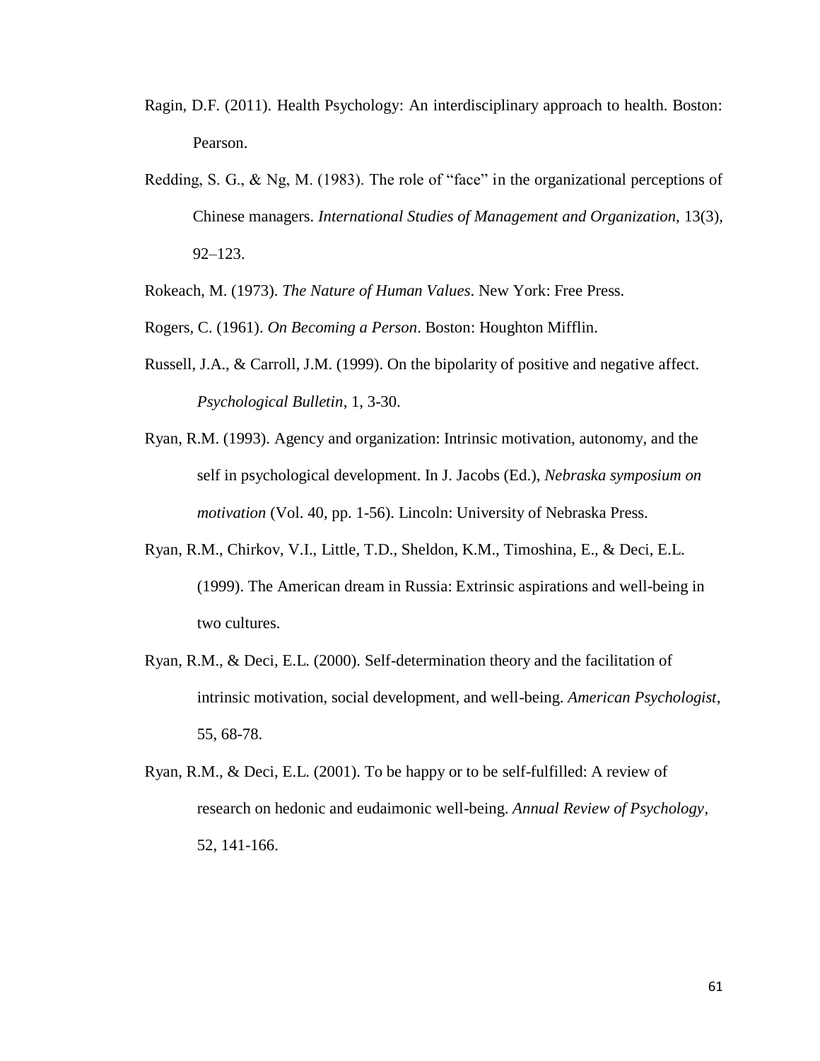Ragin, D.F. (2011). Health Psychology: An interdisciplinary approach to health. Boston: Pearson.

Redding, S. G., & Ng, M. (1983). The role of "face" in the organizational perceptions of Chinese managers. *International Studies of Management and Organization,* 13(3), 92–123.

Rokeach, M. (1973). *The Nature of Human Values*. New York: Free Press.

Rogers, C. (1961). *On Becoming a Person*. Boston: Houghton Mifflin.

Russell, J.A., & Carroll, J.M. (1999). On the bipolarity of positive and negative affect. *Psychological Bulletin*, 1, 3-30.

Ryan, R.M. (1993). Agency and organization: Intrinsic motivation, autonomy, and the self in psychological development. In J. Jacobs (Ed.), *Nebraska symposium on motivation* (Vol. 40, pp. 1-56). Lincoln: University of Nebraska Press.

Ryan, R.M., Chirkov, V.I., Little, T.D., Sheldon, K.M., Timoshina, E., & Deci, E.L. (1999). The American dream in Russia: Extrinsic aspirations and well-being in two cultures.

Ryan, R.M., & Deci, E.L. (2000). Self-determination theory and the facilitation of intrinsic motivation, social development, and well-being. *American Psychologist*, 55, 68-78.

Ryan, R.M., & Deci, E.L. (2001). To be happy or to be self-fulfilled: A review of research on hedonic and eudaimonic well-being. *Annual Review of Psychology*, 52, 141-166.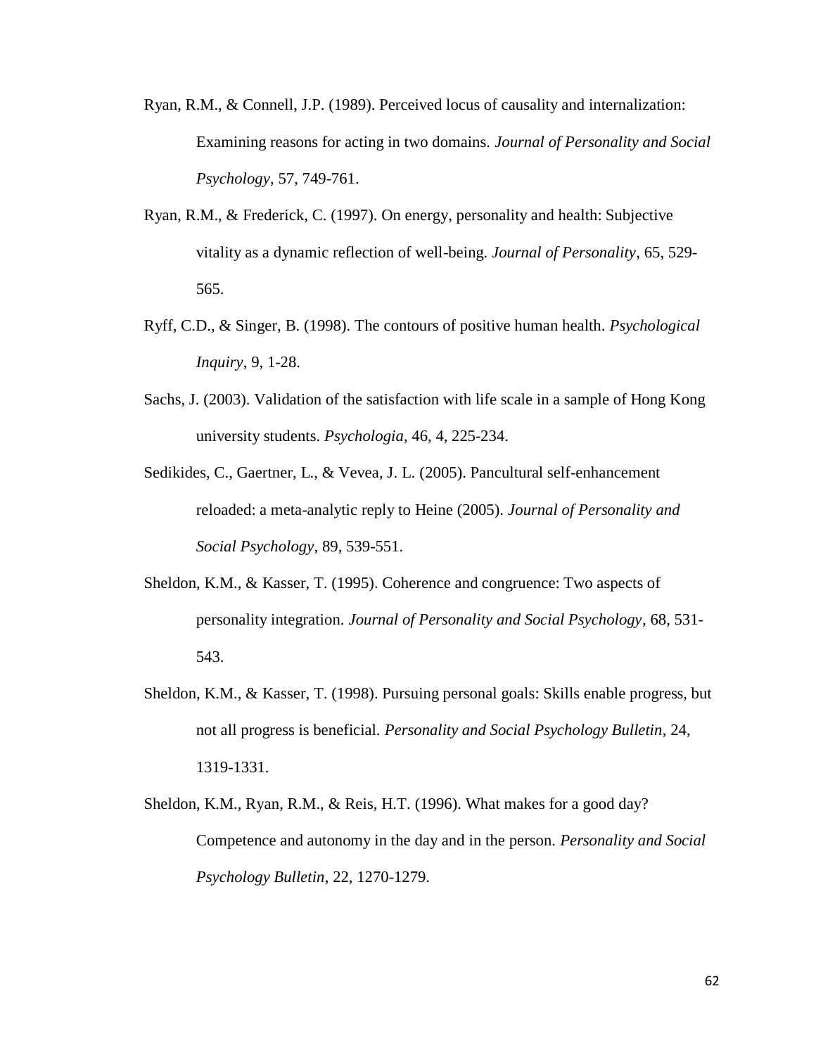Ryan, R.M., & Connell, J.P. (1989). Perceived locus of causality and internalization: Examining reasons for acting in two domains. *Journal of Personality and Social Psychology*, 57, 749-761.

Ryan, R.M., & Frederick, C. (1997). On energy, personality and health: Subjective vitality as a dynamic reflection of well-being. *Journal of Personality*, 65, 529-565.

Ryff, C.D., & Singer, B. (1998). The contours of positive human health. *Psychological Inquiry*, 9, 1-28.

Sachs, J. (2003). Validation of the satisfaction with life scale in a sample of Hong Kong university students. *Psychologia*, 46, 4, 225-234.

Sedikides, C., Gaertner, L., & Vevea, J. L. (2005). Pancultural self-enhancement reloaded: a meta-analytic reply to Heine (2005). *Journal of Personality and Social Psychology*, 89, 539-551.

Sheldon, K.M., & Kasser, T. (1995). Coherence and congruence: Two aspects of personality integration. *Journal of Personality and Social Psychology*, 68, 531-543.

Sheldon, K.M., & Kasser, T. (1998). Pursuing personal goals: Skills enable progress, but not all progress is beneficial. *Personality and Social Psychology Bulletin*, 24, 1319-1331.

Sheldon, K.M., Ryan, R.M., & Reis, H.T. (1996). What makes for a good day? Competence and autonomy in the day and in the person. *Personality and Social Psychology Bulletin*, 22, 1270-1279.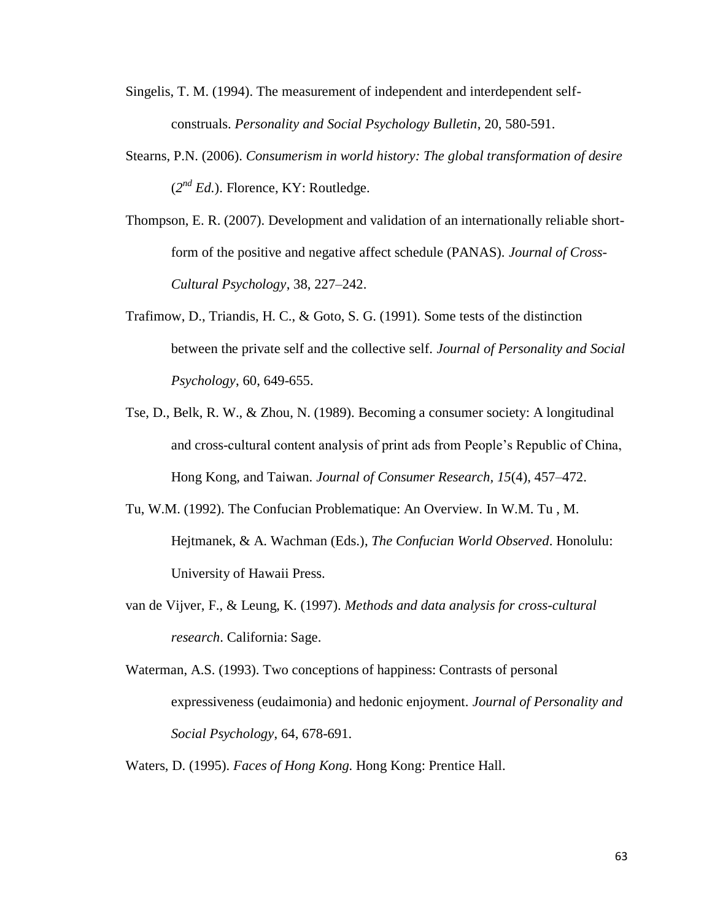Singelis, T. M. (1994). The measurement of independent and interdependent self-construals. *Personality and Social Psychology Bulletin*, 20, 580-591.

Stearns, P.N. (2006). *Consumerism in world history: The global transformation of desire* (*2nd Ed.*). Florence, KY: Routledge.

Thompson, E. R. (2007). Development and validation of an internationally reliable short-form of the positive and negative affect schedule (PANAS). *Journal of Cross-Cultural Psychology*, 38, 227–242.

Trafimow, D., Triandis, H. C., & Goto, S. G. (1991). Some tests of the distinction between the private self and the collective self. *Journal of Personality and Social Psychology*, 60, 649-655.

Tse, D., Belk, R. W., & Zhou, N. (1989). Becoming a consumer society: A longitudinal and cross-cultural content analysis of print ads from People's Republic of China, Hong Kong, and Taiwan. *Journal of Consumer Research, 15*(4), 457–472.

Tu, W.M. (1992). The Confucian Problematique: An Overview. In W.M. Tu , M. Hejtmanek, & A. Wachman (Eds.), *The Confucian World Observed*. Honolulu: University of Hawaii Press.

van de Vijver, F., & Leung, K. (1997). *Methods and data analysis for cross-cultural research*. California: Sage.

Waterman, A.S. (1993). Two conceptions of happiness: Contrasts of personal expressiveness (eudaimonia) and hedonic enjoyment. *Journal of Personality and Social Psychology*, 64, 678-691.

Waters, D. (1995). *Faces of Hong Kong*. Hong Kong: Prentice Hall.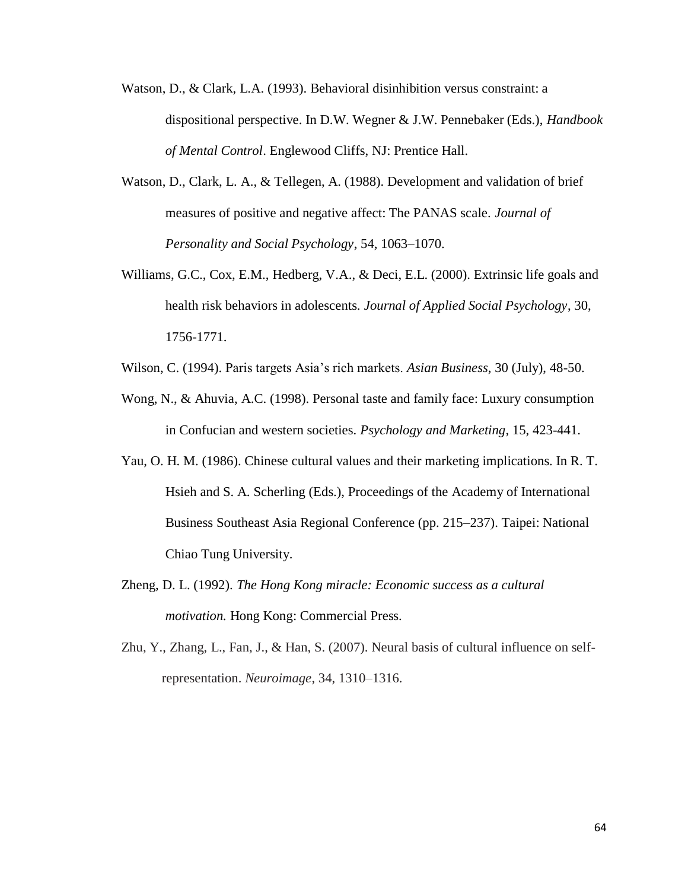Watson, D., & Clark, L.A. (1993). Behavioral disinhibition versus constraint: a dispositional perspective. In D.W. Wegner & J.W. Pennebaker (Eds.), *Handbook of Mental Control*. Englewood Cliffs, NJ: Prentice Hall.

Watson, D., Clark, L. A., & Tellegen, A. (1988). Development and validation of brief measures of positive and negative affect: The PANAS scale. *Journal of Personality and Social Psychology*, 54, 1063–1070.

Williams, G.C., Cox, E.M., Hedberg, V.A., & Deci, E.L. (2000). Extrinsic life goals and health risk behaviors in adolescents. *Journal of Applied Social Psychology*, 30, 1756-1771.

Wilson, C. (1994). Paris targets Asia's rich markets. *Asian Business*, 30 (July), 48-50.

Wong, N., & Ahuvia, A.C. (1998). Personal taste and family face: Luxury consumption in Confucian and western societies. *Psychology and Marketing*, 15, 423-441.

Yau, O. H. M. (1986). Chinese cultural values and their marketing implications. In R. T. Hsieh and S. A. Scherling (Eds.), Proceedings of the Academy of International Business Southeast Asia Regional Conference (pp. 215–237). Taipei: National Chiao Tung University.

Zheng, D. L. (1992). *The Hong Kong miracle: Economic success as a cultural motivation.* Hong Kong: Commercial Press.

Zhu, Y., Zhang, L., Fan, J., & Han, S. (2007). Neural basis of cultural influence on self-representation. *Neuroimage*, 34, 1310–1316.